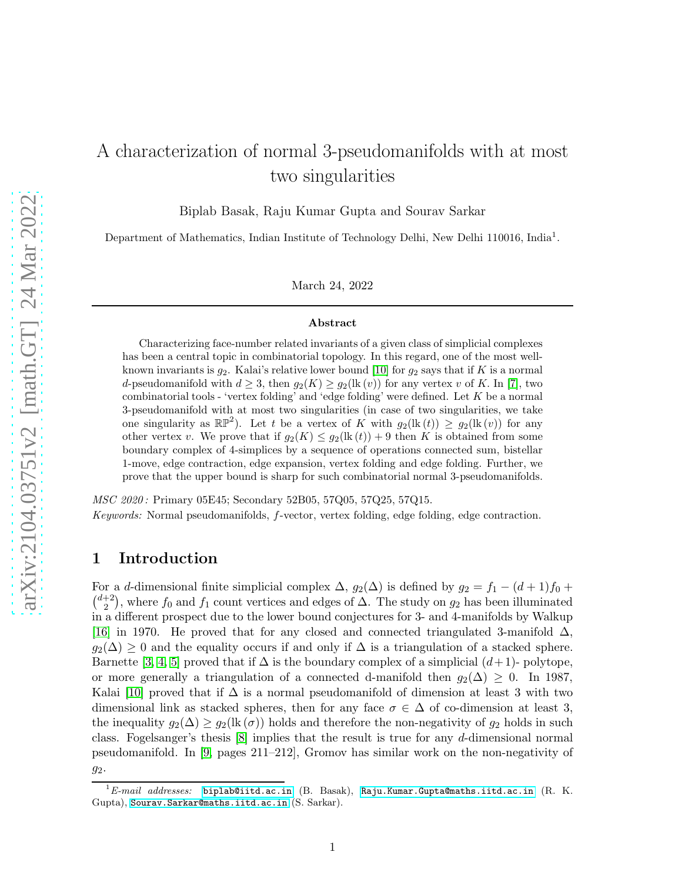# A characterization of normal 3-pseudomanifolds with at most two singularities

Biplab Basak, Raju Kumar Gupta and Sourav Sarkar

Department of Mathematics, Indian Institute of Technology Delhi, New Delhi 110016, India[1].

March 24, 2022

## Abstract

Characterizing face-number related invariants of a given class of simplicial complexes has been a central topic in combinatorial topology. In this regard, one of the most well-known invariants is $g_2$. Kalai's relative lower bound [10] for $g_2$ says that if $K$ is a normal $d$-pseudomanifold with $d \geq 3$, then $g_2(K) \geq g_2(\mathrm{lk}\,(v))$ for any vertex $v$ of $K$. In [7], two combinatorial tools - 'vertex folding' and 'edge folding' were defined. Let $K$ be a normal 3-pseudomanifold with at most two singularities (in case of two singularities, we take one singularity as $\mathbb{RP}^2$). Let $t$ be a vertex of $K$ with $g_2(\mathrm{lk}\,(t)) \geq g_2(\mathrm{lk}\,(v))$ for any other vertex $v$. We prove that if $g_2(K) \leq g_2(\mathrm{lk}\,(t)) + 9$ then $K$ is obtained from some boundary complex of 4-simplices by a sequence of operations connected sum, bistellar 1-move, edge contraction, edge expansion, vertex folding and edge folding. Further, we prove that the upper bound is sharp for such combinatorial normal 3-pseudomanifolds.

*MSC 2020 :* Primary 05E45; Secondary 52B05, 57Q05, 57Q25, 57Q15.

*Keywords:* Normal pseudomanifolds, $f$-vector, vertex folding, edge folding, edge contraction.

## 1 Introduction

For a $d$-dimensional finite simplicial complex $\Delta$, $g_2(\Delta)$ is defined by $g_2 = f_1 - (d+1)f_0 + \binom{d+2}{2}$, where $f_0$ and $f_1$ count vertices and edges of $\Delta$. The study on $g_2$ has been illuminated in a different prospect due to the lower bound conjectures for 3- and 4-manifolds by Walkup [16] in 1970. He proved that for any closed and connected triangulated 3-manifold $\Delta$, $g_2(\Delta) \geq 0$ and the equality occurs if and only if $\Delta$ is a triangulation of a stacked sphere. Barnette [3, 4, 5] proved that if $\Delta$ is the boundary complex of a simplicial $(d+1)$- polytope, or more generally a triangulation of a connected d-manifold then $g_2(\Delta) \geq 0$. In 1987, Kalai [10] proved that if $\Delta$ is a normal pseudomanifold of dimension at least 3 with two dimensional link as stacked spheres, then for any face $\sigma \in \Delta$ of co-dimension at least 3, the inequality $g_2(\Delta) \geq g_2(\mathrm{lk}\,(\sigma))$ holds and therefore the non-negativity of $g_2$ holds in such class. Fogelsanger's thesis [8] implies that the result is true for any $d$-dimensional normal pseudomanifold. In [9, pages 211–212], Gromov has similar work on the non-negativity of $g_2$.

[1] *E-mail addresses:* biplab@iitd.ac.in (B. Basak), Raju.Kumar.Gupta@maths.iitd.ac.in (R. K. Gupta), Sourav.Sarkar@maths.iitd.ac.in (S. Sarkar).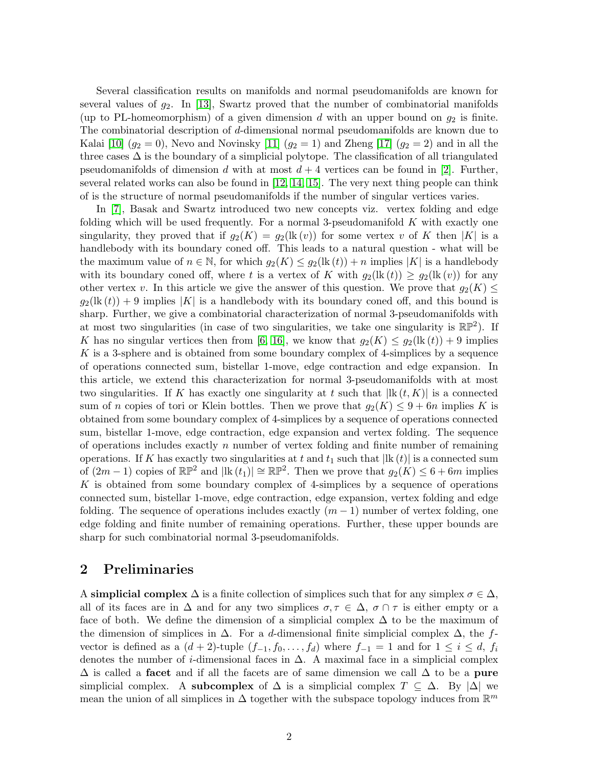Several classification results on manifolds and normal pseudomanifolds are known for several values of $g_2$. In [13], Swartz proved that the number of combinatorial manifolds (up to PL-homeomorphism) of a given dimension $d$ with an upper bound on $g_2$ is finite. The combinatorial description of $d$-dimensional normal pseudomanifolds are known due to Kalai [10] ($g_2 = 0$), Nevo and Novinsky [11] ($g_2 = 1$) and Zheng [17] ($g_2 = 2$) and in all the three cases $\Delta$ is the boundary of a simplicial polytope. The classification of all triangulated pseudomanifolds of dimension $d$ with at most $d+4$ vertices can be found in [2]. Further, several related works can also be found in [12, 14, 15]. The very next thing people can think of is the structure of normal pseudomanifolds if the number of singular vertices varies.

In [7], Basak and Swartz introduced two new concepts viz. vertex folding and edge folding which will be used frequently. For a normal 3-pseudomanifold $K$ with exactly one singularity, they proved that if $g_2(K) = g_2(\mathrm{lk}\,(v))$ for some vertex $v$ of $K$ then $|K|$ is a handlebody with its boundary coned off. This leads to a natural question - what will be the maximum value of $n \in \mathbb{N}$, for which $g_2(K) \leq g_2(\mathrm{lk}\,(t)) + n$ implies $|K|$ is a handlebody with its boundary coned off, where $t$ is a vertex of $K$ with $g_2(\mathrm{lk}\,(t)) \geq g_2(\mathrm{lk}\,(v))$ for any other vertex $v$. In this article we give the answer of this question. We prove that $g_2(K) \leq g_2(\mathrm{lk}\,(t)) + 9$ implies $|K|$ is a handlebody with its boundary coned off, and this bound is sharp. Further, we give a combinatorial characterization of normal 3-pseudomanifolds with at most two singularities (in case of two singularities, we take one singularity is $\mathbb{RP}^2$). If $K$ has no singular vertices then from [6, 16], we know that $g_2(K) \leq g_2(\mathrm{lk}\,(t)) + 9$ implies $K$ is a 3-sphere and is obtained from some boundary complex of 4-simplices by a sequence of operations connected sum, bistellar 1-move, edge contraction and edge expansion. In this article, we extend this characterization for normal 3-pseudomanifolds with at most two singularities. If $K$ has exactly one singularity at $t$ such that $|\mathrm{lk}\,(t, K)|$ is a connected sum of $n$ copies of tori or Klein bottles. Then we prove that $g_2(K) \leq 9 + 6n$ implies $K$ is obtained from some boundary complex of 4-simplices by a sequence of operations connected sum, bistellar 1-move, edge contraction, edge expansion and vertex folding. The sequence of operations includes exactly $n$ number of vertex folding and finite number of remaining operations. If $K$ has exactly two singularities at $t$ and $t_1$ such that $|\mathrm{lk}\,(t)|$ is a connected sum of $(2m-1)$ copies of $\mathbb{RP}^2$ and $|\mathrm{lk}\,(t_1)| \cong \mathbb{RP}^2$. Then we prove that $g_2(K) \leq 6 + 6m$ implies $K$ is obtained from some boundary complex of 4-simplices by a sequence of operations connected sum, bistellar 1-move, edge contraction, edge expansion, vertex folding and edge folding. The sequence of operations includes exactly $(m-1)$ number of vertex folding, one edge folding and finite number of remaining operations. Further, these upper bounds are sharp for such combinatorial normal 3-pseudomanifolds.

## 2 Preliminaries

A **simplicial complex** $\Delta$ is a finite collection of simplices such that for any simplex $\sigma \in \Delta$, all of its faces are in $\Delta$ and for any two simplices $\sigma, \tau \in \Delta$, $\sigma \cap \tau$ is either empty or a face of both. We define the dimension of a simplicial complex $\Delta$ to be the maximum of the dimension of simplices in $\Delta$. For a $d$-dimensional finite simplicial complex $\Delta$, the $f$-vector is defined as a $(d+2)$-tuple $(f_{-1}, f_0, \dots, f_d)$ where $f_{-1} = 1$ and for $1 \leq i \leq d$, $f_i$ denotes the number of $i$-dimensional faces in $\Delta$. A maximal face in a simplicial complex $\Delta$ is called a **facet** and if all the facets are of same dimension we call $\Delta$ to be a **pure** simplicial complex. A **subcomplex** of $\Delta$ is a simplicial complex $T \subseteq \Delta$. By $|\Delta|$ we mean the union of all simplices in $\Delta$ together with the subspace topology induces from $\mathbb{R}^m$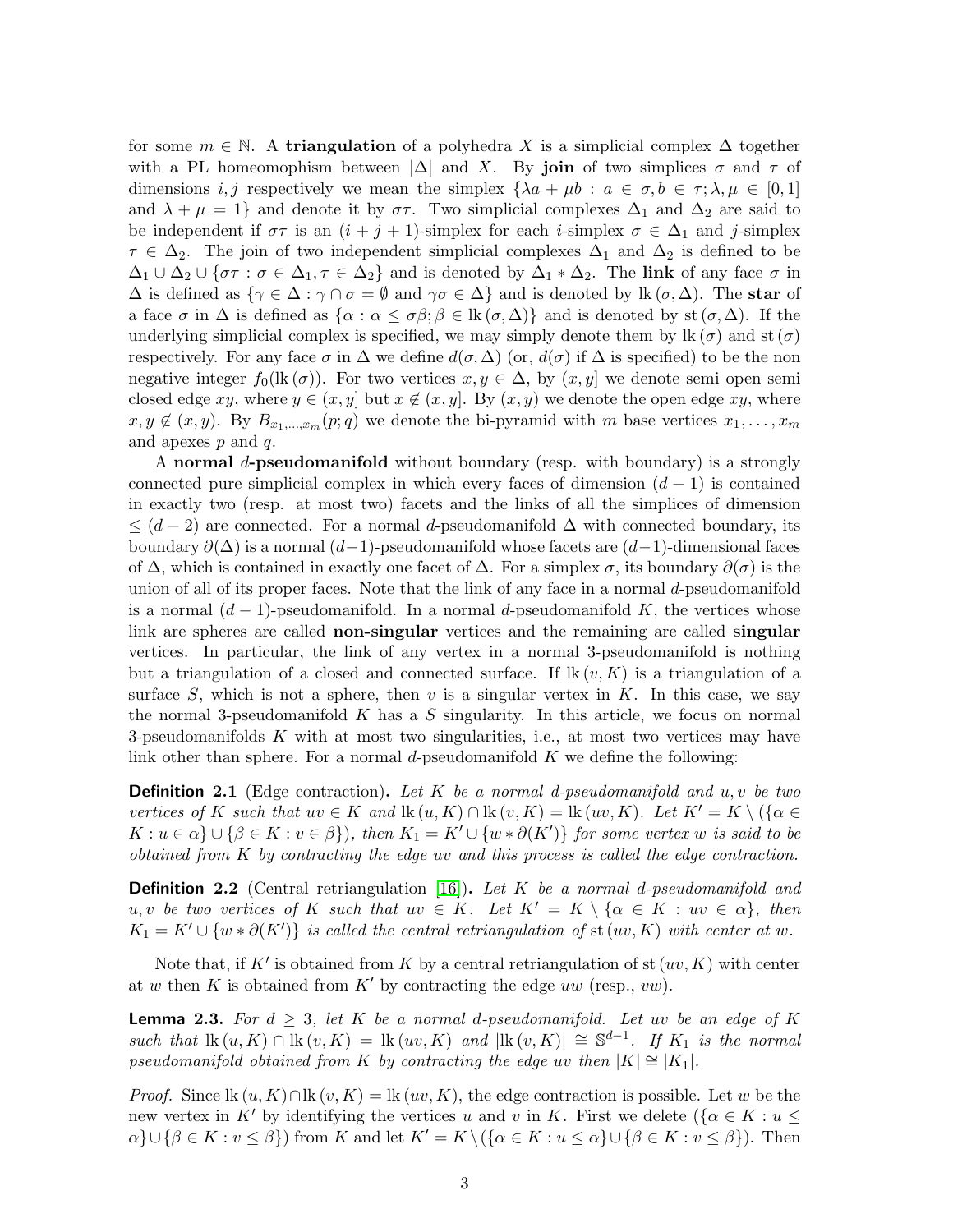for some $m \in \mathbb{N}$. A **triangulation** of a polyhedra $X$ is a simplicial complex $\Delta$ together with a PL homeomophism between $|\Delta|$ and $X$. By **join** of two simplices $\sigma$ and $\tau$ of dimensions $i, j$ respectively we mean the simplex $\{\lambda a + \mu b : a \in \sigma, b \in \tau; \lambda, \mu \in [0,1]$ and $\lambda + \mu = 1\}$ and denote it by $\sigma\tau$. Two simplicial complexes $\Delta_1$ and $\Delta_2$ are said to be independent if $\sigma\tau$ is an $(i+j+1)$-simplex for each $i$-simplex $\sigma \in \Delta_1$ and $j$-simplex $\tau \in \Delta_2$. The join of two independent simplicial complexes $\Delta_1$ and $\Delta_2$ is defined to be $\Delta_1 \cup \Delta_2 \cup \{\sigma\tau : \sigma \in \Delta_1, \tau \in \Delta_2\}$ and is denoted by $\Delta_1 * \Delta_2$. The **link** of any face $\sigma$ in $\Delta$ is defined as $\{\gamma \in \Delta : \gamma \cap \sigma = \emptyset$ and $\gamma\sigma \in \Delta\}$ and is denoted by $\mathrm{lk}\,(\sigma, \Delta)$. The **star** of a face $\sigma$ in $\Delta$ is defined as $\{\alpha : \alpha \leq \sigma\beta; \beta \in \mathrm{lk}\,(\sigma, \Delta)\}$ and is denoted by $\mathrm{st}\,(\sigma, \Delta)$. If the underlying simplicial complex is specified, we may simply denote them by $\mathrm{lk}\,(\sigma)$ and $\mathrm{st}\,(\sigma)$ respectively. For any face $\sigma$ in $\Delta$ we define $d(\sigma, \Delta)$ (or, $d(\sigma)$ if $\Delta$ is specified) to be the non negative integer $f_0(\mathrm{lk}\,(\sigma))$. For two vertices $x, y \in \Delta$, by $(x, y]$ we denote semi open semi closed edge $xy$, where $y \in (x, y]$ but $x \notin (x, y]$. By $(x, y)$ we denote the open edge $xy$, where $x, y \notin (x, y)$. By $B_{x_1,\dots,x_m}(p; q)$ we denote the bi-pyramid with $m$ base vertices $x_1, \dots, x_m$ and apexes $p$ and $q$.

A **normal $d$-pseudomanifold** without boundary (resp. with boundary) is a strongly connected pure simplicial complex in which every faces of dimension $(d-1)$ is contained in exactly two (resp. at most two) facets and the links of all the simplices of dimension $\leq (d-2)$ are connected. For a normal $d$-pseudomanifold $\Delta$ with connected boundary, its boundary $\partial(\Delta)$ is a normal $(d-1)$-pseudomanifold whose facets are $(d-1)$-dimensional faces of $\Delta$, which is contained in exactly one facet of $\Delta$. For a simplex $\sigma$, its boundary $\partial(\sigma)$ is the union of all of its proper faces. Note that the link of any face in a normal $d$-pseudomanifold is a normal $(d-1)$-pseudomanifold. In a normal $d$-pseudomanifold $K$, the vertices whose link are spheres are called **non-singular** vertices and the remaining are called **singular** vertices. In particular, the link of any vertex in a normal 3-pseudomanifold is nothing but a triangulation of a closed and connected surface. If $\mathrm{lk}\,(v, K)$ is a triangulation of a surface $S$, which is not a sphere, then $v$ is a singular vertex in $K$. In this case, we say the normal 3-pseudomanifold $K$ has a $S$ singularity. In this article, we focus on normal 3-pseudomanifolds $K$ with at most two singularities, i.e., at most two vertices may have link other than sphere. For a normal $d$-pseudomanifold $K$ we define the following:

**Definition 2.1** (Edge contraction)**.** *Let $K$ be a normal $d$-pseudomanifold and $u, v$ be two vertices of $K$ such that $uv \in K$ and $\mathrm{lk}\,(u, K) \cap \mathrm{lk}\,(v, K) = \mathrm{lk}\,(uv, K)$. Let $K' = K \setminus (\{\alpha \in K : u \in \alpha\} \cup \{\beta \in K : v \in \beta\})$, then $K_1 = K' \cup \{w * \partial(K')\}$ for some vertex $w$ is said to be obtained from $K$ by contracting the edge $uv$ and this process is called the edge contraction.*

**Definition 2.2** (Central retriangulation [16])**.** *Let $K$ be a normal $d$-pseudomanifold and $u, v$ be two vertices of $K$ such that $uv \in K$. Let $K' = K \setminus \{\alpha \in K : uv \in \alpha\}$, then $K_1 = K' \cup \{w * \partial(K')\}$ is called the central retriangulation of $\mathrm{st}\,(uv, K)$ with center at $w$.*

Note that, if $K'$ is obtained from $K$ by a central retriangulation of $\mathrm{st}\,(uv, K)$ with center at $w$ then $K$ is obtained from $K'$ by contracting the edge $uw$ (resp., $vw$).

**Lemma 2.3.** *For $d \geq 3$, let $K$ be a normal $d$-pseudomanifold. Let $uv$ be an edge of $K$ such that $\mathrm{lk}\,(u, K) \cap \mathrm{lk}\,(v, K) = \mathrm{lk}\,(uv, K)$ and $|\mathrm{lk}\,(v, K)| \cong \mathbb{S}^{d-1}$. If $K_1$ is the normal pseudomanifold obtained from $K$ by contracting the edge $uv$ then $|K| \cong |K_1|$.*

*Proof.* Since $\mathrm{lk}\,(u, K) \cap \mathrm{lk}\,(v, K) = \mathrm{lk}\,(uv, K)$, the edge contraction is possible. Let $w$ be the new vertex in $K'$ by identifying the vertices $u$ and $v$ in $K$. First we delete $(\{\alpha \in K : u \leq \alpha\} \cup \{\beta \in K : v \leq \beta\})$ from $K$ and let $K' = K \setminus (\{\alpha \in K : u \leq \alpha\} \cup \{\beta \in K : v \leq \beta\})$. Then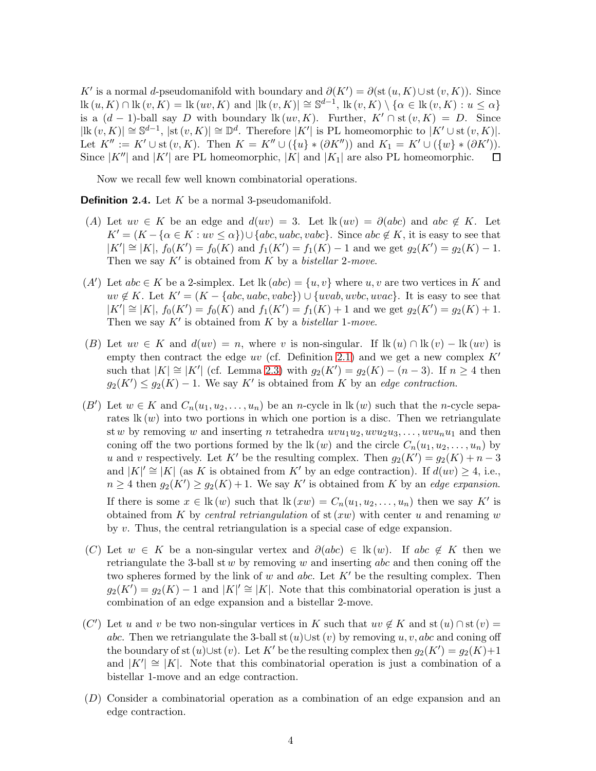$K'$ is a normal $d$-pseudomanifold with boundary and $\partial(K') = \partial(\mathrm{st}\,(u, K) \cup \mathrm{st}\,(v, K))$. Since $\mathrm{lk}\,(u, K) \cap \mathrm{lk}\,(v, K) = \mathrm{lk}\,(uv, K)$ and $|\mathrm{lk}\,(v, K)| \cong \mathbb{S}^{d-1}$, $\mathrm{lk}\,(v, K) \setminus \{\alpha \in \mathrm{lk}\,(v, K) : u \leq \alpha\}$ is a $(d-1)$-ball say $D$ with boundary $\mathrm{lk}\,(uv, K)$. Further, $K' \cap \mathrm{st}\,(v, K) = D$. Since $|\mathrm{lk}\,(v, K)| \cong \mathbb{S}^{d-1}$, $|\mathrm{st}\,(v, K)| \cong \mathbb{D}^d$. Therefore $|K'|$ is PL homeomorphic to $|K' \cup \mathrm{st}\,(v, K)|$. Let $K'' := K' \cup \mathrm{st}\,(v, K)$. Then $K = K'' \cup (\{u\} * (\partial K''))$ and $K_1 = K' \cup (\{w\} * (\partial K'))$. Since $|K''|$ and $|K'|$ are PL homeomorphic, $|K|$ and $|K_1|$ are also PL homeomorphic. □

Now we recall few well known combinatorial operations.

**Definition 2.4.** Let $K$ be a normal 3-pseudomanifold.

- $(A)$ Let $uv \in K$ be an edge and $d(uv) = 3$. Let $\mathrm{lk}\,(uv) = \partial(abc)$ and $abc \notin K$. Let $K' = (K - \{\alpha \in K : uv \leq \alpha\}) \cup \{abc, uabc, vabc\}$. Since $abc \notin K$, it is easy to see that $|K'| \cong |K|$, $f_0(K') = f_0(K)$ and $f_1(K') = f_1(K) - 1$ and we get $g_2(K') = g_2(K) - 1$. Then we say $K'$ is obtained from $K$ by a *bistellar 2-move*.

- $(A')$ Let $abc \in K$ be a 2-simplex. Let $\mathrm{lk}\,(abc) = \{u, v\}$ where $u, v$ are two vertices in $K$ and $uv \notin K$. Let $K' = (K - \{abc, uabc, vabc\}) \cup \{uvab, uvbc, uvac\}$. It is easy to see that $|K'| \cong |K|$, $f_0(K') = f_0(K)$ and $f_1(K') = f_1(K) + 1$ and we get $g_2(K') = g_2(K) + 1$. Then we say $K'$ is obtained from $K$ by a *bistellar 1-move*.

- $(B)$ Let $uv \in K$ and $d(uv) = n$, where $v$ is non-singular. If $\mathrm{lk}\,(u) \cap \mathrm{lk}\,(v) - \mathrm{lk}\,(uv)$ is empty then contract the edge $uv$ (cf. Definition 2.1) and we get a new complex $K'$ such that $|K| \cong |K'|$ (cf. Lemma 2.3) with $g_2(K') = g_2(K) - (n - 3)$. If $n \geq 4$ then $g_2(K') \leq g_2(K) - 1$. We say $K'$ is obtained from $K$ by an *edge contraction*.

- $(B')$ Let $w \in K$ and $C_n(u_1, u_2, \ldots, u_n)$ be an $n$-cycle in $\mathrm{lk}\,(w)$ such that the $n$-cycle separates $\mathrm{lk}\,(w)$ into two portions in which one portion is a disc. Then we retriangulate $\mathrm{st}\, w$ by removing $w$ and inserting $n$ tetrahedra $uvu_1u_2, uvu_2u_3, \ldots, uvu_nu_1$ and then coning off the two portions formed by the $\mathrm{lk}\,(w)$ and the circle $C_n(u_1, u_2, \ldots, u_n)$ by $u$ and $v$ respectively. Let $K'$ be the resulting complex. Then $g_2(K') = g_2(K) + n - 3$ and $|K|' \cong |K|$ (as $K$ is obtained from $K'$ by an edge contraction). If $d(uv) \geq 4$, i.e., $n \geq 4$ then $g_2(K') \geq g_2(K) + 1$. We say $K'$ is obtained from $K$ by an *edge expansion*.

  If there is some $x \in \mathrm{lk}\,(w)$ such that $\mathrm{lk}\,(xw) = C_n(u_1, u_2, \ldots, u_n)$ then we say $K'$ is obtained from $K$ by *central retriangulation* of $\mathrm{st}\,(xw)$ with center $u$ and renaming $w$ by $v$. Thus, the central retriangulation is a special case of edge expansion.

- $(C)$ Let $w \in K$ be a non-singular vertex and $\partial(abc) \in \mathrm{lk}\,(w)$. If $abc \notin K$ then we retriangulate the 3-ball $\mathrm{st}\, w$ by removing $w$ and inserting $abc$ and then coning off the two spheres formed by the link of $w$ and $abc$. Let $K'$ be the resulting complex. Then $g_2(K') = g_2(K) - 1$ and $|K|' \cong |K|$. Note that this combinatorial operation is just a combination of an edge expansion and a bistellar 2-move.

- $(C')$ Let $u$ and $v$ be two non-singular vertices in $K$ such that $uv \notin K$ and $\mathrm{st}\,(u) \cap \mathrm{st}\,(v) = abc$. Then we retriangulate the 3-ball $\mathrm{st}\,(u) \cup \mathrm{st}\,(v)$ by removing $u, v, abc$ and coning off the boundary of $\mathrm{st}\,(u) \cup \mathrm{st}\,(v)$. Let $K'$ be the resulting complex then $g_2(K') = g_2(K) + 1$ and $|K'| \cong |K|$. Note that this combinatorial operation is just a combination of a bistellar 1-move and an edge contraction.

- $(D)$ Consider a combinatorial operation as a combination of an edge expansion and an edge contraction.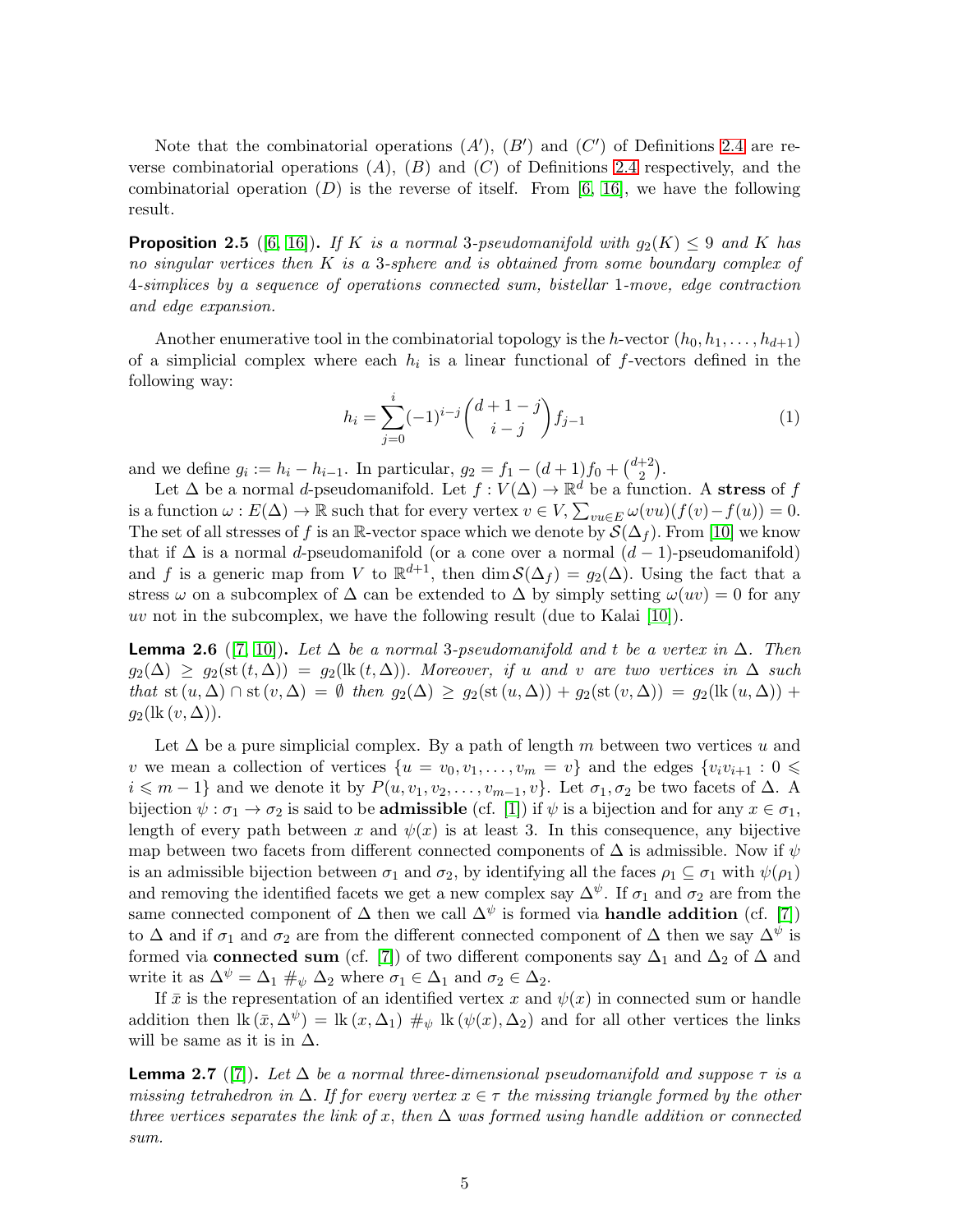Note that the combinatorial operations $(A')$, $(B')$ and $(C')$ of Definitions 2.4 are reverse combinatorial operations $(A)$, $(B)$ and $(C)$ of Definitions 2.4 respectively, and the combinatorial operation $(D)$ is the reverse of itself. From [6, 16], we have the following result.

**Proposition 2.5** ([6, 16]). *If $K$ is a normal 3-pseudomanifold with $g_2(K) \leq 9$ and $K$ has no singular vertices then $K$ is a 3-sphere and is obtained from some boundary complex of 4-simplices by a sequence of operations connected sum, bistellar 1-move, edge contraction and edge expansion.*

Another enumerative tool in the combinatorial topology is the $h$-vector $(h_0, h_1, \ldots, h_{d+1})$ of a simplicial complex where each $h_i$ is a linear functional of $f$-vectors defined in the following way:

$$h_i = \sum_{j=0}^{i} (-1)^{i-j} \binom{d+1-j}{i-j} f_{j-1} \tag{1}$$

and we define $g_i := h_i - h_{i-1}$. In particular, $g_2 = f_1 - (d+1)f_0 + \binom{d+2}{2}$.

Let $\Delta$ be a normal $d$-pseudomanifold. Let $f : V(\Delta) \to \mathbb{R}^d$ be a function. A **stress** of $f$ is a function $\omega : E(\Delta) \to \mathbb{R}$ such that for every vertex $v \in V$, $\sum_{vu \in E} \omega(vu)(f(v) - f(u)) = 0$. The set of all stresses of $f$ is an $\mathbb{R}$-vector space which we denote by $\mathcal{S}(\Delta_f)$. From [10] we know that if $\Delta$ is a normal $d$-pseudomanifold (or a cone over a normal $(d-1)$-pseudomanifold) and $f$ is a generic map from $V$ to $\mathbb{R}^{d+1}$, then $\dim \mathcal{S}(\Delta_f) = g_2(\Delta)$. Using the fact that a stress $\omega$ on a subcomplex of $\Delta$ can be extended to $\Delta$ by simply setting $\omega(uv) = 0$ for any $uv$ not in the subcomplex, we have the following result (due to Kalai [10]).

**Lemma 2.6** ([7, 10]). *Let $\Delta$ be a normal 3-pseudomanifold and $t$ be a vertex in $\Delta$. Then $g_2(\Delta) \geq g_2(\mathrm{st}\,(t, \Delta)) = g_2(\mathrm{lk}\,(t, \Delta))$. Moreover, if $u$ and $v$ are two vertices in $\Delta$ such that $\mathrm{st}\,(u, \Delta) \cap \mathrm{st}\,(v, \Delta) = \emptyset$ then $g_2(\Delta) \geq g_2(\mathrm{st}\,(u, \Delta)) + g_2(\mathrm{st}\,(v, \Delta)) = g_2(\mathrm{lk}\,(u, \Delta)) + g_2(\mathrm{lk}\,(v, \Delta))$.*

Let $\Delta$ be a pure simplicial complex. By a path of length $m$ between two vertices $u$ and $v$ we mean a collection of vertices $\{u = v_0, v_1, \ldots, v_m = v\}$ and the edges $\{v_i v_{i+1} : 0 \leqslant i \leqslant m-1\}$ and we denote it by $P(u, v_1, v_2, \ldots, v_{m-1}, v\}$. Let $\sigma_1, \sigma_2$ be two facets of $\Delta$. A bijection $\psi : \sigma_1 \to \sigma_2$ is said to be **admissible** (cf. [1]) if $\psi$ is a bijection and for any $x \in \sigma_1$, length of every path between $x$ and $\psi(x)$ is at least 3. In this consequence, any bijective map between two facets from different connected components of $\Delta$ is admissible. Now if $\psi$ is an admissible bijection between $\sigma_1$ and $\sigma_2$, by identifying all the faces $\rho_1 \subseteq \sigma_1$ with $\psi(\rho_1)$ and removing the identified facets we get a new complex say $\Delta^\psi$. If $\sigma_1$ and $\sigma_2$ are from the same connected component of $\Delta$ then we call $\Delta^\psi$ is formed via **handle addition** (cf. [7]) to $\Delta$ and if $\sigma_1$ and $\sigma_2$ are from the different connected component of $\Delta$ then we say $\Delta^\psi$ is formed via **connected sum** (cf. [7]) of two different components say $\Delta_1$ and $\Delta_2$ of $\Delta$ and write it as $\Delta^\psi = \Delta_1 \#_\psi \Delta_2$ where $\sigma_1 \in \Delta_1$ and $\sigma_2 \in \Delta_2$.

If $\bar{x}$ is the representation of an identified vertex $x$ and $\psi(x)$ in connected sum or handle addition then $\mathrm{lk}\,(\bar{x}, \Delta^\psi) = \mathrm{lk}\,(x, \Delta_1) \#_\psi \mathrm{lk}\,(\psi(x), \Delta_2)$ and for all other vertices the links will be same as it is in $\Delta$.

**Lemma 2.7** ([7]). *Let $\Delta$ be a normal three-dimensional pseudomanifold and suppose $\tau$ is a missing tetrahedron in $\Delta$. If for every vertex $x \in \tau$ the missing triangle formed by the other three vertices separates the link of $x$, then $\Delta$ was formed using handle addition or connected sum.*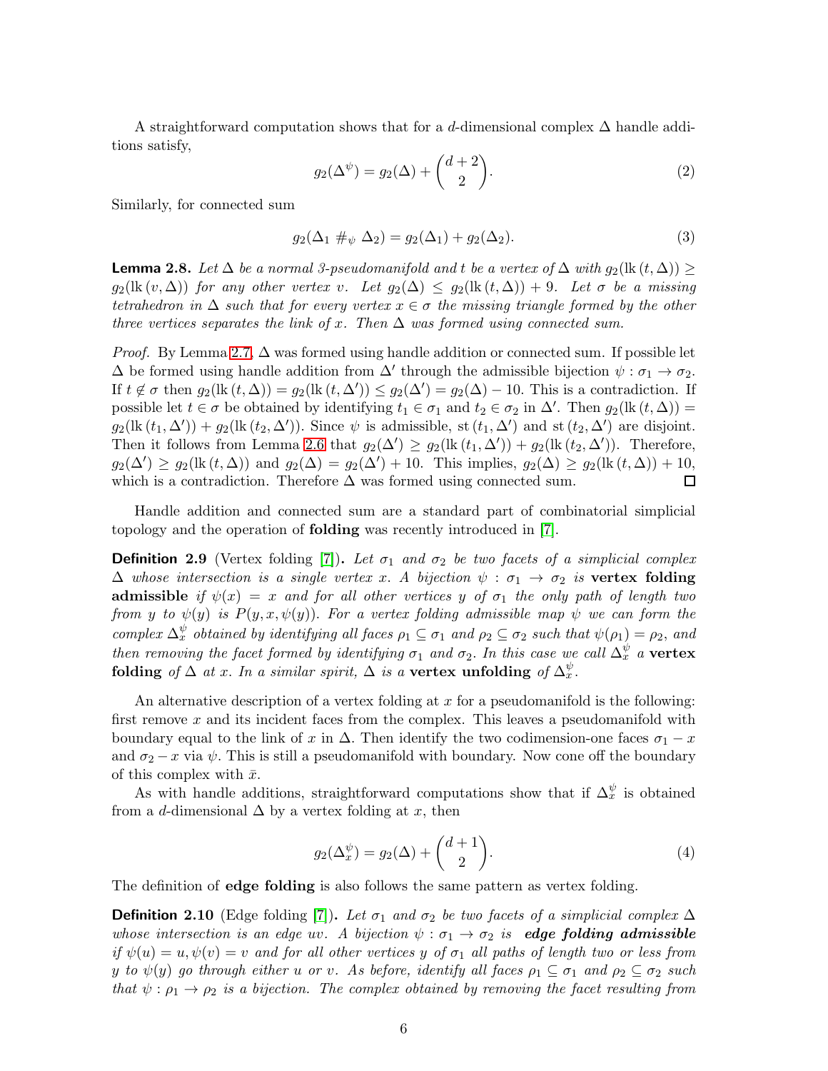A straightforward computation shows that for a $d$-dimensional complex $\Delta$ handle additions satisfy,

$$g_2(\Delta^\psi) = g_2(\Delta) + \binom{d+2}{2}. \tag{2}$$

Similarly, for connected sum

$$g_2(\Delta_1 \#_\psi \Delta_2) = g_2(\Delta_1) + g_2(\Delta_2). \tag{3}$$

**Lemma 2.8.** *Let $\Delta$ be a normal 3-pseudomanifold and $t$ be a vertex of $\Delta$ with $g_2(\mathrm{lk}\,(t,\Delta)) \geq g_2(\mathrm{lk}\,(v,\Delta))$ for any other vertex $v$. Let $g_2(\Delta) \leq g_2(\mathrm{lk}\,(t,\Delta)) + 9$. Let $\sigma$ be a missing tetrahedron in $\Delta$ such that for every vertex $x \in \sigma$ the missing triangle formed by the other three vertices separates the link of $x$. Then $\Delta$ was formed using connected sum.*

*Proof.* By Lemma 2.7, $\Delta$ was formed using handle addition or connected sum. If possible let $\Delta$ be formed using handle addition from $\Delta'$ through the admissible bijection $\psi : \sigma_1 \to \sigma_2$. If $t \notin \sigma$ then $g_2(\mathrm{lk}\,(t,\Delta)) = g_2(\mathrm{lk}\,(t,\Delta')) \leq g_2(\Delta') = g_2(\Delta) - 10$. This is a contradiction. If possible let $t \in \sigma$ be obtained by identifying $t_1 \in \sigma_1$ and $t_2 \in \sigma_2$ in $\Delta'$. Then $g_2(\mathrm{lk}\,(t,\Delta)) = g_2(\mathrm{lk}\,(t_1,\Delta')) + g_2(\mathrm{lk}\,(t_2,\Delta'))$. Since $\psi$ is admissible, $\mathrm{st}\,(t_1,\Delta')$ and $\mathrm{st}\,(t_2,\Delta')$ are disjoint. Then it follows from Lemma 2.6 that $g_2(\Delta') \geq g_2(\mathrm{lk}\,(t_1,\Delta')) + g_2(\mathrm{lk}\,(t_2,\Delta'))$. Therefore, $g_2(\Delta') \geq g_2(\mathrm{lk}\,(t,\Delta))$ and $g_2(\Delta) = g_2(\Delta') + 10$. This implies, $g_2(\Delta) \geq g_2(\mathrm{lk}\,(t,\Delta)) + 10$, which is a contradiction. Therefore $\Delta$ was formed using connected sum. $\square$

Handle addition and connected sum are a standard part of combinatorial simplicial topology and the operation of **folding** was recently introduced in [7].

**Definition 2.9** (Vertex folding [7])**.** *Let $\sigma_1$ and $\sigma_2$ be two facets of a simplicial complex $\Delta$ whose intersection is a single vertex $x$. A bijection $\psi : \sigma_1 \to \sigma_2$ is* **vertex folding admissible** *if $\psi(x) = x$ and for all other vertices $y$ of $\sigma_1$ the only path of length two from $y$ to $\psi(y)$ is $P(y, x, \psi(y))$. For a vertex folding admissible map $\psi$ we can form the complex $\Delta^\psi_x$ obtained by identifying all faces $\rho_1 \subseteq \sigma_1$ and $\rho_2 \subseteq \sigma_2$ such that $\psi(\rho_1) = \rho_2$, and then removing the facet formed by identifying $\sigma_1$ and $\sigma_2$. In this case we call $\Delta^\psi_x$ a* **vertex folding** *of $\Delta$ at $x$. In a similar spirit, $\Delta$ is a* **vertex unfolding** *of $\Delta^\psi_x$.*

An alternative description of a vertex folding at $x$ for a pseudomanifold is the following: first remove $x$ and its incident faces from the complex. This leaves a pseudomanifold with boundary equal to the link of $x$ in $\Delta$. Then identify the two codimension-one faces $\sigma_1 - x$ and $\sigma_2 - x$ via $\psi$. This is still a pseudomanifold with boundary. Now cone off the boundary of this complex with $\bar{x}$.

As with handle additions, straightforward computations show that if $\Delta^\psi_x$ is obtained from a $d$-dimensional $\Delta$ by a vertex folding at $x$, then

$$g_2(\Delta^\psi_x) = g_2(\Delta) + \binom{d+1}{2}. \tag{4}$$

The definition of **edge folding** is also follows the same pattern as vertex folding.

**Definition 2.10** (Edge folding [7])**.** *Let $\sigma_1$ and $\sigma_2$ be two facets of a simplicial complex $\Delta$ whose intersection is an edge $uv$. A bijection $\psi : \sigma_1 \to \sigma_2$ is* ***edge folding admissible*** *if $\psi(u) = u, \psi(v) = v$ and for all other vertices $y$ of $\sigma_1$ all paths of length two or less from $y$ to $\psi(y)$ go through either $u$ or $v$. As before, identify all faces $\rho_1 \subseteq \sigma_1$ and $\rho_2 \subseteq \sigma_2$ such that $\psi : \rho_1 \to \rho_2$ is a bijection. The complex obtained by removing the facet resulting from*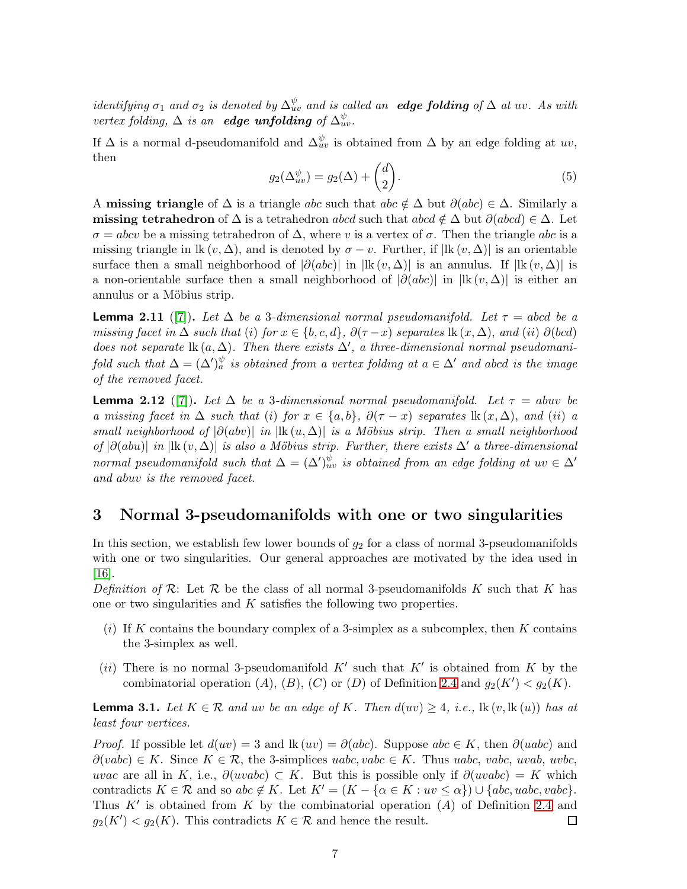*identifying $\sigma_1$ and $\sigma_2$ is denoted by $\Delta^{\psi}_{uv}$ and is called an* ***edge folding*** *of $\Delta$ at $uv$. As with vertex folding, $\Delta$ is an* ***edge unfolding*** *of $\Delta^{\psi}_{uv}$.*

If $\Delta$ is a normal d-pseudomanifold and $\Delta^{\psi}_{uv}$ is obtained from $\Delta$ by an edge folding at $uv$, then

$$g_2(\Delta^{\psi}_{uv}) = g_2(\Delta) + \binom{d}{2}. \tag{5}$$

A **missing triangle** of $\Delta$ is a triangle $abc$ such that $abc \notin \Delta$ but $\partial(abc) \in \Delta$. Similarly a **missing tetrahedron** of $\Delta$ is a tetrahedron $abcd$ such that $abcd \notin \Delta$ but $\partial(abcd) \in \Delta$. Let $\sigma = abcv$ be a missing tetrahedron of $\Delta$, where $v$ is a vertex of $\sigma$. Then the triangle $abc$ is a missing triangle in $\mathrm{lk}\,(v, \Delta)$, and is denoted by $\sigma - v$. Further, if $|\mathrm{lk}\,(v, \Delta)|$ is an orientable surface then a small neighborhood of $|\partial(abc)|$ in $|\mathrm{lk}\,(v, \Delta)|$ is an annulus. If $|\mathrm{lk}\,(v, \Delta)|$ is a non-orientable surface then a small neighborhood of $|\partial(abc)|$ in $|\mathrm{lk}\,(v, \Delta)|$ is either an annulus or a Möbius strip.

**Lemma 2.11** ([7]). *Let $\Delta$ be a 3-dimensional normal pseudomanifold. Let $\tau = abcd$ be a missing facet in $\Delta$ such that (i) for $x \in \{b, c, d\}$, $\partial(\tau - x)$ separates $\mathrm{lk}\,(x, \Delta)$, and (ii) $\partial(bcd)$ does not separate $\mathrm{lk}\,(a, \Delta)$. Then there exists $\Delta'$, a three-dimensional normal pseudomanifold such that $\Delta = (\Delta')^{\psi}_{a}$ is obtained from a vertex folding at $a \in \Delta'$ and $abcd$ is the image of the removed facet.*

**Lemma 2.12** ([7]). *Let $\Delta$ be a 3-dimensional normal pseudomanifold. Let $\tau = abuv$ be a missing facet in $\Delta$ such that (i) for $x \in \{a, b\}$, $\partial(\tau - x)$ separates $\mathrm{lk}\,(x, \Delta)$, and (ii) a small neighborhood of $|\partial(abv)|$ in $|\mathrm{lk}\,(u, \Delta)|$ is a Möbius strip. Then a small neighborhood of $|\partial(abu)|$ in $|\mathrm{lk}\,(v, \Delta)|$ is also a Möbius strip. Further, there exists $\Delta'$ a three-dimensional normal pseudomanifold such that $\Delta = (\Delta')^{\psi}_{uv}$ is obtained from an edge folding at $uv \in \Delta'$ and $abuv$ is the removed facet.*

## 3 Normal 3-pseudomanifolds with one or two singularities

In this section, we establish few lower bounds of $g_2$ for a class of normal 3-pseudomanifolds with one or two singularities. Our general approaches are motivated by the idea used in [16].

*Definition of $\mathcal{R}$*: Let $\mathcal{R}$ be the class of all normal 3-pseudomanifolds $K$ such that $K$ has one or two singularities and $K$ satisfies the following two properties.

- $(i)$ If $K$ contains the boundary complex of a 3-simplex as a subcomplex, then $K$ contains the 3-simplex as well.
- $(ii)$ There is no normal 3-pseudomanifold $K'$ such that $K'$ is obtained from $K$ by the combinatorial operation $(A)$, $(B)$, $(C)$ or $(D)$ of Definition 2.4 and $g_2(K') < g_2(K)$.

**Lemma 3.1.** *Let $K \in \mathcal{R}$ and $uv$ be an edge of $K$. Then $d(uv) \geq 4$, i.e., $\mathrm{lk}\,(v, \mathrm{lk}\,(u))$ has at least four vertices.*

*Proof.* If possible let $d(uv) = 3$ and $\mathrm{lk}\,(uv) = \partial(abc)$. Suppose $abc \in K$, then $\partial(uabc)$ and $\partial(vabc) \in K$. Since $K \in \mathcal{R}$, the 3-simplices $uabc, vabc \in K$. Thus $uabc$, $vabc$, $uvab$, $uvbc$, $uvac$ are all in $K$, i.e., $\partial(uvabc) \subset K$. But this is possible only if $\partial(uvabc) = K$ which contradicts $K \in \mathcal{R}$ and so $abc \notin K$. Let $K' = (K - \{\alpha \in K : uv \leq \alpha\}) \cup \{abc, uabc, vabc\}$. Thus $K'$ is obtained from $K$ by the combinatorial operation $(A)$ of Definition 2.4 and $g_2(K') < g_2(K)$. This contradicts $K \in \mathcal{R}$ and hence the result. $\square$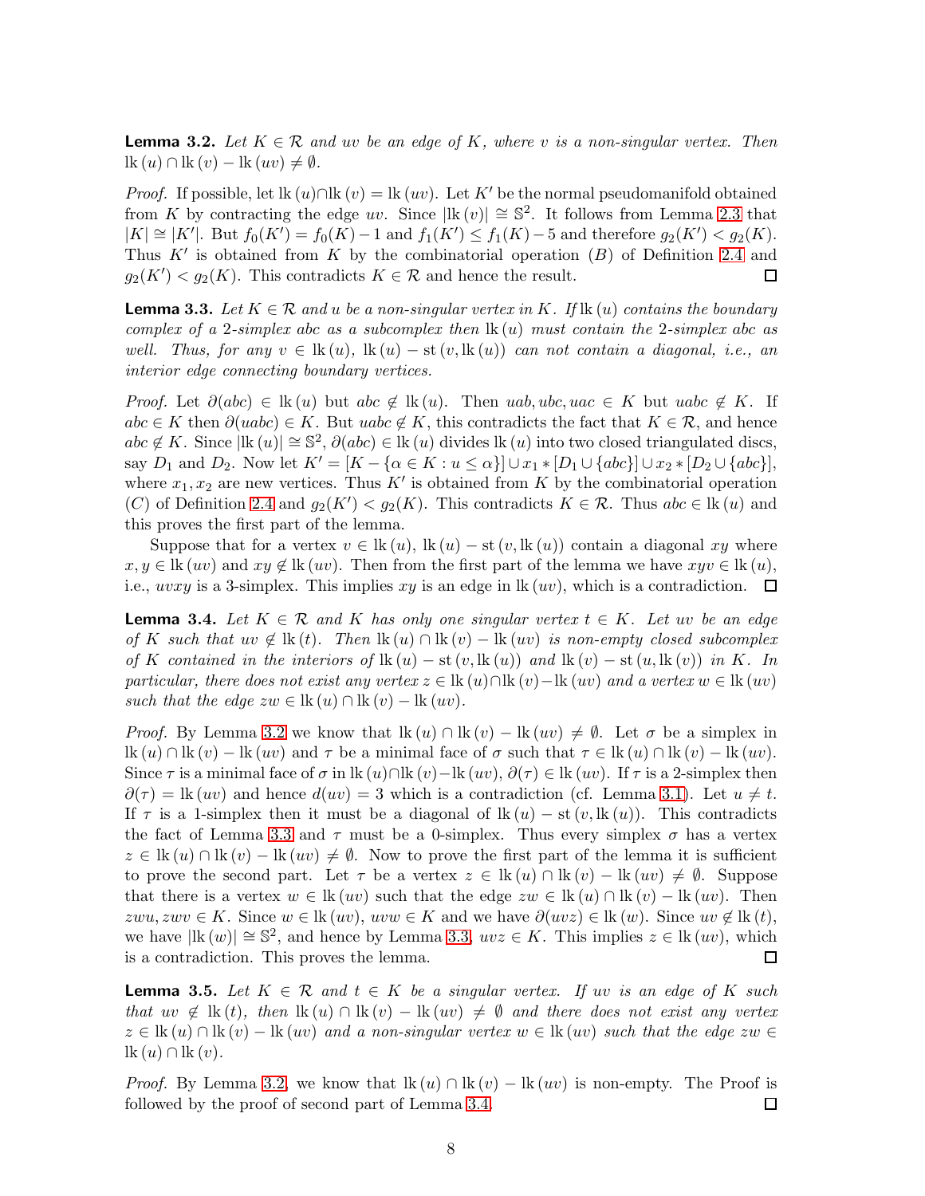**Lemma 3.2.** *Let $K \in \mathcal{R}$ and $uv$ be an edge of $K$, where $v$ is a non-singular vertex. Then $\mathrm{lk}\,(u) \cap \mathrm{lk}\,(v) - \mathrm{lk}\,(uv) \neq \emptyset$.*

*Proof.* If possible, let $\mathrm{lk}\,(u) \cap \mathrm{lk}\,(v) = \mathrm{lk}\,(uv)$. Let $K'$ be the normal pseudomanifold obtained from $K$ by contracting the edge $uv$. Since $|\mathrm{lk}\,(v)| \cong \mathbb{S}^2$. It follows from Lemma 2.3 that $|K| \cong |K'|$. But $f_0(K') = f_0(K) - 1$ and $f_1(K') \leq f_1(K) - 5$ and therefore $g_2(K') < g_2(K)$. Thus $K'$ is obtained from $K$ by the combinatorial operation $(B)$ of Definition 2.4 and $g_2(K') < g_2(K)$. This contradicts $K \in \mathcal{R}$ and hence the result. $\square$

**Lemma 3.3.** *Let $K \in \mathcal{R}$ and $u$ be a non-singular vertex in $K$. If $\mathrm{lk}\,(u)$ contains the boundary complex of a 2-simplex $abc$ as a subcomplex then $\mathrm{lk}\,(u)$ must contain the 2-simplex $abc$ as well. Thus, for any $v \in \mathrm{lk}\,(u)$, $\mathrm{lk}\,(u) - \mathrm{st}\,(v, \mathrm{lk}\,(u))$ can not contain a diagonal, i.e., an interior edge connecting boundary vertices.*

*Proof.* Let $\partial(abc) \in \mathrm{lk}\,(u)$ but $abc \notin \mathrm{lk}\,(u)$. Then $uab, ubc, uac \in K$ but $uabc \notin K$. If $abc \in K$ then $\partial(uabc) \in K$. But $uabc \notin K$, this contradicts the fact that $K \in \mathcal{R}$, and hence $abc \notin K$. Since $|\mathrm{lk}\,(u)| \cong \mathbb{S}^2$, $\partial(abc) \in \mathrm{lk}\,(u)$ divides $\mathrm{lk}\,(u)$ into two closed triangulated discs, say $D_1$ and $D_2$. Now let $K' = [K - \{\alpha \in K : u \leq \alpha\}] \cup x_1 * [D_1 \cup \{abc\}] \cup x_2 * [D_2 \cup \{abc\}]$, where $x_1, x_2$ are new vertices. Thus $K'$ is obtained from $K$ by the combinatorial operation $(C)$ of Definition 2.4 and $g_2(K') < g_2(K)$. This contradicts $K \in \mathcal{R}$. Thus $abc \in \mathrm{lk}\,(u)$ and this proves the first part of the lemma.

Suppose that for a vertex $v \in \mathrm{lk}\,(u)$, $\mathrm{lk}\,(u) - \mathrm{st}\,(v, \mathrm{lk}\,(u))$ contain a diagonal $xy$ where $x, y \in \mathrm{lk}\,(uv)$ and $xy \notin \mathrm{lk}\,(uv)$. Then from the first part of the lemma we have $xyv \in \mathrm{lk}\,(u)$, i.e., $uvxy$ is a 3-simplex. This implies $xy$ is an edge in $\mathrm{lk}\,(uv)$, which is a contradiction. $\square$

**Lemma 3.4.** *Let $K \in \mathcal{R}$ and $K$ has only one singular vertex $t \in K$. Let $uv$ be an edge of $K$ such that $uv \notin \mathrm{lk}\,(t)$. Then $\mathrm{lk}\,(u) \cap \mathrm{lk}\,(v) - \mathrm{lk}\,(uv)$ is non-empty closed subcomplex of $K$ contained in the interiors of $\mathrm{lk}\,(u) - \mathrm{st}\,(v, \mathrm{lk}\,(u))$ and $\mathrm{lk}\,(v) - \mathrm{st}\,(u, \mathrm{lk}\,(v))$ in $K$. In particular, there does not exist any vertex $z \in \mathrm{lk}\,(u) \cap \mathrm{lk}\,(v) - \mathrm{lk}\,(uv)$ and a vertex $w \in \mathrm{lk}\,(uv)$ such that the edge $zw \in \mathrm{lk}\,(u) \cap \mathrm{lk}\,(v) - \mathrm{lk}\,(uv)$.*

*Proof.* By Lemma 3.2 we know that $\mathrm{lk}\,(u) \cap \mathrm{lk}\,(v) - \mathrm{lk}\,(uv) \neq \emptyset$. Let $\sigma$ be a simplex in $\mathrm{lk}\,(u) \cap \mathrm{lk}\,(v) - \mathrm{lk}\,(uv)$ and $\tau$ be a minimal face of $\sigma$ such that $\tau \in \mathrm{lk}\,(u) \cap \mathrm{lk}\,(v) - \mathrm{lk}\,(uv)$. Since $\tau$ is a minimal face of $\sigma$ in $\mathrm{lk}\,(u) \cap \mathrm{lk}\,(v) - \mathrm{lk}\,(uv)$, $\partial(\tau) \in \mathrm{lk}\,(uv)$. If $\tau$ is a 2-simplex then $\partial(\tau) = \mathrm{lk}\,(uv)$ and hence $d(uv) = 3$ which is a contradiction (cf. Lemma 3.1). Let $u \neq t$. If $\tau$ is a 1-simplex then it must be a diagonal of $\mathrm{lk}\,(u) - \mathrm{st}\,(v, \mathrm{lk}\,(u))$. This contradicts the fact of Lemma 3.3 and $\tau$ must be a 0-simplex. Thus every simplex $\sigma$ has a vertex $z \in \mathrm{lk}\,(u) \cap \mathrm{lk}\,(v) - \mathrm{lk}\,(uv) \neq \emptyset$. Now to prove the first part of the lemma it is sufficient to prove the second part. Let $\tau$ be a vertex $z \in \mathrm{lk}\,(u) \cap \mathrm{lk}\,(v) - \mathrm{lk}\,(uv) \neq \emptyset$. Suppose that there is a vertex $w \in \mathrm{lk}\,(uv)$ such that the edge $zw \in \mathrm{lk}\,(u) \cap \mathrm{lk}\,(v) - \mathrm{lk}\,(uv)$. Then $zwu, zwv \in K$. Since $w \in \mathrm{lk}\,(uv)$, $uvw \in K$ and we have $\partial(uvz) \in \mathrm{lk}\,(w)$. Since $uv \notin \mathrm{lk}\,(t)$, we have $|\mathrm{lk}\,(w)| \cong \mathbb{S}^2$, and hence by Lemma 3.3, $uvz \in K$. This implies $z \in \mathrm{lk}\,(uv)$, which is a contradiction. This proves the lemma. $\square$

**Lemma 3.5.** *Let $K \in \mathcal{R}$ and $t \in K$ be a singular vertex. If $uv$ is an edge of $K$ such that $uv \notin \mathrm{lk}\,(t)$, then $\mathrm{lk}\,(u) \cap \mathrm{lk}\,(v) - \mathrm{lk}\,(uv) \neq \emptyset$ and there does not exist any vertex $z \in \mathrm{lk}\,(u) \cap \mathrm{lk}\,(v) - \mathrm{lk}\,(uv)$ and a non-singular vertex $w \in \mathrm{lk}\,(uv)$ such that the edge $zw \in \mathrm{lk}\,(u) \cap \mathrm{lk}\,(v)$.*

*Proof.* By Lemma 3.2, we know that $\mathrm{lk}\,(u) \cap \mathrm{lk}\,(v) - \mathrm{lk}\,(uv)$ is non-empty. The Proof is followed by the proof of second part of Lemma 3.4. $\square$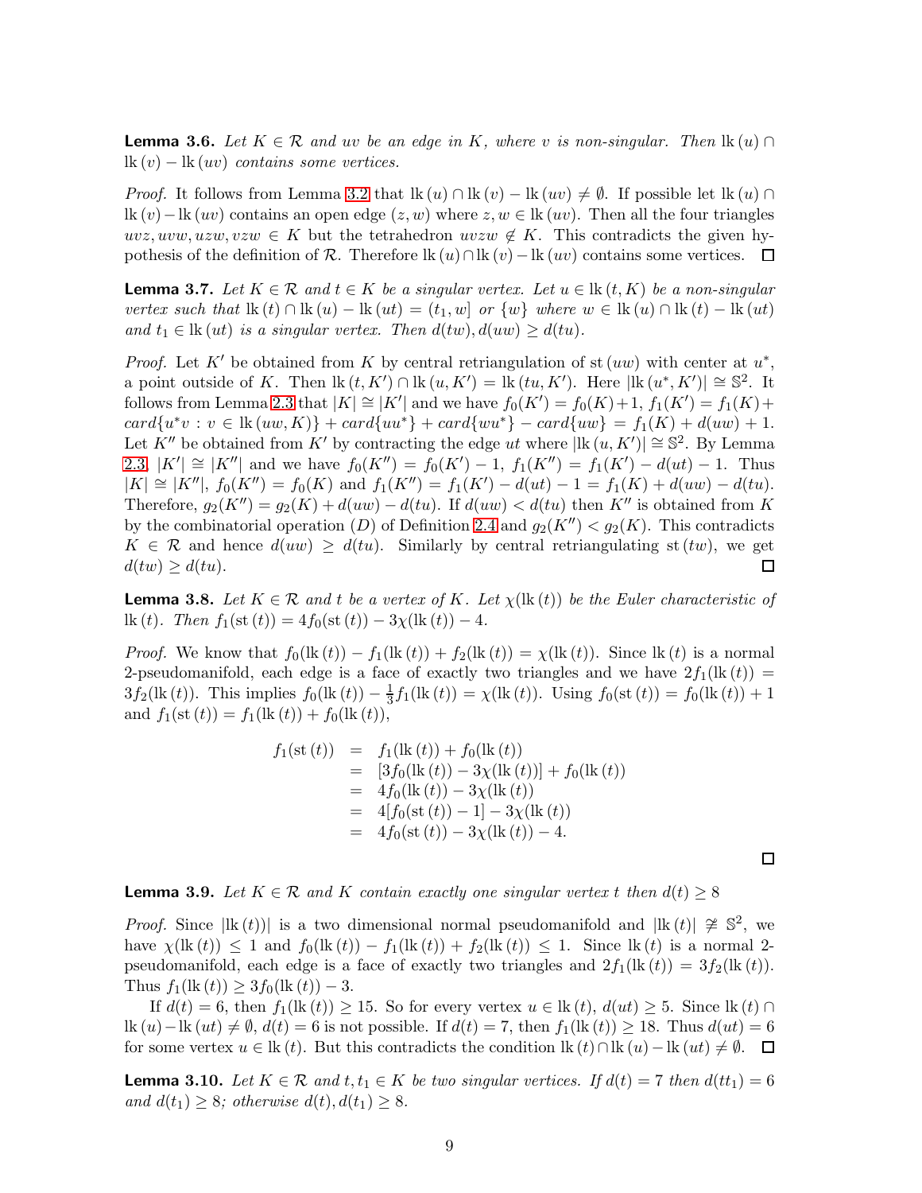**Lemma 3.6.** *Let $K \in \mathcal{R}$ and $uv$ be an edge in $K$, where $v$ is non-singular. Then $\mathrm{lk}\,(u) \cap \mathrm{lk}\,(v) - \mathrm{lk}\,(uv)$ contains some vertices.*

*Proof.* It follows from Lemma 3.2 that $\mathrm{lk}\,(u) \cap \mathrm{lk}\,(v) - \mathrm{lk}\,(uv) \neq \emptyset$. If possible let $\mathrm{lk}\,(u) \cap \mathrm{lk}\,(v) - \mathrm{lk}\,(uv)$ contains an open edge $(z, w)$ where $z, w \in \mathrm{lk}\,(uv)$. Then all the four triangles $uvz, uvw, uzw, vzw \in K$ but the tetrahedron $uvzw \notin K$. This contradicts the given hypothesis of the definition of $\mathcal{R}$. Therefore $\mathrm{lk}\,(u) \cap \mathrm{lk}\,(v) - \mathrm{lk}\,(uv)$ contains some vertices. $\square$

**Lemma 3.7.** *Let $K \in \mathcal{R}$ and $t \in K$ be a singular vertex. Let $u \in \mathrm{lk}\,(t, K)$ be a non-singular vertex such that $\mathrm{lk}\,(t) \cap \mathrm{lk}\,(u) - \mathrm{lk}\,(ut) = (t_1, w]$ or $\{w\}$ where $w \in \mathrm{lk}\,(u) \cap \mathrm{lk}\,(t) - \mathrm{lk}\,(ut)$ and $t_1 \in \mathrm{lk}\,(ut)$ is a singular vertex. Then $d(tw), d(uw) \geq d(tu)$.*

*Proof.* Let $K'$ be obtained from $K$ by central retriangulation of $\mathrm{st}\,(uw)$ with center at $u^*$, a point outside of $K$. Then $\mathrm{lk}\,(t, K') \cap \mathrm{lk}\,(u, K') = \mathrm{lk}\,(tu, K')$. Here $|\mathrm{lk}\,(u^*, K')| \cong \mathbb{S}^2$. It follows from Lemma 2.3 that $|K| \cong |K'|$ and we have $f_0(K') = f_0(K)+1$, $f_1(K') = f_1(K) + card\{u^*v : v \in \mathrm{lk}\,(uw, K)\} + card\{uu^*\} + card\{wu^*\} - card\{uw\} = f_1(K) + d(uw) + 1$. Let $K''$ be obtained from $K'$ by contracting the edge $ut$ where $|\mathrm{lk}\,(u, K')| \cong \mathbb{S}^2$. By Lemma 2.3, $|K'| \cong |K''|$ and we have $f_0(K'') = f_0(K') - 1$, $f_1(K'') = f_1(K') - d(ut) - 1$. Thus $|K| \cong |K''|$, $f_0(K'') = f_0(K)$ and $f_1(K'') = f_1(K') - d(ut) - 1 = f_1(K) + d(uw) - d(tu)$. Therefore, $g_2(K'') = g_2(K) + d(uw) - d(tu)$. If $d(uw) < d(tu)$ then $K''$ is obtained from $K$ by the combinatorial operation $(D)$ of Definition 2.4 and $g_2(K'') < g_2(K)$. This contradicts $K \in \mathcal{R}$ and hence $d(uw) \geq d(tu)$. Similarly by central retriangulating $\mathrm{st}\,(tw)$, we get $d(tw) \geq d(tu)$. $\square$

**Lemma 3.8.** *Let $K \in \mathcal{R}$ and $t$ be a vertex of $K$. Let $\chi(\mathrm{lk}\,(t))$ be the Euler characteristic of $\mathrm{lk}\,(t)$. Then $f_1(\mathrm{st}\,(t)) = 4f_0(\mathrm{st}\,(t)) - 3\chi(\mathrm{lk}\,(t)) - 4$.*

*Proof.* We know that $f_0(\mathrm{lk}\,(t)) - f_1(\mathrm{lk}\,(t)) + f_2(\mathrm{lk}\,(t)) = \chi(\mathrm{lk}\,(t))$. Since $\mathrm{lk}\,(t)$ is a normal 2-pseudomanifold, each edge is a face of exactly two triangles and we have $2f_1(\mathrm{lk}\,(t)) = 3f_2(\mathrm{lk}\,(t))$. This implies $f_0(\mathrm{lk}\,(t)) - \frac{1}{3}f_1(\mathrm{lk}\,(t)) = \chi(\mathrm{lk}\,(t))$. Using $f_0(\mathrm{st}\,(t)) = f_0(\mathrm{lk}\,(t)) + 1$ and $f_1(\mathrm{st}\,(t)) = f_1(\mathrm{lk}\,(t)) + f_0(\mathrm{lk}\,(t))$,

$$
\begin{aligned}
f_1(\mathrm{st}\,(t)) &= f_1(\mathrm{lk}\,(t)) + f_0(\mathrm{lk}\,(t)) \\
&= [3f_0(\mathrm{lk}\,(t)) - 3\chi(\mathrm{lk}\,(t))] + f_0(\mathrm{lk}\,(t)) \\
&= 4f_0(\mathrm{lk}\,(t)) - 3\chi(\mathrm{lk}\,(t)) \\
&= 4[f_0(\mathrm{st}\,(t)) - 1] - 3\chi(\mathrm{lk}\,(t)) \\
&= 4f_0(\mathrm{st}\,(t)) - 3\chi(\mathrm{lk}\,(t)) - 4.
\end{aligned}
$$

$\square$

**Lemma 3.9.** *Let $K \in \mathcal{R}$ and $K$ contain exactly one singular vertex $t$ then $d(t) \geq 8$*

*Proof.* Since $|\mathrm{lk}\,(t))|$ is a two dimensional normal pseudomanifold and $|\mathrm{lk}\,(t)| \ncong \mathbb{S}^2$, we have $\chi(\mathrm{lk}\,(t)) \leq 1$ and $f_0(\mathrm{lk}\,(t)) - f_1(\mathrm{lk}\,(t)) + f_2(\mathrm{lk}\,(t)) \leq 1$. Since $\mathrm{lk}\,(t)$ is a normal 2-pseudomanifold, each edge is a face of exactly two triangles and $2f_1(\mathrm{lk}\,(t)) = 3f_2(\mathrm{lk}\,(t))$. Thus $f_1(\mathrm{lk}\,(t)) \geq 3f_0(\mathrm{lk}\,(t)) - 3$.

If $d(t) = 6$, then $f_1(\mathrm{lk}\,(t)) \geq 15$. So for every vertex $u \in \mathrm{lk}\,(t)$, $d(ut) \geq 5$. Since $\mathrm{lk}\,(t) \cap \mathrm{lk}\,(u) - \mathrm{lk}\,(ut) \neq \emptyset$, $d(t) = 6$ is not possible. If $d(t) = 7$, then $f_1(\mathrm{lk}\,(t)) \geq 18$. Thus $d(ut) = 6$ for some vertex $u \in \mathrm{lk}\,(t)$. But this contradicts the condition $\mathrm{lk}\,(t) \cap \mathrm{lk}\,(u) - \mathrm{lk}\,(ut) \neq \emptyset$. $\square$

**Lemma 3.10.** *Let $K \in \mathcal{R}$ and $t, t_1 \in K$ be two singular vertices. If $d(t) = 7$ then $d(tt_1) = 6$ and $d(t_1) \geq 8$; otherwise $d(t), d(t_1) \geq 8$.*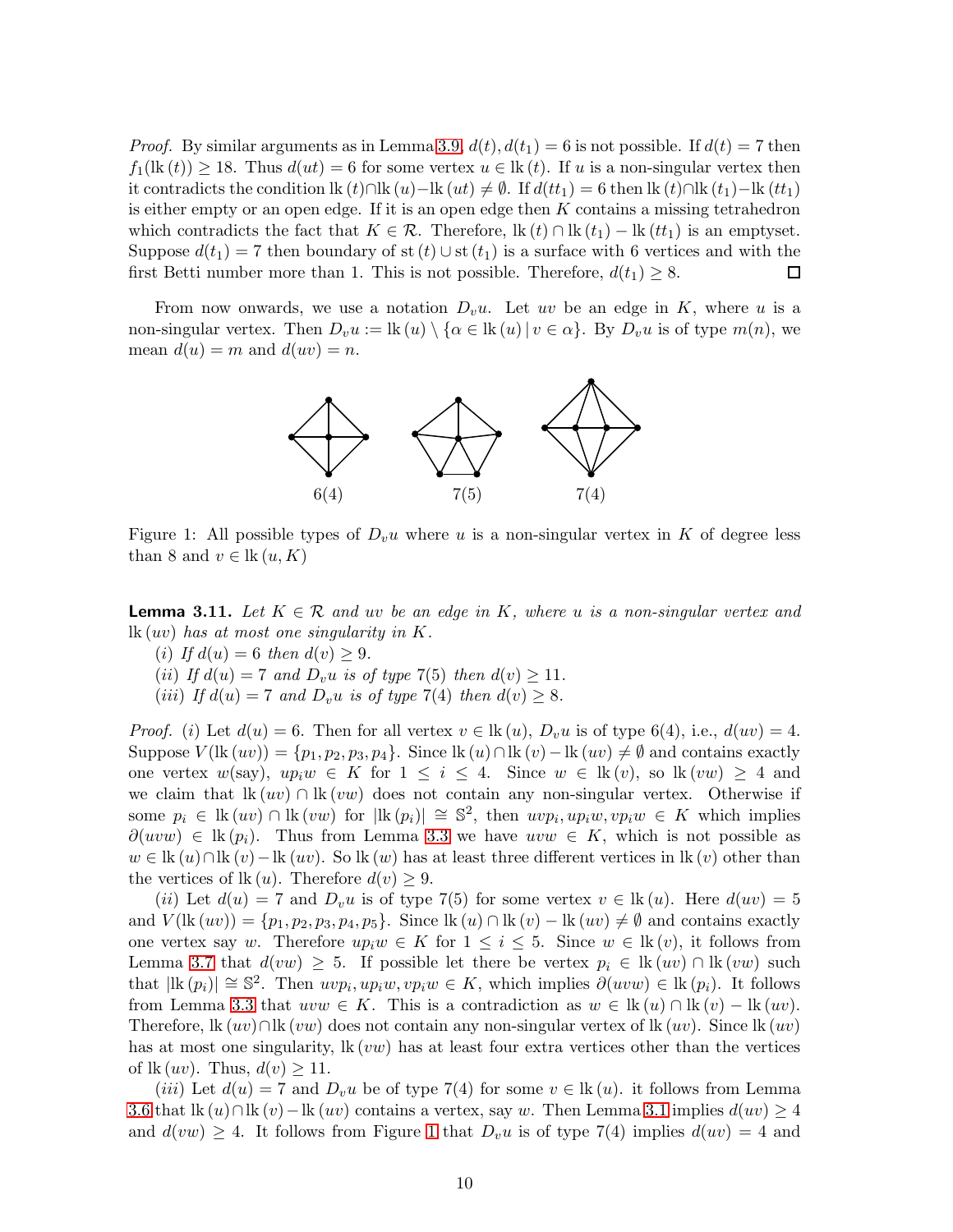*Proof.* By similar arguments as in Lemma 3.9, $d(t), d(t_1) = 6$ is not possible. If $d(t) = 7$ then $f_1(\mathrm{lk}\,(t)) \geq 18$. Thus $d(ut) = 6$ for some vertex $u \in \mathrm{lk}\,(t)$. If $u$ is a non-singular vertex then it contradicts the condition $\mathrm{lk}\,(t) \cap \mathrm{lk}\,(u) - \mathrm{lk}\,(ut) \neq \emptyset$. If $d(tt_1) = 6$ then $\mathrm{lk}\,(t) \cap \mathrm{lk}\,(t_1) - \mathrm{lk}\,(tt_1)$ is either empty or an open edge. If it is an open edge then $K$ contains a missing tetrahedron which contradicts the fact that $K \in \mathcal{R}$. Therefore, $\mathrm{lk}\,(t) \cap \mathrm{lk}\,(t_1) - \mathrm{lk}\,(tt_1)$ is an emptyset. Suppose $d(t_1) = 7$ then boundary of $\mathrm{st}\,(t) \cup \mathrm{st}\,(t_1)$ is a surface with 6 vertices and with the first Betti number more than 1. This is not possible. Therefore, $d(t_1) \geq 8$. $\square$

From now onwards, we use a notation $D_v u$. Let $uv$ be an edge in $K$, where $u$ is a non-singular vertex. Then $D_v u := \mathrm{lk}\,(u) \setminus \{\alpha \in \mathrm{lk}\,(u) \,|\, v \in \alpha\}$. By $D_v u$ is of type $m(n)$, we mean $d(u) = m$ and $d(uv) = n$.

6(4) 7(5) 7(4)

Figure 1: All possible types of $D_v u$ where $u$ is a non-singular vertex in $K$ of degree less than 8 and $v \in \mathrm{lk}\,(u, K)$

**Lemma 3.11.** *Let $K \in \mathcal{R}$ and $uv$ be an edge in $K$, where $u$ is a non-singular vertex and $\mathrm{lk}\,(uv)$ has at most one singularity in $K$.*

*(i) If $d(u) = 6$ then $d(v) \geq 9$.*

*(ii) If $d(u) = 7$ and $D_v u$ is of type 7(5) then $d(v) \geq 11$.*

*(iii) If $d(u) = 7$ and $D_v u$ is of type 7(4) then $d(v) \geq 8$.*

*Proof.* (i) Let $d(u) = 6$. Then for all vertex $v \in \mathrm{lk}\,(u)$, $D_v u$ is of type 6(4), i.e., $d(uv) = 4$. Suppose $V(\mathrm{lk}\,(uv)) = \{p_1, p_2, p_3, p_4\}$. Since $\mathrm{lk}\,(u) \cap \mathrm{lk}\,(v) - \mathrm{lk}\,(uv) \neq \emptyset$ and contains exactly one vertex $w$(say), $up_i w \in K$ for $1 \leq i \leq 4$. Since $w \in \mathrm{lk}\,(v)$, so $\mathrm{lk}\,(vw) \geq 4$ and we claim that $\mathrm{lk}\,(uv) \cap \mathrm{lk}\,(vw)$ does not contain any non-singular vertex. Otherwise if some $p_i \in \mathrm{lk}\,(uv) \cap \mathrm{lk}\,(vw)$ for $|\mathrm{lk}\,(p_i)| \cong \mathbb{S}^2$, then $uvp_i, up_i w, vp_i w \in K$ which implies $\partial(uvw) \in \mathrm{lk}\,(p_i)$. Thus from Lemma 3.3 we have $uvw \in K$, which is not possible as $w \in \mathrm{lk}\,(u) \cap \mathrm{lk}\,(v) - \mathrm{lk}\,(uv)$. So $\mathrm{lk}\,(w)$ has at least three different vertices in $\mathrm{lk}\,(v)$ other than the vertices of $\mathrm{lk}\,(u)$. Therefore $d(v) \geq 9$.

(ii) Let $d(u) = 7$ and $D_v u$ is of type 7(5) for some vertex $v \in \mathrm{lk}\,(u)$. Here $d(uv) = 5$ and $V(\mathrm{lk}\,(uv)) = \{p_1, p_2, p_3, p_4, p_5\}$. Since $\mathrm{lk}\,(u) \cap \mathrm{lk}\,(v) - \mathrm{lk}\,(uv) \neq \emptyset$ and contains exactly one vertex say $w$. Therefore $up_i w \in K$ for $1 \leq i \leq 5$. Since $w \in \mathrm{lk}\,(v)$, it follows from Lemma 3.7 that $d(vw) \geq 5$. If possible let there be vertex $p_i \in \mathrm{lk}\,(uv) \cap \mathrm{lk}\,(vw)$ such that $|\mathrm{lk}\,(p_i)| \cong \mathbb{S}^2$. Then $uvp_i, up_i w, vp_i w \in K$, which implies $\partial(uvw) \in \mathrm{lk}\,(p_i)$. It follows from Lemma 3.3 that $uvw \in K$. This is a contradiction as $w \in \mathrm{lk}\,(u) \cap \mathrm{lk}\,(v) - \mathrm{lk}\,(uv)$. Therefore, $\mathrm{lk}\,(uv) \cap \mathrm{lk}\,(vw)$ does not contain any non-singular vertex of $\mathrm{lk}\,(uv)$. Since $\mathrm{lk}\,(uv)$ has at most one singularity, $\mathrm{lk}\,(vw)$ has at least four extra vertices other than the vertices of $\mathrm{lk}\,(uv)$. Thus, $d(v) \geq 11$.

(iii) Let $d(u) = 7$ and $D_v u$ be of type 7(4) for some $v \in \mathrm{lk}\,(u)$. it follows from Lemma 3.6 that $\mathrm{lk}\,(u) \cap \mathrm{lk}\,(v) - \mathrm{lk}\,(uv)$ contains a vertex, say $w$. Then Lemma 3.1 implies $d(uv) \geq 4$ and $d(vw) \geq 4$. It follows from Figure 1 that $D_v u$ is of type 7(4) implies $d(uv) = 4$ and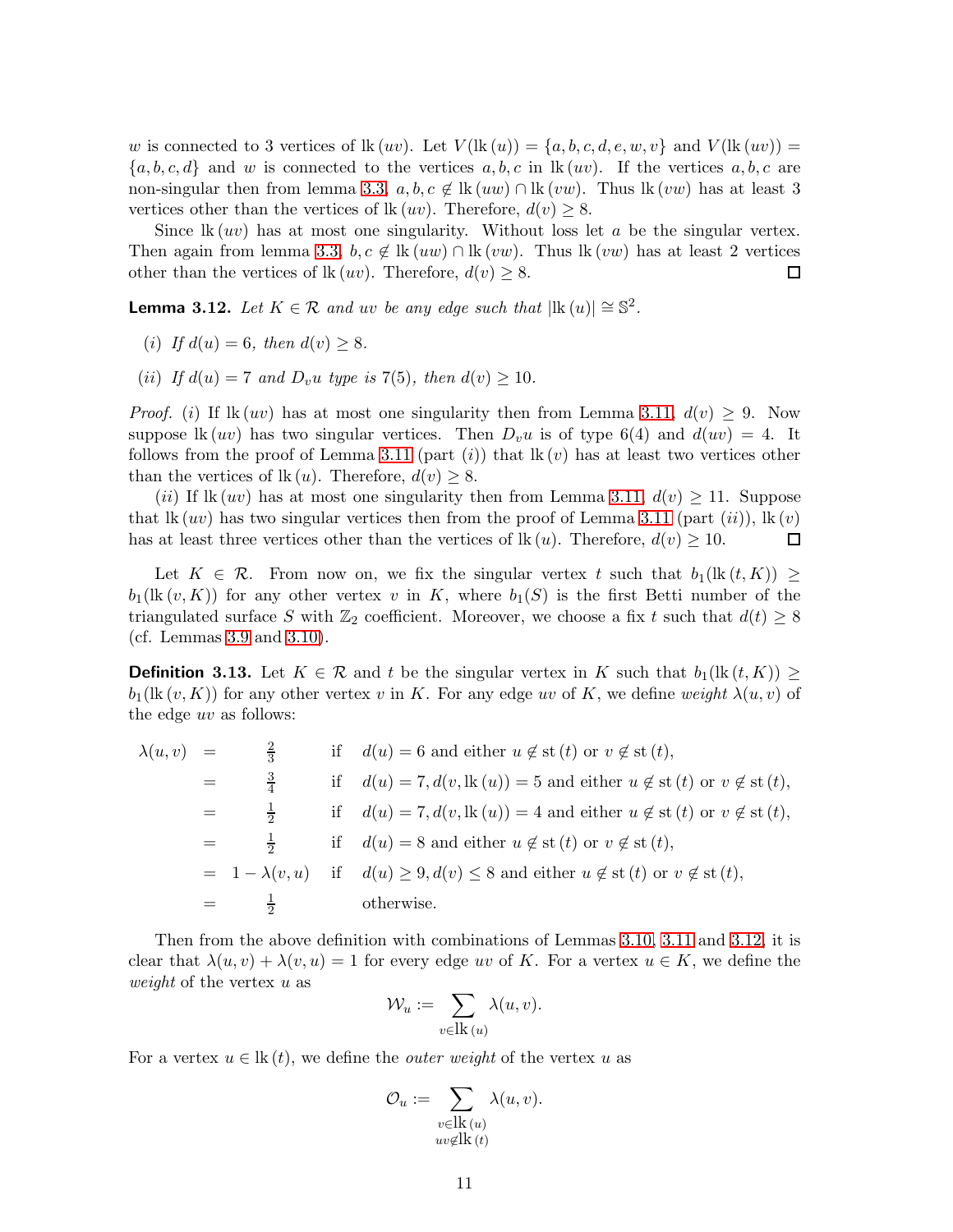$w$ is connected to 3 vertices of $\mathrm{lk}\,(uv)$. Let $V(\mathrm{lk}\,(u)) = \{a, b, c, d, e, w, v\}$ and $V(\mathrm{lk}\,(uv)) = \{a, b, c, d\}$ and $w$ is connected to the vertices $a, b, c$ in $\mathrm{lk}\,(uv)$. If the vertices $a, b, c$ are non-singular then from lemma 3.3, $a, b, c \notin \mathrm{lk}\,(uw) \cap \mathrm{lk}\,(vw)$. Thus $\mathrm{lk}\,(vw)$ has at least 3 vertices other than the vertices of $\mathrm{lk}\,(uv)$. Therefore, $d(v) \geq 8$.

Since $\mathrm{lk}\,(uv)$ has at most one singularity. Without loss let $a$ be the singular vertex. Then again from lemma 3.3, $b, c \notin \mathrm{lk}\,(uw) \cap \mathrm{lk}\,(vw)$. Thus $\mathrm{lk}\,(vw)$ has at least 2 vertices other than the vertices of $\mathrm{lk}\,(uv)$. Therefore, $d(v) \geq 8$. $\square$

**Lemma 3.12.** *Let $K \in \mathcal{R}$ and $uv$ be any edge such that $|\mathrm{lk}\,(u)| \cong \mathbb{S}^2$.*

- *(i) If $d(u) = 6$, then $d(v) \geq 8$.*
- *(ii) If $d(u) = 7$ and $D_v u$ type is $7(5)$, then $d(v) \geq 10$.*

*Proof.* $(i)$ If $\mathrm{lk}\,(uv)$ has at most one singularity then from Lemma 3.11, $d(v) \geq 9$. Now suppose $\mathrm{lk}\,(uv)$ has two singular vertices. Then $D_v u$ is of type $6(4)$ and $d(uv) = 4$. It follows from the proof of Lemma 3.11 (part $(i)$) that $\mathrm{lk}\,(v)$ has at least two vertices other than the vertices of $\mathrm{lk}\,(u)$. Therefore, $d(v) \geq 8$.

$(ii)$ If $\mathrm{lk}\,(uv)$ has at most one singularity then from Lemma 3.11, $d(v) \geq 11$. Suppose that $\mathrm{lk}\,(uv)$ has two singular vertices then from the proof of Lemma 3.11 (part $(ii)$), $\mathrm{lk}\,(v)$ has at least three vertices other than the vertices of $\mathrm{lk}\,(u)$. Therefore, $d(v) \geq 10$. $\square$

Let $K \in \mathcal{R}$. From now on, we fix the singular vertex $t$ such that $b_1(\mathrm{lk}\,(t, K)) \geq b_1(\mathrm{lk}\,(v, K))$ for any other vertex $v$ in $K$, where $b_1(S)$ is the first Betti number of the triangulated surface $S$ with $\mathbb{Z}_2$ coefficient. Moreover, we choose a fix $t$ such that $d(t) \geq 8$ (cf. Lemmas 3.9 and 3.10).

**Definition 3.13.** Let $K \in \mathcal{R}$ and $t$ be the singular vertex in $K$ such that $b_1(\mathrm{lk}\,(t, K)) \geq b_1(\mathrm{lk}\,(v, K))$ for any other vertex $v$ in $K$. For any edge $uv$ of $K$, we define *weight* $\lambda(u, v)$ of the edge $uv$ as follows:

$$
\begin{aligned}
\lambda(u,v) \;&=\; \tfrac{2}{3} && \text{if} \quad d(u) = 6 \text{ and either } u \notin \mathrm{st}\,(t) \text{ or } v \notin \mathrm{st}\,(t),\\
&=\; \tfrac{3}{4} && \text{if} \quad d(u) = 7, d(v, \mathrm{lk}\,(u)) = 5 \text{ and either } u \notin \mathrm{st}\,(t) \text{ or } v \notin \mathrm{st}\,(t),\\
&=\; \tfrac{1}{2} && \text{if} \quad d(u) = 7, d(v, \mathrm{lk}\,(u)) = 4 \text{ and either } u \notin \mathrm{st}\,(t) \text{ or } v \notin \mathrm{st}\,(t),\\
&=\; \tfrac{1}{2} && \text{if} \quad d(u) = 8 \text{ and either } u \notin \mathrm{st}\,(t) \text{ or } v \notin \mathrm{st}\,(t),\\
&=\; 1 - \lambda(v,u) && \text{if} \quad d(u) \geq 9, d(v) \leq 8 \text{ and either } u \notin \mathrm{st}\,(t) \text{ or } v \notin \mathrm{st}\,(t),\\
&=\; \tfrac{1}{2} && \text{otherwise.}
\end{aligned}
$$

Then from the above definition with combinations of Lemmas 3.10, 3.11 and 3.12, it is clear that $\lambda(u, v) + \lambda(v, u) = 1$ for every edge $uv$ of $K$. For a vertex $u \in K$, we define the *weight* of the vertex $u$ as

$$\mathcal{W}_u := \sum_{v \in \mathrm{lk}\,(u)} \lambda(u, v).$$

For a vertex $u \in \mathrm{lk}\,(t)$, we define the *outer weight* of the vertex $u$ as

$$\mathcal{O}_u := \sum_{\substack{v \in \mathrm{lk}\,(u) \\ uv \notin \mathrm{lk}\,(t)}} \lambda(u, v).$$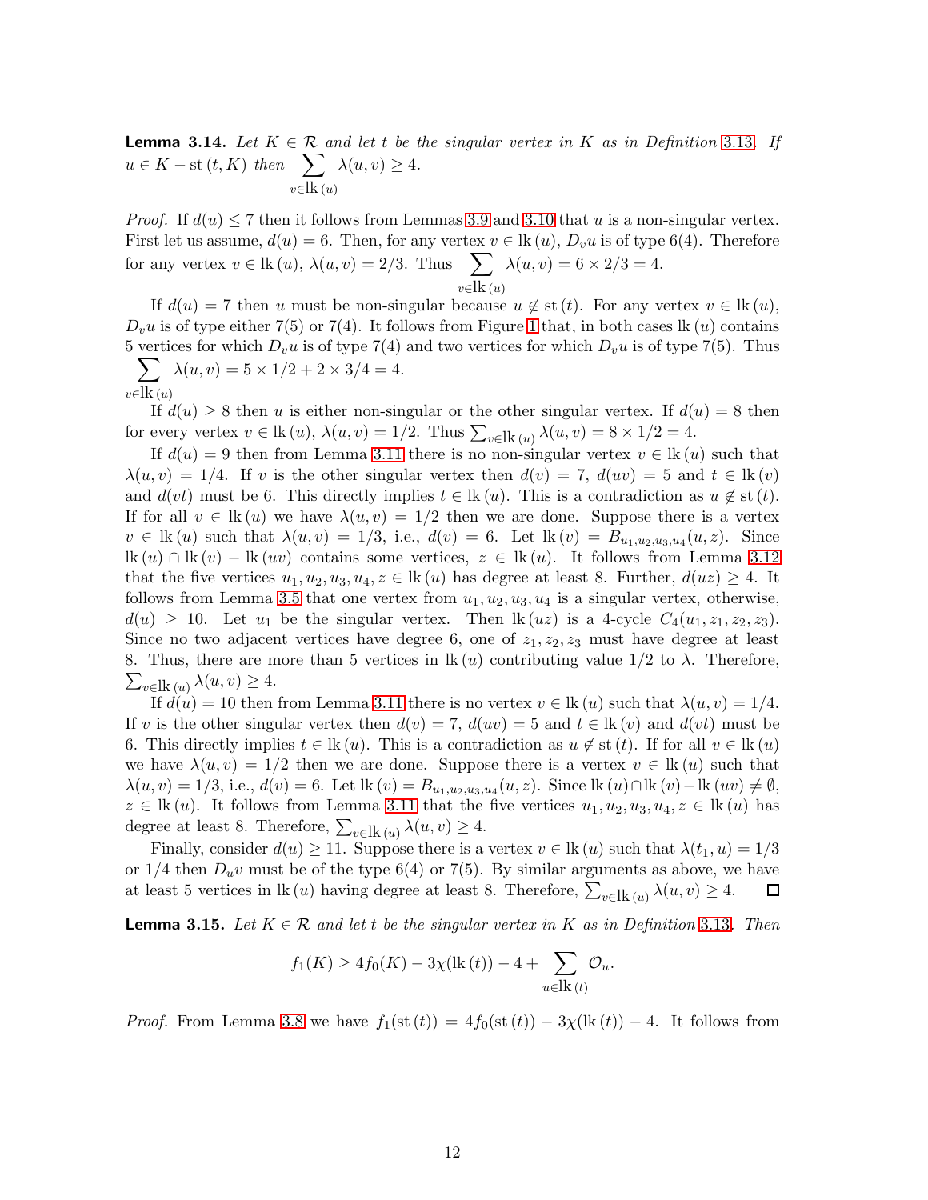**Lemma 3.14.** *Let $K \in \mathcal{R}$ and let $t$ be the singular vertex in $K$ as in Definition 3.13. If $u \in K - \mathrm{st}\,(t, K)$ then $\displaystyle\sum_{v \in \mathrm{lk}\,(u)} \lambda(u, v) \geq 4$.*

*Proof.* If $d(u) \leq 7$ then it follows from Lemmas 3.9 and 3.10 that $u$ is a non-singular vertex. First let us assume, $d(u) = 6$. Then, for any vertex $v \in \mathrm{lk}\,(u)$, $D_v u$ is of type $6(4)$. Therefore for any vertex $v \in \mathrm{lk}\,(u)$, $\lambda(u, v) = 2/3$. Thus $\displaystyle\sum_{v \in \mathrm{lk}\,(u)} \lambda(u, v) = 6 \times 2/3 = 4$.

If $d(u) = 7$ then $u$ must be non-singular because $u \notin \mathrm{st}\,(t)$. For any vertex $v \in \mathrm{lk}\,(u)$, $D_v u$ is of type either $7(5)$ or $7(4)$. It follows from Figure 1 that, in both cases $\mathrm{lk}\,(u)$ contains 5 vertices for which $D_v u$ is of type $7(4)$ and two vertices for which $D_v u$ is of type $7(5)$. Thus $\displaystyle\sum_{v \in \mathrm{lk}\,(u)} \lambda(u, v) = 5 \times 1/2 + 2 \times 3/4 = 4$.

If $d(u) \geq 8$ then $u$ is either non-singular or the other singular vertex. If $d(u) = 8$ then for every vertex $v \in \mathrm{lk}\,(u)$, $\lambda(u, v) = 1/2$. Thus $\sum_{v \in \mathrm{lk}\,(u)} \lambda(u, v) = 8 \times 1/2 = 4$.

If $d(u) = 9$ then from Lemma 3.11 there is no non-singular vertex $v \in \mathrm{lk}\,(u)$ such that $\lambda(u, v) = 1/4$. If $v$ is the other singular vertex then $d(v) = 7$, $d(uv) = 5$ and $t \in \mathrm{lk}\,(v)$ and $d(vt)$ must be 6. This directly implies $t \in \mathrm{lk}\,(u)$. This is a contradiction as $u \notin \mathrm{st}\,(t)$. If for all $v \in \mathrm{lk}\,(u)$ we have $\lambda(u, v) = 1/2$ then we are done. Suppose there is a vertex $v \in \mathrm{lk}\,(u)$ such that $\lambda(u, v) = 1/3$, i.e., $d(v) = 6$. Let $\mathrm{lk}\,(v) = B_{u_1,u_2,u_3,u_4}(u, z)$. Since $\mathrm{lk}\,(u) \cap \mathrm{lk}\,(v) - \mathrm{lk}\,(uv)$ contains some vertices, $z \in \mathrm{lk}\,(u)$. It follows from Lemma 3.12 that the five vertices $u_1, u_2, u_3, u_4, z \in \mathrm{lk}\,(u)$ has degree at least 8. Further, $d(uz) \geq 4$. It follows from Lemma 3.5 that one vertex from $u_1, u_2, u_3, u_4$ is a singular vertex, otherwise, $d(u) \geq 10$. Let $u_1$ be the singular vertex. Then $\mathrm{lk}\,(uz)$ is a 4-cycle $C_4(u_1, z_1, z_2, z_3)$. Since no two adjacent vertices have degree 6, one of $z_1, z_2, z_3$ must have degree at least 8. Thus, there are more than 5 vertices in $\mathrm{lk}\,(u)$ contributing value $1/2$ to $\lambda$. Therefore, $\sum_{v \in \mathrm{lk}\,(u)} \lambda(u, v) \geq 4$.

If $d(u) = 10$ then from Lemma 3.11 there is no vertex $v \in \mathrm{lk}\,(u)$ such that $\lambda(u, v) = 1/4$. If $v$ is the other singular vertex then $d(v) = 7$, $d(uv) = 5$ and $t \in \mathrm{lk}\,(v)$ and $d(vt)$ must be 6. This directly implies $t \in \mathrm{lk}\,(u)$. This is a contradiction as $u \notin \mathrm{st}\,(t)$. If for all $v \in \mathrm{lk}\,(u)$ we have $\lambda(u, v) = 1/2$ then we are done. Suppose there is a vertex $v \in \mathrm{lk}\,(u)$ such that $\lambda(u, v) = 1/3$, i.e., $d(v) = 6$. Let $\mathrm{lk}\,(v) = B_{u_1,u_2,u_3,u_4}(u, z)$. Since $\mathrm{lk}\,(u) \cap \mathrm{lk}\,(v) - \mathrm{lk}\,(uv) \neq \emptyset$, $z \in \mathrm{lk}\,(u)$. It follows from Lemma 3.11 that the five vertices $u_1, u_2, u_3, u_4, z \in \mathrm{lk}\,(u)$ has degree at least 8. Therefore, $\sum_{v \in \mathrm{lk}\,(u)} \lambda(u, v) \geq 4$.

Finally, consider $d(u) \geq 11$. Suppose there is a vertex $v \in \mathrm{lk}\,(u)$ such that $\lambda(t_1, u) = 1/3$ or $1/4$ then $D_u v$ must be of the type $6(4)$ or $7(5)$. By similar arguments as above, we have at least 5 vertices in $\mathrm{lk}\,(u)$ having degree at least 8. Therefore, $\sum_{v \in \mathrm{lk}\,(u)} \lambda(u, v) \geq 4$. $\square$

**Lemma 3.15.** *Let $K \in \mathcal{R}$ and let $t$ be the singular vertex in $K$ as in Definition 3.13. Then*

$$f_1(K) \geq 4 f_0(K) - 3\chi(\mathrm{lk}\,(t)) - 4 + \sum_{u \in \mathrm{lk}\,(t)} \mathcal{O}_u.$$

*Proof.* From Lemma 3.8 we have $f_1(\mathrm{st}\,(t)) = 4 f_0(\mathrm{st}\,(t)) - 3\chi(\mathrm{lk}\,(t)) - 4$. It follows from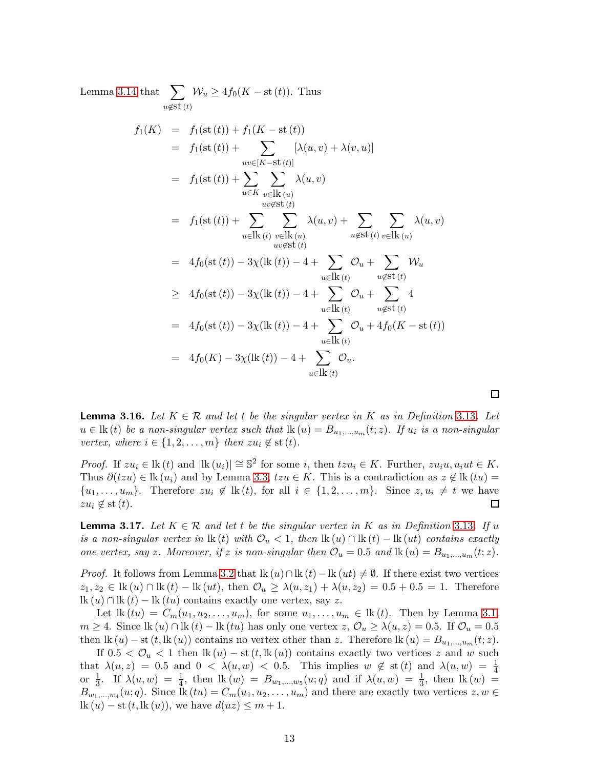Lemma 3.14 that $\sum_{u \notin \mathrm{st}\,(t)} \mathcal{W}_u \geq 4f_0(K - \mathrm{st}\,(t))$. Thus

$$
\begin{aligned}
f_1(K) &= f_1(\mathrm{st}\,(t)) + f_1(K - \mathrm{st}\,(t)) \\
&= f_1(\mathrm{st}\,(t)) + \sum_{uv \in [K - \mathrm{st}\,(t)]} [\lambda(u,v) + \lambda(v,u)] \\
&= f_1(\mathrm{st}\,(t)) + \sum_{u \in K} \sum_{\substack{v \in \mathrm{lk}\,(u) \\ uv \notin \mathrm{st}\,(t)}} \lambda(u,v) \\
&= f_1(\mathrm{st}\,(t)) + \sum_{u \in \mathrm{lk}\,(t)} \sum_{\substack{v \in \mathrm{lk}\,(u) \\ uv \notin \mathrm{st}\,(t)}} \lambda(u,v) + \sum_{u \notin \mathrm{st}\,(t)} \sum_{v \in \mathrm{lk}\,(u)} \lambda(u,v) \\
&= 4f_0(\mathrm{st}\,(t)) - 3\chi(\mathrm{lk}\,(t)) - 4 + \sum_{u \in \mathrm{lk}\,(t)} \mathcal{O}_u + \sum_{u \notin \mathrm{st}\,(t)} \mathcal{W}_u \\
&\geq 4f_0(\mathrm{st}\,(t)) - 3\chi(\mathrm{lk}\,(t)) - 4 + \sum_{u \in \mathrm{lk}\,(t)} \mathcal{O}_u + \sum_{u \notin \mathrm{st}\,(t)} 4 \\
&= 4f_0(\mathrm{st}\,(t)) - 3\chi(\mathrm{lk}\,(t)) - 4 + \sum_{u \in \mathrm{lk}\,(t)} \mathcal{O}_u + 4f_0(K - \mathrm{st}\,(t)) \\
&= 4f_0(K) - 3\chi(\mathrm{lk}\,(t)) - 4 + \sum_{u \in \mathrm{lk}\,(t)} \mathcal{O}_u.
\end{aligned}
$$

□

**Lemma 3.16.** *Let $K \in \mathcal{R}$ and let $t$ be the singular vertex in $K$ as in Definition 3.13. Let $u \in \mathrm{lk}\,(t)$ be a non-singular vertex such that $\mathrm{lk}\,(u) = B_{u_1,\dots,u_m}(t;z)$. If $u_i$ is a non-singular vertex, where $i \in \{1,2,\dots,m\}$ then $zu_i \notin \mathrm{st}\,(t)$.*

*Proof.* If $zu_i \in \mathrm{lk}\,(t)$ and $|\mathrm{lk}\,(u_i)| \cong \mathbb{S}^2$ for some $i$, then $tzu_i \in K$. Further, $zu_iu, u_iut \in K$. Thus $\partial(tzu) \in \mathrm{lk}\,(u_i)$ and by Lemma 3.3, $tzu \in K$. This is a contradiction as $z \notin \mathrm{lk}\,(tu) = \{u_1,\dots,u_m\}$. Therefore $zu_i \notin \mathrm{lk}\,(t)$, for all $i \in \{1,2,\dots,m\}$. Since $z, u_i \neq t$ we have $zu_i \notin \mathrm{st}\,(t)$. □

**Lemma 3.17.** *Let $K \in \mathcal{R}$ and let $t$ be the singular vertex in $K$ as in Definition 3.13. If $u$ is a non-singular vertex in $\mathrm{lk}\,(t)$ with $\mathcal{O}_u < 1$, then $\mathrm{lk}\,(u) \cap \mathrm{lk}\,(t) - \mathrm{lk}\,(ut)$ contains exactly one vertex, say $z$. Moreover, if $z$ is non-singular then $\mathcal{O}_u = 0.5$ and $\mathrm{lk}\,(u) = B_{u_1,\dots,u_m}(t;z)$.*

*Proof.* It follows from Lemma 3.2 that $\mathrm{lk}\,(u) \cap \mathrm{lk}\,(t) - \mathrm{lk}\,(ut) \neq \emptyset$. If there exist two vertices $z_1, z_2 \in \mathrm{lk}\,(u) \cap \mathrm{lk}\,(t) - \mathrm{lk}\,(ut)$, then $\mathcal{O}_u \geq \lambda(u,z_1) + \lambda(u,z_2) = 0.5 + 0.5 = 1$. Therefore $\mathrm{lk}\,(u) \cap \mathrm{lk}\,(t) - \mathrm{lk}\,(tu)$ contains exactly one vertex, say $z$.

Let $\mathrm{lk}\,(tu) = C_m(u_1,u_2,\dots,u_m)$, for some $u_1,\dots,u_m \in \mathrm{lk}\,(t)$. Then by Lemma 3.1, $m \geq 4$. Since $\mathrm{lk}\,(u) \cap \mathrm{lk}\,(t) - \mathrm{lk}\,(tu)$ has only one vertex $z$, $\mathcal{O}_u \geq \lambda(u,z) = 0.5$. If $\mathcal{O}_u = 0.5$ then $\mathrm{lk}\,(u) - \mathrm{st}\,(t, \mathrm{lk}\,(u))$ contains no vertex other than $z$. Therefore $\mathrm{lk}\,(u) = B_{u_1,\dots,u_m}(t;z)$.

If $0.5 < \mathcal{O}_u < 1$ then $\mathrm{lk}\,(u) - \mathrm{st}\,(t, \mathrm{lk}\,(u))$ contains exactly two vertices $z$ and $w$ such that $\lambda(u,z) = 0.5$ and $0 < \lambda(u,w) < 0.5$. This implies $w \notin \mathrm{st}\,(t)$ and $\lambda(u,w) = \frac{1}{4}$ or $\frac{1}{3}$. If $\lambda(u,w) = \frac{1}{4}$, then $\mathrm{lk}\,(w) = B_{w_1,\dots,w_5}(u;q)$ and if $\lambda(u,w) = \frac{1}{3}$, then $\mathrm{lk}\,(w) = B_{w_1,\dots,w_4}(u;q)$. Since $\mathrm{lk}\,(tu) = C_m(u_1,u_2,\dots,u_m)$ and there are exactly two vertices $z, w \in \mathrm{lk}\,(u) - \mathrm{st}\,(t, \mathrm{lk}\,(u))$, we have $d(uz) \leq m+1$.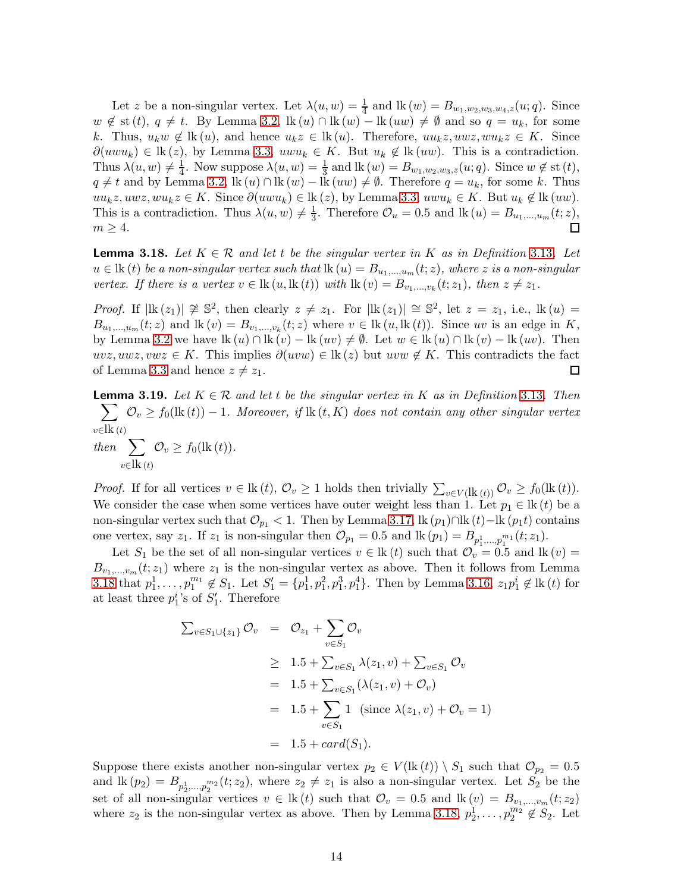Let $z$ be a non-singular vertex. Let $\lambda(u,w) = \frac{1}{4}$ and $\mathrm{lk}\,(w) = B_{w_1,w_2,w_3,w_4,z}(u;q)$. Since $w \notin \mathrm{st}\,(t)$, $q \neq t$. By Lemma 3.2, $\mathrm{lk}\,(u) \cap \mathrm{lk}\,(w) - \mathrm{lk}\,(uw) \neq \emptyset$ and so $q = u_k$, for some $k$. Thus, $u_k w \notin \mathrm{lk}\,(u)$, and hence $u_k z \in \mathrm{lk}\,(u)$. Therefore, $uu_kz, uwz, wu_kz \in K$. Since $\partial(uwu_k) \in \mathrm{lk}\,(z)$, by Lemma 3.3, $uwu_k \in K$. But $u_k \notin \mathrm{lk}\,(uw)$. This is a contradiction. Thus $\lambda(u,w) \neq \frac{1}{4}$. Now suppose $\lambda(u,w) = \frac{1}{3}$ and $\mathrm{lk}\,(w) = B_{w_1,w_2,w_3,z}(u;q)$. Since $w \notin \mathrm{st}\,(t)$, $q \neq t$ and by Lemma 3.2, $\mathrm{lk}\,(u) \cap \mathrm{lk}\,(w) - \mathrm{lk}\,(uw) \neq \emptyset$. Therefore $q = u_k$, for some $k$. Thus $uu_kz, uwz, wu_kz \in K$. Since $\partial(uwu_k) \in \mathrm{lk}\,(z)$, by Lemma 3.3, $uwu_k \in K$. But $u_k \notin \mathrm{lk}\,(uw)$. This is a contradiction. Thus $\lambda(u,w) \neq \frac{1}{3}$. Therefore $\mathcal{O}_u = 0.5$ and $\mathrm{lk}\,(u) = B_{u_1,\dots,u_m}(t;z)$, $m \geq 4$. ◻

**Lemma 3.18.** *Let $K \in \mathcal{R}$ and let $t$ be the singular vertex in $K$ as in Definition 3.13. Let $u \in \mathrm{lk}\,(t)$ be a non-singular vertex such that $\mathrm{lk}\,(u) = B_{u_1,\dots,u_m}(t;z)$, where $z$ is a non-singular vertex. If there is a vertex $v \in \mathrm{lk}\,(u, \mathrm{lk}\,(t))$ with $\mathrm{lk}\,(v) = B_{v_1,\dots,v_k}(t;z_1)$, then $z \neq z_1$.*

*Proof.* If $|\mathrm{lk}\,(z_1)| \not\cong \mathbb{S}^2$, then clearly $z \neq z_1$. For $|\mathrm{lk}\,(z_1)| \cong \mathbb{S}^2$, let $z = z_1$, i.e., $\mathrm{lk}\,(u) = B_{u_1,\dots,u_m}(t;z)$ and $\mathrm{lk}\,(v) = B_{v_1,\dots,v_k}(t;z)$ where $v \in \mathrm{lk}\,(u, \mathrm{lk}\,(t))$. Since $uv$ is an edge in $K$, by Lemma 3.2 we have $\mathrm{lk}\,(u) \cap \mathrm{lk}\,(v) - \mathrm{lk}\,(uv) \neq \emptyset$. Let $w \in \mathrm{lk}\,(u) \cap \mathrm{lk}\,(v) - \mathrm{lk}\,(uv)$. Then $uvz, uwz, vwz \in K$. This implies $\partial(uvw) \in \mathrm{lk}\,(z)$ but $uvw \notin K$. This contradicts the fact of Lemma 3.3 and hence $z \neq z_1$. ◻

**Lemma 3.19.** *Let $K \in \mathcal{R}$ and let $t$ be the singular vertex in $K$ as in Definition 3.13. Then $\sum_{v \in \mathrm{lk}\,(t)} \mathcal{O}_v \geq f_0(\mathrm{lk}\,(t)) - 1$. Moreover, if $\mathrm{lk}\,(t, K)$ does not contain any other singular vertex then $\sum_{v \in \mathrm{lk}\,(t)} \mathcal{O}_v \geq f_0(\mathrm{lk}\,(t))$.*

*Proof.* If for all vertices $v \in \mathrm{lk}\,(t)$, $\mathcal{O}_v \geq 1$ holds then trivially $\sum_{v \in V(\mathrm{lk}\,(t))} \mathcal{O}_v \geq f_0(\mathrm{lk}\,(t))$. We consider the case when some vertices have outer weight less than 1. Let $p_1 \in \mathrm{lk}\,(t)$ be a non-singular vertex such that $\mathcal{O}_{p_1} < 1$. Then by Lemma 3.17, $\mathrm{lk}\,(p_1) \cap \mathrm{lk}\,(t) - \mathrm{lk}\,(p_1 t)$ contains one vertex, say $z_1$. If $z_1$ is non-singular then $\mathcal{O}_{p_1} = 0.5$ and $\mathrm{lk}\,(p_1) = B_{p_1^1,\dots,p_1^{m_1}}(t;z_1)$.

Let $S_1$ be the set of all non-singular vertices $v \in \mathrm{lk}\,(t)$ such that $\mathcal{O}_v = 0.5$ and $\mathrm{lk}\,(v) = B_{v_1,\dots,v_m}(t;z_1)$ where $z_1$ is the non-singular vertex as above. Then it follows from Lemma 3.18 that $p_1^1, \dots, p_1^{m_1} \notin S_1$. Let $S_1' = \{p_1^1, p_1^2, p_1^3, p_1^4\}$. Then by Lemma 3.16, $z_1 p_1^i \notin \mathrm{lk}\,(t)$ for at least three $p_1^i$'s of $S_1'$. Therefore

$$
\begin{aligned}
\textstyle\sum_{v \in S_1 \cup \{z_1\}} \mathcal{O}_v &= \mathcal{O}_{z_1} + \sum_{v \in S_1} \mathcal{O}_v \\
&\geq 1.5 + \textstyle\sum_{v \in S_1} \lambda(z_1, v) + \sum_{v \in S_1} \mathcal{O}_v \\
&= 1.5 + \textstyle\sum_{v \in S_1} (\lambda(z_1, v) + \mathcal{O}_v) \\
&= 1.5 + \sum_{v \in S_1} 1 \quad (\text{since } \lambda(z_1, v) + \mathcal{O}_v = 1) \\
&= 1.5 + card(S_1).
\end{aligned}
$$

Suppose there exists another non-singular vertex $p_2 \in V(\mathrm{lk}\,(t)) \setminus S_1$ such that $\mathcal{O}_{p_2} = 0.5$ and $\mathrm{lk}\,(p_2) = B_{p_2^1,\dots,p_2^{m_2}}(t;z_2)$, where $z_2 \neq z_1$ is also a non-singular vertex. Let $S_2$ be the set of all non-singular vertices $v \in \mathrm{lk}\,(t)$ such that $\mathcal{O}_v = 0.5$ and $\mathrm{lk}\,(v) = B_{v_1,\dots,v_m}(t;z_2)$ where $z_2$ is the non-singular vertex as above. Then by Lemma 3.18, $p_2^1, \dots, p_2^{m_2} \notin S_2$. Let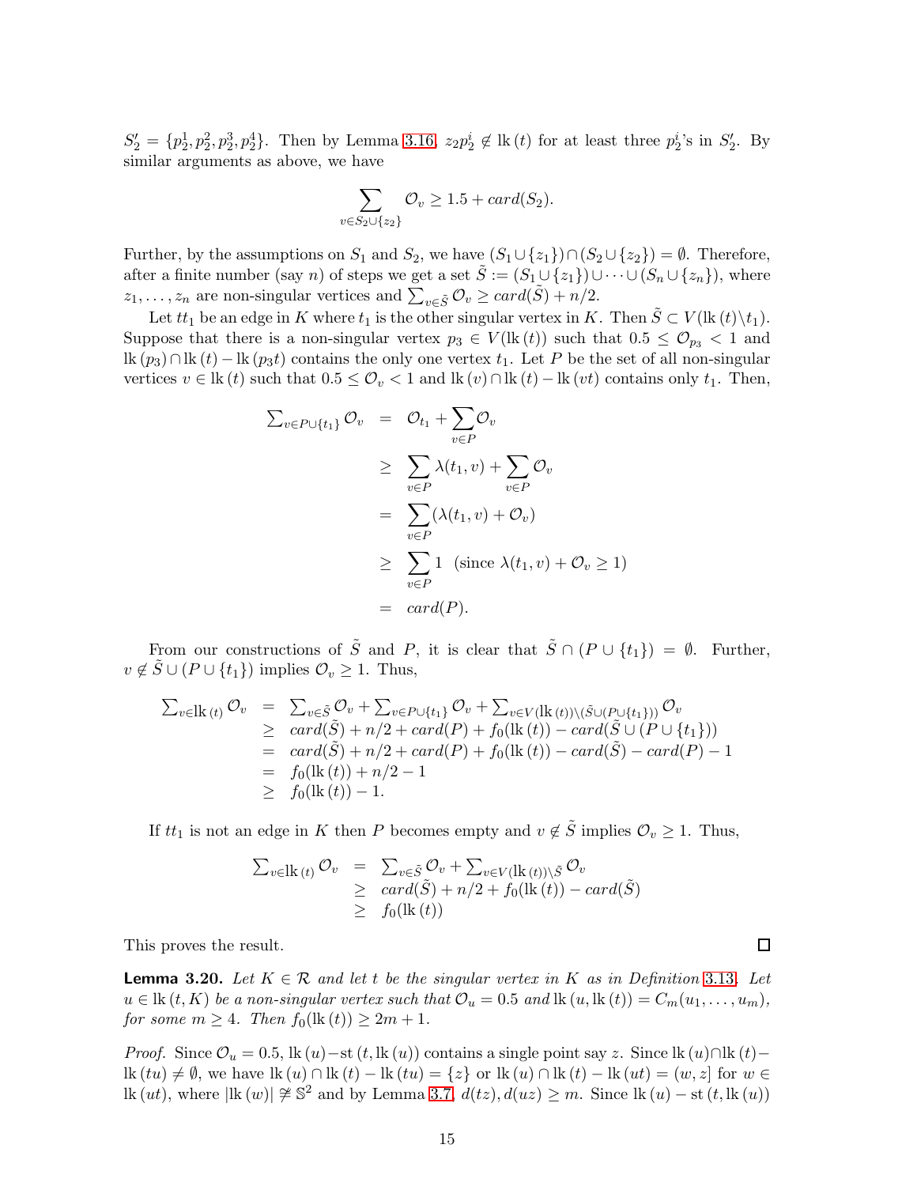$S_2' = \{p_2^1, p_2^2, p_2^3, p_2^4\}$. Then by Lemma 3.16, $z_2 p_2^i \notin \mathrm{lk}\,(t)$ for at least three $p_2^i$'s in $S_2'$. By similar arguments as above, we have

$$\sum_{v \in S_2 \cup \{z_2\}} \mathcal{O}_v \geq 1.5 + card(S_2).$$

Further, by the assumptions on $S_1$ and $S_2$, we have $(S_1 \cup \{z_1\}) \cap (S_2 \cup \{z_2\}) = \emptyset$. Therefore, after a finite number (say $n$) of steps we get a set $\tilde{S} := (S_1 \cup \{z_1\}) \cup \cdots \cup (S_n \cup \{z_n\})$, where $z_1, \ldots, z_n$ are non-singular vertices and $\sum_{v \in \tilde{S}} \mathcal{O}_v \geq card(\tilde{S}) + n/2$.

Let $tt_1$ be an edge in $K$ where $t_1$ is the other singular vertex in $K$. Then $\tilde{S} \subset V(\mathrm{lk}\,(t) \backslash t_1)$. Suppose that there is a non-singular vertex $p_3 \in V(\mathrm{lk}\,(t))$ such that $0.5 \leq \mathcal{O}_{p_3} < 1$ and $\mathrm{lk}\,(p_3) \cap \mathrm{lk}\,(t) - \mathrm{lk}\,(p_3 t)$ contains the only one vertex $t_1$. Let $P$ be the set of all non-singular vertices $v \in \mathrm{lk}\,(t)$ such that $0.5 \leq \mathcal{O}_v < 1$ and $\mathrm{lk}\,(v) \cap \mathrm{lk}\,(t) - \mathrm{lk}\,(vt)$ contains only $t_1$. Then,

$$\begin{aligned}
\textstyle\sum_{v \in P \cup \{t_1\}} \mathcal{O}_v &= \mathcal{O}_{t_1} + \sum_{v \in P} \mathcal{O}_v \\
&\geq \sum_{v \in P} \lambda(t_1, v) + \sum_{v \in P} \mathcal{O}_v \\
&= \sum_{v \in P} (\lambda(t_1, v) + \mathcal{O}_v) \\
&\geq \sum_{v \in P} 1 \quad (\text{since } \lambda(t_1, v) + \mathcal{O}_v \geq 1) \\
&= card(P).
\end{aligned}$$

From our constructions of $\tilde{S}$ and $P$, it is clear that $\tilde{S} \cap (P \cup \{t_1\}) = \emptyset$. Further, $v \notin \tilde{S} \cup (P \cup \{t_1\})$ implies $\mathcal{O}_v \geq 1$. Thus,

$$\begin{aligned}
\textstyle\sum_{v \in \mathrm{lk}\,(t)} \mathcal{O}_v &= \textstyle\sum_{v \in \tilde{S}} \mathcal{O}_v + \sum_{v \in P \cup \{t_1\}} \mathcal{O}_v + \sum_{v \in V(\mathrm{lk}\,(t)) \backslash (\tilde{S} \cup (P \cup \{t_1\}))} \mathcal{O}_v \\
&\geq card(\tilde{S}) + n/2 + card(P) + f_0(\mathrm{lk}\,(t)) - card(\tilde{S} \cup (P \cup \{t_1\})) \\
&= card(\tilde{S}) + n/2 + card(P) + f_0(\mathrm{lk}\,(t)) - card(\tilde{S}) - card(P) - 1 \\
&= f_0(\mathrm{lk}\,(t)) + n/2 - 1 \\
&\geq f_0(\mathrm{lk}\,(t)) - 1.
\end{aligned}$$

If $tt_1$ is not an edge in $K$ then $P$ becomes empty and $v \notin \tilde{S}$ implies $\mathcal{O}_v \geq 1$. Thus,

$$\begin{aligned}
\textstyle\sum_{v \in \mathrm{lk}\,(t)} \mathcal{O}_v &= \textstyle\sum_{v \in \tilde{S}} \mathcal{O}_v + \sum_{v \in V(\mathrm{lk}\,(t)) \backslash \tilde{S}} \mathcal{O}_v \\
&\geq card(\tilde{S}) + n/2 + f_0(\mathrm{lk}\,(t)) - card(\tilde{S}) \\
&\geq f_0(\mathrm{lk}\,(t))
\end{aligned}$$

This proves the result. $\square$

**Lemma 3.20.** *Let $K \in \mathcal{R}$ and let $t$ be the singular vertex in $K$ as in Definition 3.13. Let $u \in \mathrm{lk}\,(t, K)$ be a non-singular vertex such that $\mathcal{O}_u = 0.5$ and $\mathrm{lk}\,(u, \mathrm{lk}\,(t)) = C_m(u_1, \ldots, u_m)$, for some $m \geq 4$. Then $f_0(\mathrm{lk}\,(t)) \geq 2m + 1$.*

*Proof.* Since $\mathcal{O}_u = 0.5$, $\mathrm{lk}\,(u) - \mathrm{st}\,(t, \mathrm{lk}\,(u))$ contains a single point say $z$. Since $\mathrm{lk}\,(u) \cap \mathrm{lk}\,(t) - \mathrm{lk}\,(tu) \neq \emptyset$, we have $\mathrm{lk}\,(u) \cap \mathrm{lk}\,(t) - \mathrm{lk}\,(tu) = \{z\}$ or $\mathrm{lk}\,(u) \cap \mathrm{lk}\,(t) - \mathrm{lk}\,(ut) = (w, z]$ for $w \in \mathrm{lk}\,(ut)$, where $|\mathrm{lk}\,(w)| \ncong \mathbb{S}^2$ and by Lemma 3.7, $d(tz), d(uz) \geq m$. Since $\mathrm{lk}\,(u) - \mathrm{st}\,(t, \mathrm{lk}\,(u))$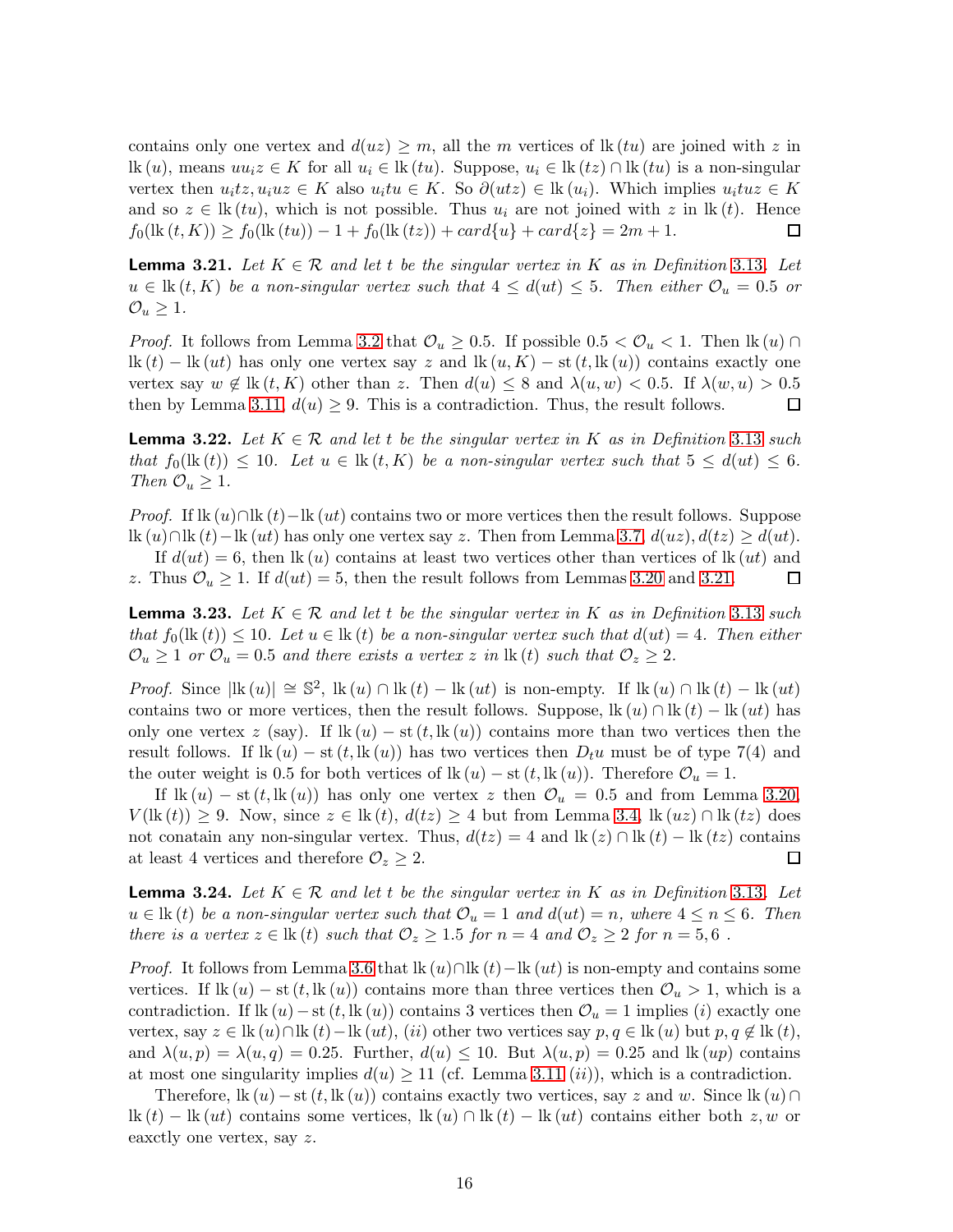contains only one vertex and $d(uz) \geq m$, all the $m$ vertices of $\mathrm{lk}\,(tu)$ are joined with $z$ in $\mathrm{lk}\,(u)$, means $uu_iz \in K$ for all $u_i \in \mathrm{lk}\,(tu)$. Suppose, $u_i \in \mathrm{lk}\,(tz) \cap \mathrm{lk}\,(tu)$ is a non-singular vertex then $u_itz, u_iuz \in K$ also $u_itu \in K$. So $\partial(utz) \in \mathrm{lk}\,(u_i)$. Which implies $u_ituz \in K$ and so $z \in \mathrm{lk}\,(tu)$, which is not possible. Thus $u_i$ are not joined with $z$ in $\mathrm{lk}\,(t)$. Hence $f_0(\mathrm{lk}\,(t, K)) \geq f_0(\mathrm{lk}\,(tu)) - 1 + f_0(\mathrm{lk}\,(tz)) + card\{u\} + card\{z\} = 2m + 1$. □

**Lemma 3.21.** *Let $K \in \mathcal{R}$ and let $t$ be the singular vertex in $K$ as in Definition 3.13. Let $u \in \mathrm{lk}\,(t, K)$ be a non-singular vertex such that $4 \leq d(ut) \leq 5$. Then either $\mathcal{O}_u = 0.5$ or $\mathcal{O}_u \geq 1$.*

*Proof.* It follows from Lemma 3.2 that $\mathcal{O}_u \geq 0.5$. If possible $0.5 < \mathcal{O}_u < 1$. Then $\mathrm{lk}\,(u) \cap \mathrm{lk}\,(t) - \mathrm{lk}\,(ut)$ has only one vertex say $z$ and $\mathrm{lk}\,(u, K) - \mathrm{st}\,(t, \mathrm{lk}\,(u))$ contains exactly one vertex say $w \notin \mathrm{lk}\,(t, K)$ other than $z$. Then $d(u) \leq 8$ and $\lambda(u, w) < 0.5$. If $\lambda(w, u) > 0.5$ then by Lemma 3.11, $d(u) \geq 9$. This is a contradiction. Thus, the result follows. □

**Lemma 3.22.** *Let $K \in \mathcal{R}$ and let $t$ be the singular vertex in $K$ as in Definition 3.13 such that $f_0(\mathrm{lk}\,(t)) \leq 10$. Let $u \in \mathrm{lk}\,(t, K)$ be a non-singular vertex such that $5 \leq d(ut) \leq 6$. Then $\mathcal{O}_u \geq 1$.*

*Proof.* If $\mathrm{lk}\,(u) \cap \mathrm{lk}\,(t) - \mathrm{lk}\,(ut)$ contains two or more vertices then the result follows. Suppose $\mathrm{lk}\,(u) \cap \mathrm{lk}\,(t) - \mathrm{lk}\,(ut)$ has only one vertex say $z$. Then from Lemma 3.7, $d(uz), d(tz) \geq d(ut)$.

If $d(ut) = 6$, then $\mathrm{lk}\,(u)$ contains at least two vertices other than vertices of $\mathrm{lk}\,(ut)$ and $z$. Thus $\mathcal{O}_u \geq 1$. If $d(ut) = 5$, then the result follows from Lemmas 3.20 and 3.21. □

**Lemma 3.23.** *Let $K \in \mathcal{R}$ and let $t$ be the singular vertex in $K$ as in Definition 3.13 such that $f_0(\mathrm{lk}\,(t)) \leq 10$. Let $u \in \mathrm{lk}\,(t)$ be a non-singular vertex such that $d(ut) = 4$. Then either $\mathcal{O}_u \geq 1$ or $\mathcal{O}_u = 0.5$ and there exists a vertex $z$ in $\mathrm{lk}\,(t)$ such that $\mathcal{O}_z \geq 2$.*

*Proof.* Since $|\mathrm{lk}\,(u)| \cong \mathbb{S}^2$, $\mathrm{lk}\,(u) \cap \mathrm{lk}\,(t) - \mathrm{lk}\,(ut)$ is non-empty. If $\mathrm{lk}\,(u) \cap \mathrm{lk}\,(t) - \mathrm{lk}\,(ut)$ contains two or more vertices, then the result follows. Suppose, $\mathrm{lk}\,(u) \cap \mathrm{lk}\,(t) - \mathrm{lk}\,(ut)$ has only one vertex $z$ (say). If $\mathrm{lk}\,(u) - \mathrm{st}\,(t, \mathrm{lk}\,(u))$ contains more than two vertices then the result follows. If $\mathrm{lk}\,(u) - \mathrm{st}\,(t, \mathrm{lk}\,(u))$ has two vertices then $D_tu$ must be of type 7(4) and the outer weight is 0.5 for both vertices of $\mathrm{lk}\,(u) - \mathrm{st}\,(t, \mathrm{lk}\,(u))$. Therefore $\mathcal{O}_u = 1$.

If $\mathrm{lk}\,(u) - \mathrm{st}\,(t, \mathrm{lk}\,(u))$ has only one vertex $z$ then $\mathcal{O}_u = 0.5$ and from Lemma 3.20, $V(\mathrm{lk}\,(t)) \geq 9$. Now, since $z \in \mathrm{lk}\,(t)$, $d(tz) \geq 4$ but from Lemma 3.4, $\mathrm{lk}\,(uz) \cap \mathrm{lk}\,(tz)$ does not conatain any non-singular vertex. Thus, $d(tz) = 4$ and $\mathrm{lk}\,(z) \cap \mathrm{lk}\,(t) - \mathrm{lk}\,(tz)$ contains at least 4 vertices and therefore $\mathcal{O}_z \geq 2$. □

**Lemma 3.24.** *Let $K \in \mathcal{R}$ and let $t$ be the singular vertex in $K$ as in Definition 3.13. Let $u \in \mathrm{lk}\,(t)$ be a non-singular vertex such that $\mathcal{O}_u = 1$ and $d(ut) = n$, where $4 \leq n \leq 6$. Then there is a vertex $z \in \mathrm{lk}\,(t)$ such that $\mathcal{O}_z \geq 1.5$ for $n = 4$ and $\mathcal{O}_z \geq 2$ for $n = 5, 6$ .*

*Proof.* It follows from Lemma 3.6 that $\mathrm{lk}\,(u) \cap \mathrm{lk}\,(t) - \mathrm{lk}\,(ut)$ is non-empty and contains some vertices. If $\mathrm{lk}\,(u) - \mathrm{st}\,(t, \mathrm{lk}\,(u))$ contains more than three vertices then $\mathcal{O}_u > 1$, which is a contradiction. If $\mathrm{lk}\,(u) - \mathrm{st}\,(t, \mathrm{lk}\,(u))$ contains 3 vertices then $\mathcal{O}_u = 1$ implies $(i)$ exactly one vertex, say $z \in \mathrm{lk}\,(u) \cap \mathrm{lk}\,(t) - \mathrm{lk}\,(ut)$, $(ii)$ other two vertices say $p, q \in \mathrm{lk}\,(u)$ but $p, q \notin \mathrm{lk}\,(t)$, and $\lambda(u, p) = \lambda(u, q) = 0.25$. Further, $d(u) \leq 10$. But $\lambda(u, p) = 0.25$ and $\mathrm{lk}\,(up)$ contains at most one singularity implies $d(u) \geq 11$ (cf. Lemma 3.11 $(ii)$), which is a contradiction.

Therefore, $\mathrm{lk}\,(u) - \mathrm{st}\,(t, \mathrm{lk}\,(u))$ contains exactly two vertices, say $z$ and $w$. Since $\mathrm{lk}\,(u) \cap \mathrm{lk}\,(t) - \mathrm{lk}\,(ut)$ contains some vertices, $\mathrm{lk}\,(u) \cap \mathrm{lk}\,(t) - \mathrm{lk}\,(ut)$ contains either both $z, w$ or eaxctly one vertex, say $z$.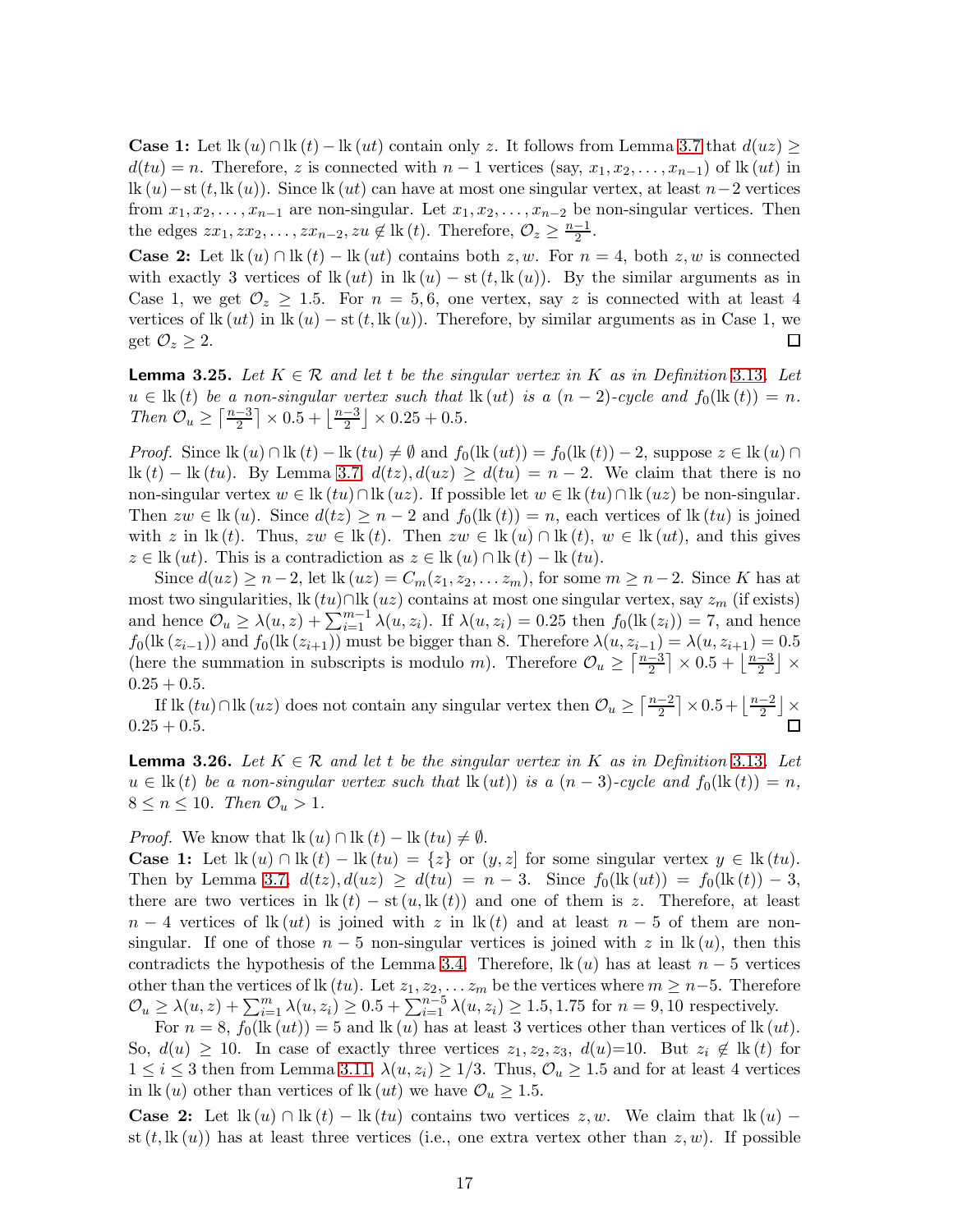**Case 1:** Let $\mathrm{lk}\,(u) \cap \mathrm{lk}\,(t) - \mathrm{lk}\,(ut)$ contain only $z$. It follows from Lemma 3.7 that $d(uz) \geq d(tu) = n$. Therefore, $z$ is connected with $n-1$ vertices (say, $x_1, x_2, \ldots, x_{n-1}$) of $\mathrm{lk}\,(ut)$ in $\mathrm{lk}\,(u) - \mathrm{st}\,(t, \mathrm{lk}\,(u))$. Since $\mathrm{lk}\,(ut)$ can have at most one singular vertex, at least $n-2$ vertices from $x_1, x_2, \ldots, x_{n-1}$ are non-singular. Let $x_1, x_2, \ldots, x_{n-2}$ be non-singular vertices. Then the edges $zx_1, zx_2, \ldots, zx_{n-2}, zu \notin \mathrm{lk}\,(t)$. Therefore, $\mathcal{O}_z \geq \frac{n-1}{2}$.

**Case 2:** Let $\mathrm{lk}\,(u) \cap \mathrm{lk}\,(t) - \mathrm{lk}\,(ut)$ contains both $z, w$. For $n = 4$, both $z, w$ is connected with exactly 3 vertices of $\mathrm{lk}\,(ut)$ in $\mathrm{lk}\,(u) - \mathrm{st}\,(t, \mathrm{lk}\,(u))$. By the similar arguments as in Case 1, we get $\mathcal{O}_z \geq 1.5$. For $n = 5, 6$, one vertex, say $z$ is connected with at least 4 vertices of $\mathrm{lk}\,(ut)$ in $\mathrm{lk}\,(u) - \mathrm{st}\,(t, \mathrm{lk}\,(u))$. Therefore, by similar arguments as in Case 1, we get $\mathcal{O}_z \geq 2$. □

**Lemma 3.25.** *Let $K \in \mathcal{R}$ and let $t$ be the singular vertex in $K$ as in Definition 3.13. Let $u \in \mathrm{lk}\,(t)$ be a non-singular vertex such that $\mathrm{lk}\,(ut)$ is a $(n-2)$-cycle and $f_0(\mathrm{lk}\,(t)) = n$. Then $\mathcal{O}_u \geq \lceil \frac{n-3}{2} \rceil \times 0.5 + \lfloor \frac{n-3}{2} \rfloor \times 0.25 + 0.5$.*

*Proof.* Since $\mathrm{lk}\,(u) \cap \mathrm{lk}\,(t) - \mathrm{lk}\,(tu) \neq \emptyset$ and $f_0(\mathrm{lk}\,(ut)) = f_0(\mathrm{lk}\,(t)) - 2$, suppose $z \in \mathrm{lk}\,(u) \cap \mathrm{lk}\,(t) - \mathrm{lk}\,(tu)$. By Lemma 3.7, $d(tz), d(uz) \geq d(tu) = n-2$. We claim that there is no non-singular vertex $w \in \mathrm{lk}\,(tu) \cap \mathrm{lk}\,(uz)$. If possible let $w \in \mathrm{lk}\,(tu) \cap \mathrm{lk}\,(uz)$ be non-singular. Then $zw \in \mathrm{lk}\,(u)$. Since $d(tz) \geq n-2$ and $f_0(\mathrm{lk}\,(t)) = n$, each vertices of $\mathrm{lk}\,(tu)$ is joined with $z$ in $\mathrm{lk}\,(t)$. Thus, $zw \in \mathrm{lk}\,(t)$. Then $zw \in \mathrm{lk}\,(u) \cap \mathrm{lk}\,(t)$, $w \in \mathrm{lk}\,(ut)$, and this gives $z \in \mathrm{lk}\,(ut)$. This is a contradiction as $z \in \mathrm{lk}\,(u) \cap \mathrm{lk}\,(t) - \mathrm{lk}\,(tu)$.

Since $d(uz) \geq n-2$, let $\mathrm{lk}\,(uz) = C_m(z_1, z_2, \ldots z_m)$, for some $m \geq n-2$. Since $K$ has at most two singularities, $\mathrm{lk}\,(tu) \cap \mathrm{lk}\,(uz)$ contains at most one singular vertex, say $z_m$ (if exists) and hence $\mathcal{O}_u \geq \lambda(u, z) + \sum_{i=1}^{m-1} \lambda(u, z_i)$. If $\lambda(u, z_i) = 0.25$ then $f_0(\mathrm{lk}\,(z_i)) = 7$, and hence $f_0(\mathrm{lk}\,(z_{i-1}))$ and $f_0(\mathrm{lk}\,(z_{i+1}))$ must be bigger than 8. Therefore $\lambda(u, z_{i-1}) = \lambda(u, z_{i+1}) = 0.5$ (here the summation in subscripts is modulo $m$). Therefore $\mathcal{O}_u \geq \lceil \frac{n-3}{2} \rceil \times 0.5 + \lfloor \frac{n-3}{2} \rfloor \times 0.25 + 0.5$.

If $\mathrm{lk}\,(tu) \cap \mathrm{lk}\,(uz)$ does not contain any singular vertex then $\mathcal{O}_u \geq \lceil \frac{n-2}{2} \rceil \times 0.5 + \lfloor \frac{n-2}{2} \rfloor \times 0.25 + 0.5$. □

**Lemma 3.26.** *Let $K \in \mathcal{R}$ and let $t$ be the singular vertex in $K$ as in Definition 3.13. Let $u \in \mathrm{lk}\,(t)$ be a non-singular vertex such that $\mathrm{lk}\,(ut))$ is a $(n-3)$-cycle and $f_0(\mathrm{lk}\,(t)) = n$, $8 \leq n \leq 10$. Then $\mathcal{O}_u > 1$.*

*Proof.* We know that $\mathrm{lk}\,(u) \cap \mathrm{lk}\,(t) - \mathrm{lk}\,(tu) \neq \emptyset$.

**Case 1:** Let $\mathrm{lk}\,(u) \cap \mathrm{lk}\,(t) - \mathrm{lk}\,(tu) = \{z\}$ or $(y, z]$ for some singular vertex $y \in \mathrm{lk}\,(tu)$. Then by Lemma 3.7, $d(tz), d(uz) \geq d(tu) = n-3$. Since $f_0(\mathrm{lk}\,(ut)) = f_0(\mathrm{lk}\,(t)) - 3$, there are two vertices in $\mathrm{lk}\,(t) - \mathrm{st}\,(u, \mathrm{lk}\,(t))$ and one of them is $z$. Therefore, at least $n-4$ vertices of $\mathrm{lk}\,(ut)$ is joined with $z$ in $\mathrm{lk}\,(t)$ and at least $n-5$ of them are non-singular. If one of those $n-5$ non-singular vertices is joined with $z$ in $\mathrm{lk}\,(u)$, then this contradicts the hypothesis of the Lemma 3.4. Therefore, $\mathrm{lk}\,(u)$ has at least $n-5$ vertices other than the vertices of $\mathrm{lk}\,(tu)$. Let $z_1, z_2, \ldots z_m$ be the vertices where $m \geq n-5$. Therefore $\mathcal{O}_u \geq \lambda(u, z) + \sum_{i=1}^{m} \lambda(u, z_i) \geq 0.5 + \sum_{i=1}^{n-5} \lambda(u, z_i) \geq 1.5, 1.75$ for $n = 9, 10$ respectively.

For $n = 8$, $f_0(\mathrm{lk}\,(ut)) = 5$ and $\mathrm{lk}\,(u)$ has at least 3 vertices other than vertices of $\mathrm{lk}\,(ut)$. So, $d(u) \geq 10$. In case of exactly three vertices $z_1, z_2, z_3$, $d(u)$=10. But $z_i \notin \mathrm{lk}\,(t)$ for $1 \leq i \leq 3$ then from Lemma 3.11, $\lambda(u, z_i) \geq 1/3$. Thus, $\mathcal{O}_u \geq 1.5$ and for at least 4 vertices in $\mathrm{lk}\,(u)$ other than vertices of $\mathrm{lk}\,(ut)$ we have $\mathcal{O}_u \geq 1.5$.

**Case 2:** Let $\mathrm{lk}\,(u) \cap \mathrm{lk}\,(t) - \mathrm{lk}\,(tu)$ contains two vertices $z, w$. We claim that $\mathrm{lk}\,(u) - \mathrm{st}\,(t, \mathrm{lk}\,(u))$ has at least three vertices (i.e., one extra vertex other than $z, w$). If possible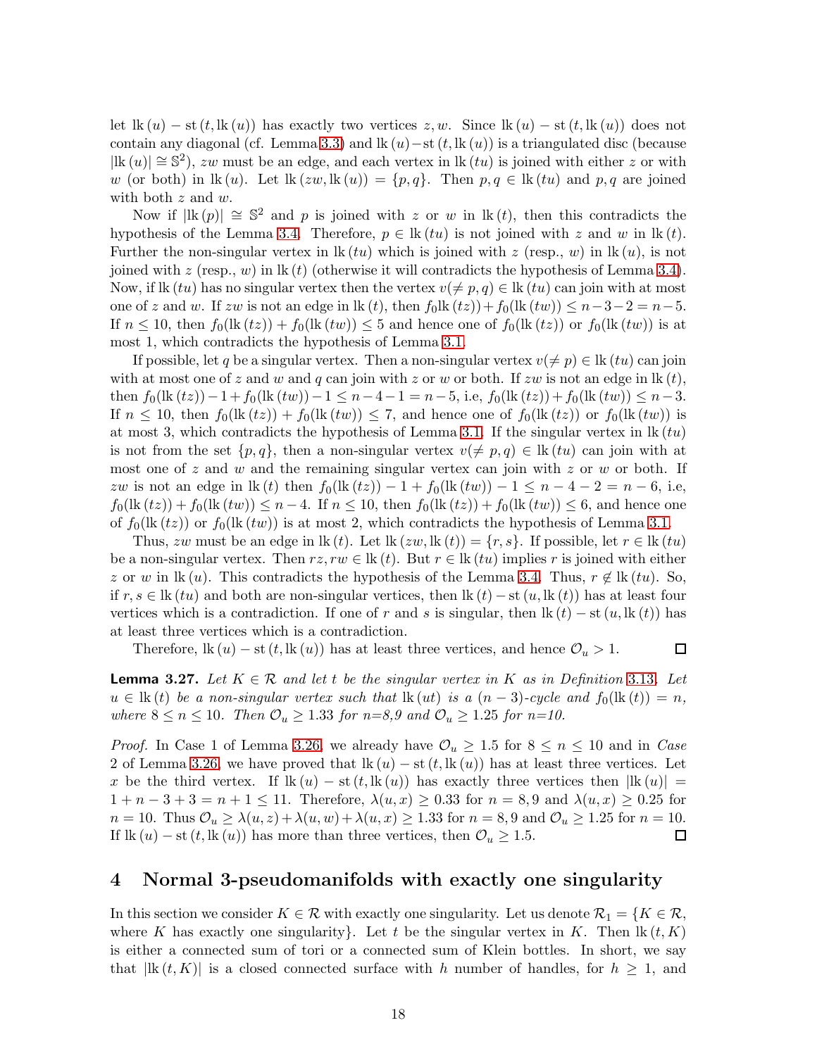let $\mathrm{lk}(u) - \mathrm{st}(t, \mathrm{lk}(u))$ has exactly two vertices $z, w$. Since $\mathrm{lk}(u) - \mathrm{st}(t, \mathrm{lk}(u))$ does not contain any diagonal (cf. Lemma 3.3) and $\mathrm{lk}(u) - \mathrm{st}(t, \mathrm{lk}(u))$ is a triangulated disc (because $|\mathrm{lk}(u)| \cong \mathbb{S}^2$), $zw$ must be an edge, and each vertex in $\mathrm{lk}(tu)$ is joined with either $z$ or with $w$ (or both) in $\mathrm{lk}(u)$. Let $\mathrm{lk}(zw, \mathrm{lk}(u)) = \{p, q\}$. Then $p, q \in \mathrm{lk}(tu)$ and $p, q$ are joined with both $z$ and $w$.

Now if $|\mathrm{lk}(p)| \cong \mathbb{S}^2$ and $p$ is joined with $z$ or $w$ in $\mathrm{lk}(t)$, then this contradicts the hypothesis of the Lemma 3.4. Therefore, $p \in \mathrm{lk}(tu)$ is not joined with $z$ and $w$ in $\mathrm{lk}(t)$. Further the non-singular vertex in $\mathrm{lk}(tu)$ which is joined with $z$ (resp., $w$) in $\mathrm{lk}(u)$, is not joined with $z$ (resp., $w$) in $\mathrm{lk}(t)$ (otherwise it will contradicts the hypothesis of Lemma 3.4). Now, if $\mathrm{lk}(tu)$ has no singular vertex then the vertex $v(\neq p, q) \in \mathrm{lk}(tu)$ can join with at most one of $z$ and $w$. If $zw$ is not an edge in $\mathrm{lk}(t)$, then $f_0\mathrm{lk}(tz)) + f_0(\mathrm{lk}(tw)) \leq n-3-2 = n-5$. If $n \leq 10$, then $f_0(\mathrm{lk}(tz)) + f_0(\mathrm{lk}(tw)) \leq 5$ and hence one of $f_0(\mathrm{lk}(tz))$ or $f_0(\mathrm{lk}(tw))$ is at most 1, which contradicts the hypothesis of Lemma 3.1.

If possible, let $q$ be a singular vertex. Then a non-singular vertex $v(\neq p) \in \mathrm{lk}(tu)$ can join with at most one of $z$ and $w$ and $q$ can join with $z$ or $w$ or both. If $zw$ is not an edge in $\mathrm{lk}(t)$, then $f_0(\mathrm{lk}(tz)) - 1 + f_0(\mathrm{lk}(tw)) - 1 \leq n-4-1 = n-5$, i.e, $f_0(\mathrm{lk}(tz)) + f_0(\mathrm{lk}(tw)) \leq n-3$. If $n \leq 10$, then $f_0(\mathrm{lk}(tz)) + f_0(\mathrm{lk}(tw)) \leq 7$, and hence one of $f_0(\mathrm{lk}(tz))$ or $f_0(\mathrm{lk}(tw))$ is at most 3, which contradicts the hypothesis of Lemma 3.1. If the singular vertex in $\mathrm{lk}(tu)$ is not from the set $\{p, q\}$, then a non-singular vertex $v(\neq p, q) \in \mathrm{lk}(tu)$ can join with at most one of $z$ and $w$ and the remaining singular vertex can join with $z$ or $w$ or both. If $zw$ is not an edge in $\mathrm{lk}(t)$ then $f_0(\mathrm{lk}(tz)) - 1 + f_0(\mathrm{lk}(tw)) - 1 \leq n-4-2 = n-6$, i.e, $f_0(\mathrm{lk}(tz)) + f_0(\mathrm{lk}(tw)) \leq n-4$. If $n \leq 10$, then $f_0(\mathrm{lk}(tz)) + f_0(\mathrm{lk}(tw)) \leq 6$, and hence one of $f_0(\mathrm{lk}(tz))$ or $f_0(\mathrm{lk}(tw))$ is at most 2, which contradicts the hypothesis of Lemma 3.1.

Thus, $zw$ must be an edge in $\mathrm{lk}(t)$. Let $\mathrm{lk}(zw, \mathrm{lk}(t)) = \{r, s\}$. If possible, let $r \in \mathrm{lk}(tu)$ be a non-singular vertex. Then $rz, rw \in \mathrm{lk}(t)$. But $r \in \mathrm{lk}(tu)$ implies $r$ is joined with either $z$ or $w$ in $\mathrm{lk}(u)$. This contradicts the hypothesis of the Lemma 3.4. Thus, $r \notin \mathrm{lk}(tu)$. So, if $r, s \in \mathrm{lk}(tu)$ and both are non-singular vertices, then $\mathrm{lk}(t) - \mathrm{st}(u, \mathrm{lk}(t))$ has at least four vertices which is a contradiction. If one of $r$ and $s$ is singular, then $\mathrm{lk}(t) - \mathrm{st}(u, \mathrm{lk}(t))$ has at least three vertices which is a contradiction.

Therefore, $\mathrm{lk}(u) - \mathrm{st}(t, \mathrm{lk}(u))$ has at least three vertices, and hence $\mathcal{O}_u > 1$. □

**Lemma 3.27.** *Let $K \in \mathcal{R}$ and let $t$ be the singular vertex in $K$ as in Definition 3.13. Let $u \in \mathrm{lk}(t)$ be a non-singular vertex such that $\mathrm{lk}(ut)$ is a $(n-3)$-cycle and $f_0(\mathrm{lk}(t)) = n$, where $8 \leq n \leq 10$. Then $\mathcal{O}_u \geq 1.33$ for n=8,9 and $\mathcal{O}_u \geq 1.25$ for n=10.*

*Proof.* In Case 1 of Lemma 3.26, we already have $\mathcal{O}_u \geq 1.5$ for $8 \leq n \leq 10$ and in *Case* 2 of Lemma 3.26, we have proved that $\mathrm{lk}(u) - \mathrm{st}(t, \mathrm{lk}(u))$ has at least three vertices. Let $x$ be the third vertex. If $\mathrm{lk}(u) - \mathrm{st}(t, \mathrm{lk}(u))$ has exactly three vertices then $|\mathrm{lk}(u)| = 1 + n - 3 + 3 = n + 1 \leq 11$. Therefore, $\lambda(u, x) \geq 0.33$ for $n = 8, 9$ and $\lambda(u, x) \geq 0.25$ for $n = 10$. Thus $\mathcal{O}_u \geq \lambda(u, z) + \lambda(u, w) + \lambda(u, x) \geq 1.33$ for $n = 8, 9$ and $\mathcal{O}_u \geq 1.25$ for $n = 10$. If $\mathrm{lk}(u) - \mathrm{st}(t, \mathrm{lk}(u))$ has more than three vertices, then $\mathcal{O}_u \geq 1.5$. □

## 4 Normal 3-pseudomanifolds with exactly one singularity

In this section we consider $K \in \mathcal{R}$ with exactly one singularity. Let us denote $\mathcal{R}_1 = \{K \in \mathcal{R},$ where $K$ has exactly one singularity$\}$. Let $t$ be the singular vertex in $K$. Then $\mathrm{lk}(t, K)$ is either a connected sum of tori or a connected sum of Klein bottles. In short, we say that $|\mathrm{lk}(t, K)|$ is a closed connected surface with $h$ number of handles, for $h \geq 1$, and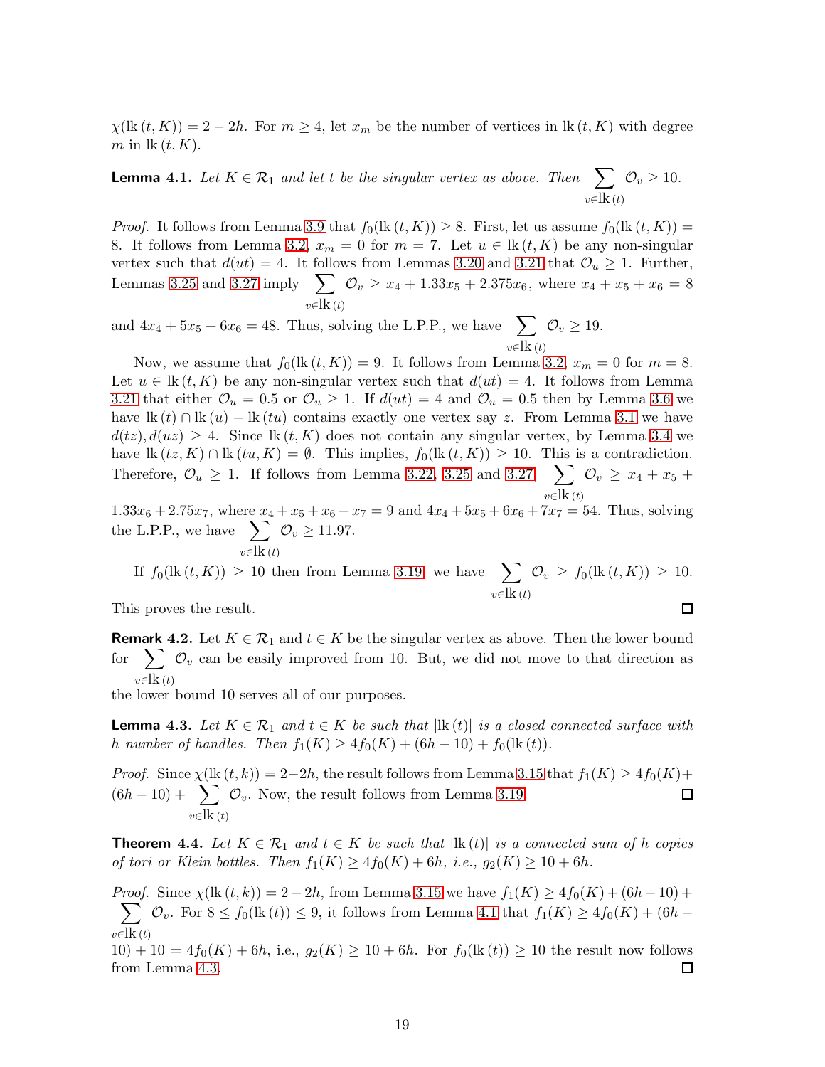$\chi(\mathrm{lk}\,(t, K)) = 2 - 2h$. For $m \geq 4$, let $x_m$ be the number of vertices in $\mathrm{lk}\,(t, K)$ with degree $m$ in $\mathrm{lk}\,(t, K)$.

**Lemma 4.1.** *Let $K \in \mathcal{R}_1$ and let $t$ be the singular vertex as above. Then* $\sum_{v \in \mathrm{lk}\,(t)} \mathcal{O}_v \geq 10$.

*Proof.* It follows from Lemma 3.9 that $f_0(\mathrm{lk}\,(t, K)) \geq 8$. First, let us assume $f_0(\mathrm{lk}\,(t, K)) = 8$. It follows from Lemma 3.2, $x_m = 0$ for $m = 7$. Let $u \in \mathrm{lk}\,(t, K)$ be any non-singular vertex such that $d(ut) = 4$. It follows from Lemmas 3.20 and 3.21 that $\mathcal{O}_u \geq 1$. Further, Lemmas 3.25 and 3.27 imply $\sum_{v \in \mathrm{lk}\,(t)} \mathcal{O}_v \geq x_4 + 1.33x_5 + 2.375x_6$, where $x_4 + x_5 + x_6 = 8$ and $4x_4 + 5x_5 + 6x_6 = 48$. Thus, solving the L.P.P., we have $\sum_{v \in \mathrm{lk}\,(t)} \mathcal{O}_v \geq 19$.

Now, we assume that $f_0(\mathrm{lk}\,(t, K)) = 9$. It follows from Lemma 3.2, $x_m = 0$ for $m = 8$. Let $u \in \mathrm{lk}\,(t, K)$ be any non-singular vertex such that $d(ut) = 4$. It follows from Lemma 3.21 that either $\mathcal{O}_u = 0.5$ or $\mathcal{O}_u \geq 1$. If $d(ut) = 4$ and $\mathcal{O}_u = 0.5$ then by Lemma 3.6 we have $\mathrm{lk}\,(t) \cap \mathrm{lk}\,(u) - \mathrm{lk}\,(tu)$ contains exactly one vertex say $z$. From Lemma 3.1 we have $d(tz), d(uz) \geq 4$. Since $\mathrm{lk}\,(t, K)$ does not contain any singular vertex, by Lemma 3.4 we have $\mathrm{lk}\,(tz, K) \cap \mathrm{lk}\,(tu, K) = \emptyset$. This implies, $f_0(\mathrm{lk}\,(t, K)) \geq 10$. This is a contradiction. Therefore, $\mathcal{O}_u \geq 1$. If follows from Lemma 3.22, 3.25 and 3.27, $\sum_{v \in \mathrm{lk}\,(t)} \mathcal{O}_v \geq x_4 + x_5 + 1.33x_6 + 2.75x_7$, where $x_4 + x_5 + x_6 + x_7 = 9$ and $4x_4 + 5x_5 + 6x_6 + 7x_7 = 54$. Thus, solving the L.P.P., we have $\sum_{v \in \mathrm{lk}\,(t)} \mathcal{O}_v \geq 11.97$.

If $f_0(\mathrm{lk}\,(t, K)) \geq 10$ then from Lemma 3.19, we have $\sum_{v \in \mathrm{lk}\,(t)} \mathcal{O}_v \geq f_0(\mathrm{lk}\,(t, K)) \geq 10$. This proves the result. $\square$

**Remark 4.2.** Let $K \in \mathcal{R}_1$ and $t \in K$ be the singular vertex as above. Then the lower bound for $\sum_{v \in \mathrm{lk}\,(t)} \mathcal{O}_v$ can be easily improved from 10. But, we did not move to that direction as the lower bound 10 serves all of our purposes.

**Lemma 4.3.** *Let $K \in \mathcal{R}_1$ and $t \in K$ be such that $|\mathrm{lk}\,(t)|$ is a closed connected surface with $h$ number of handles. Then $f_1(K) \geq 4f_0(K) + (6h - 10) + f_0(\mathrm{lk}\,(t))$.*

*Proof.* Since $\chi(\mathrm{lk}\,(t, k)) = 2 - 2h$, the result follows from Lemma 3.15 that $f_1(K) \geq 4f_0(K) + (6h - 10) + \sum_{v \in \mathrm{lk}\,(t)} \mathcal{O}_v$. Now, the result follows from Lemma 3.19. $\square$

**Theorem 4.4.** *Let $K \in \mathcal{R}_1$ and $t \in K$ be such that $|\mathrm{lk}\,(t)|$ is a connected sum of $h$ copies of tori or Klein bottles. Then $f_1(K) \geq 4f_0(K) + 6h$, i.e., $g_2(K) \geq 10 + 6h$.*

*Proof.* Since $\chi(\mathrm{lk}\,(t, k)) = 2 - 2h$, from Lemma 3.15 we have $f_1(K) \geq 4f_0(K) + (6h - 10) + \sum_{v \in \mathrm{lk}\,(t)} \mathcal{O}_v$. For $8 \leq f_0(\mathrm{lk}\,(t)) \leq 9$, it follows from Lemma 4.1 that $f_1(K) \geq 4f_0(K) + (6h - 10) + 10 = 4f_0(K) + 6h$, i.e., $g_2(K) \geq 10 + 6h$. For $f_0(\mathrm{lk}\,(t)) \geq 10$ the result now follows from Lemma 4.3. $\square$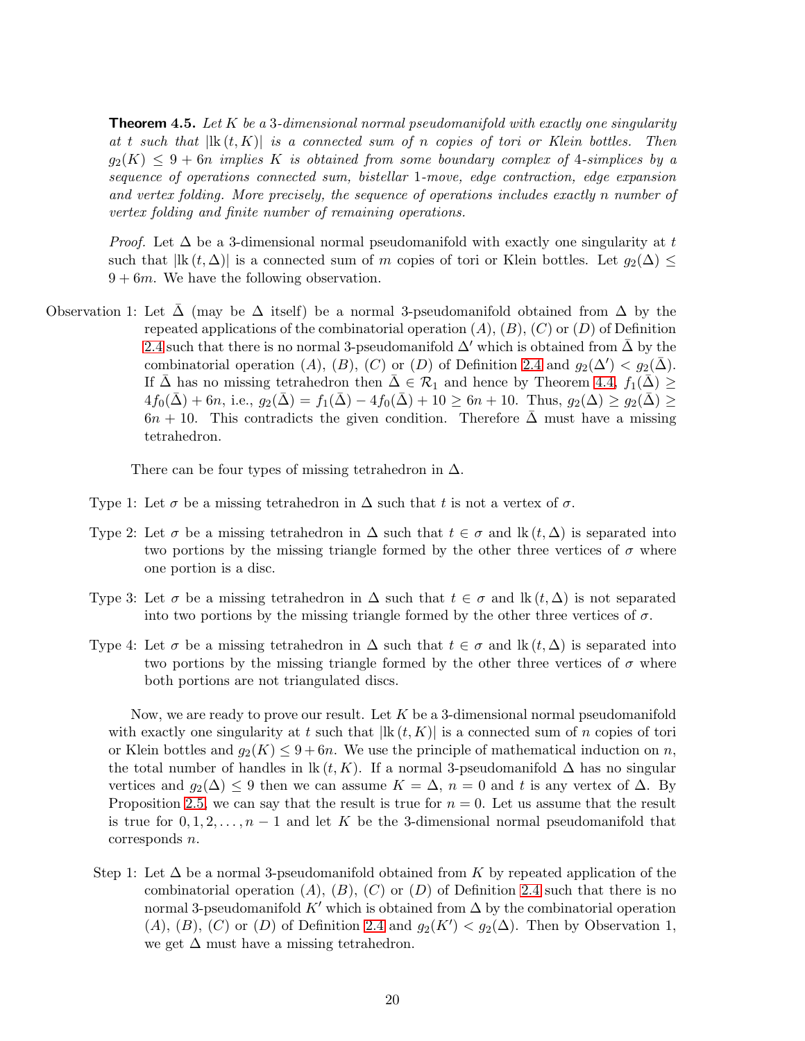**Theorem 4.5.** *Let $K$ be a 3-dimensional normal pseudomanifold with exactly one singularity at $t$ such that $|\mathrm{lk}\,(t, K)|$ is a connected sum of $n$ copies of tori or Klein bottles. Then $g_2(K) \leq 9 + 6n$ implies $K$ is obtained from some boundary complex of 4-simplices by a sequence of operations connected sum, bistellar 1-move, edge contraction, edge expansion and vertex folding. More precisely, the sequence of operations includes exactly $n$ number of vertex folding and finite number of remaining operations.*

*Proof.* Let $\Delta$ be a 3-dimensional normal pseudomanifold with exactly one singularity at $t$ such that $|\mathrm{lk}\,(t, \Delta)|$ is a connected sum of $m$ copies of tori or Klein bottles. Let $g_2(\Delta) \leq 9 + 6m$. We have the following observation.

Observation 1: Let $\bar{\Delta}$ (may be $\Delta$ itself) be a normal 3-pseudomanifold obtained from $\Delta$ by the repeated applications of the combinatorial operation $(A)$, $(B)$, $(C)$ or $(D)$ of Definition 2.4 such that there is no normal 3-pseudomanifold $\Delta'$ which is obtained from $\bar{\Delta}$ by the combinatorial operation $(A)$, $(B)$, $(C)$ or $(D)$ of Definition 2.4 and $g_2(\Delta') < g_2(\bar{\Delta})$. If $\bar{\Delta}$ has no missing tetrahedron then $\bar{\Delta} \in \mathcal{R}_1$ and hence by Theorem 4.4, $f_1(\bar{\Delta}) \geq 4f_0(\bar{\Delta}) + 6n$, i.e., $g_2(\bar{\Delta}) = f_1(\bar{\Delta}) - 4f_0(\bar{\Delta}) + 10 \geq 6n + 10$. Thus, $g_2(\Delta) \geq g_2(\bar{\Delta}) \geq 6n + 10$. This contradicts the given condition. Therefore $\bar{\Delta}$ must have a missing tetrahedron.

There can be four types of missing tetrahedron in $\Delta$.

Type 1: Let $\sigma$ be a missing tetrahedron in $\Delta$ such that $t$ is not a vertex of $\sigma$.

Type 2: Let $\sigma$ be a missing tetrahedron in $\Delta$ such that $t \in \sigma$ and $\mathrm{lk}\,(t, \Delta)$ is separated into two portions by the missing triangle formed by the other three vertices of $\sigma$ where one portion is a disc.

Type 3: Let $\sigma$ be a missing tetrahedron in $\Delta$ such that $t \in \sigma$ and $\mathrm{lk}\,(t, \Delta)$ is not separated into two portions by the missing triangle formed by the other three vertices of $\sigma$.

Type 4: Let $\sigma$ be a missing tetrahedron in $\Delta$ such that $t \in \sigma$ and $\mathrm{lk}\,(t, \Delta)$ is separated into two portions by the missing triangle formed by the other three vertices of $\sigma$ where both portions are not triangulated discs.

Now, we are ready to prove our result. Let $K$ be a 3-dimensional normal pseudomanifold with exactly one singularity at $t$ such that $|\mathrm{lk}\,(t, K)|$ is a connected sum of $n$ copies of tori or Klein bottles and $g_2(K) \leq 9 + 6n$. We use the principle of mathematical induction on $n$, the total number of handles in $\mathrm{lk}\,(t, K)$. If a normal 3-pseudomanifold $\Delta$ has no singular vertices and $g_2(\Delta) \leq 9$ then we can assume $K = \Delta$, $n = 0$ and $t$ is any vertex of $\Delta$. By Proposition 2.5, we can say that the result is true for $n = 0$. Let us assume that the result is true for $0, 1, 2, \ldots, n-1$ and let $K$ be the 3-dimensional normal pseudomanifold that corresponds $n$.

Step 1: Let $\Delta$ be a normal 3-pseudomanifold obtained from $K$ by repeated application of the combinatorial operation $(A)$, $(B)$, $(C)$ or $(D)$ of Definition 2.4 such that there is no normal 3-pseudomanifold $K'$ which is obtained from $\Delta$ by the combinatorial operation $(A)$, $(B)$, $(C)$ or $(D)$ of Definition 2.4 and $g_2(K') < g_2(\Delta)$. Then by Observation 1, we get $\Delta$ must have a missing tetrahedron.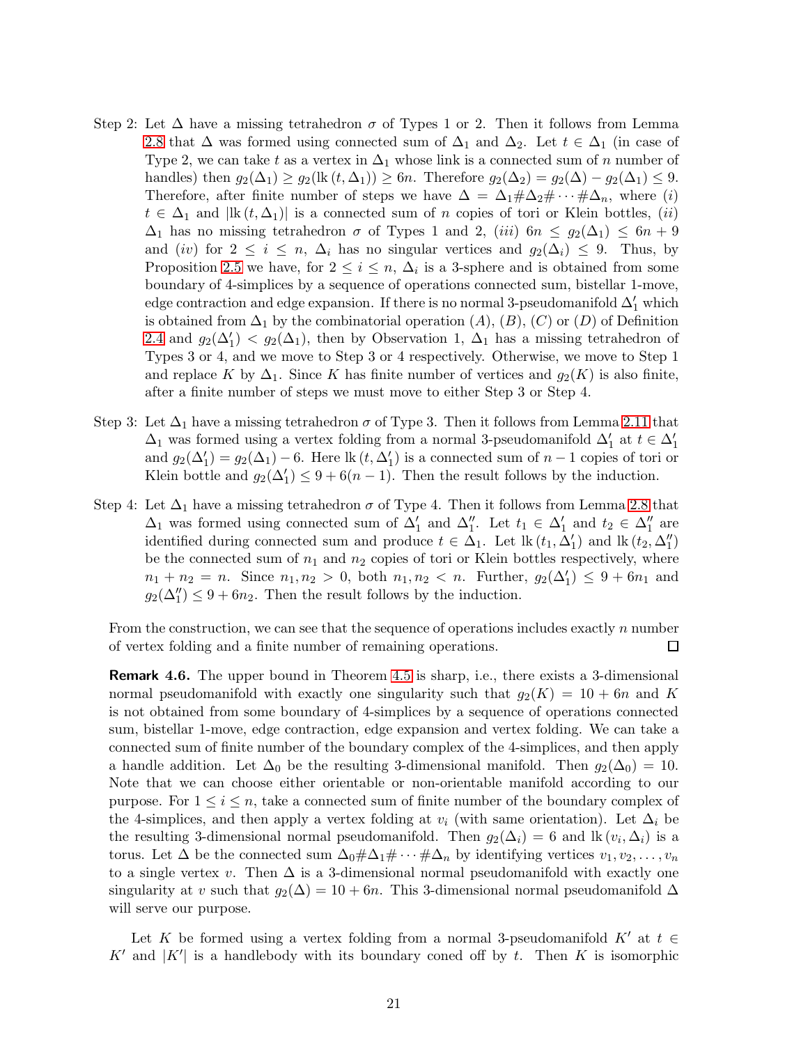Step 2: Let $\Delta$ have a missing tetrahedron $\sigma$ of Types 1 or 2. Then it follows from Lemma 2.8 that $\Delta$ was formed using connected sum of $\Delta_1$ and $\Delta_2$. Let $t \in \Delta_1$ (in case of Type 2, we can take $t$ as a vertex in $\Delta_1$ whose link is a connected sum of $n$ number of handles) then $g_2(\Delta_1) \geq g_2(\mathrm{lk}\,(t, \Delta_1)) \geq 6n$. Therefore $g_2(\Delta_2) = g_2(\Delta) - g_2(\Delta_1) \leq 9$. Therefore, after finite number of steps we have $\Delta = \Delta_1 \# \Delta_2 \# \cdots \# \Delta_n$, where $(i)$ $t \in \Delta_1$ and $|\mathrm{lk}\,(t, \Delta_1)|$ is a connected sum of $n$ copies of tori or Klein bottles, $(ii)$ $\Delta_1$ has no missing tetrahedron $\sigma$ of Types 1 and 2, $(iii)$ $6n \leq g_2(\Delta_1) \leq 6n + 9$ and $(iv)$ for $2 \leq i \leq n$, $\Delta_i$ has no singular vertices and $g_2(\Delta_i) \leq 9$. Thus, by Proposition 2.5 we have, for $2 \leq i \leq n$, $\Delta_i$ is a 3-sphere and is obtained from some boundary of 4-simplices by a sequence of operations connected sum, bistellar 1-move, edge contraction and edge expansion. If there is no normal 3-pseudomanifold $\Delta_1'$ which is obtained from $\Delta_1$ by the combinatorial operation $(A)$, $(B)$, $(C)$ or $(D)$ of Definition 2.4 and $g_2(\Delta_1') < g_2(\Delta_1)$, then by Observation 1, $\Delta_1$ has a missing tetrahedron of Types 3 or 4, and we move to Step 3 or 4 respectively. Otherwise, we move to Step 1 and replace $K$ by $\Delta_1$. Since $K$ has finite number of vertices and $g_2(K)$ is also finite, after a finite number of steps we must move to either Step 3 or Step 4.

Step 3: Let $\Delta_1$ have a missing tetrahedron $\sigma$ of Type 3. Then it follows from Lemma 2.11 that $\Delta_1$ was formed using a vertex folding from a normal 3-pseudomanifold $\Delta_1'$ at $t \in \Delta_1'$ and $g_2(\Delta_1') = g_2(\Delta_1) - 6$. Here $\mathrm{lk}\,(t, \Delta_1')$ is a connected sum of $n-1$ copies of tori or Klein bottle and $g_2(\Delta_1') \leq 9 + 6(n-1)$. Then the result follows by the induction.

Step 4: Let $\Delta_1$ have a missing tetrahedron $\sigma$ of Type 4. Then it follows from Lemma 2.8 that $\Delta_1$ was formed using connected sum of $\Delta_1'$ and $\Delta_1''$. Let $t_1 \in \Delta_1'$ and $t_2 \in \Delta_1''$ are identified during connected sum and produce $t \in \Delta_1$. Let $\mathrm{lk}\,(t_1, \Delta_1')$ and $\mathrm{lk}\,(t_2, \Delta_1'')$ be the connected sum of $n_1$ and $n_2$ copies of tori or Klein bottles respectively, where $n_1 + n_2 = n$. Since $n_1, n_2 > 0$, both $n_1, n_2 < n$. Further, $g_2(\Delta_1') \leq 9 + 6n_1$ and $g_2(\Delta_1'') \leq 9 + 6n_2$. Then the result follows by the induction.

From the construction, we can see that the sequence of operations includes exactly $n$ number of vertex folding and a finite number of remaining operations. ◻

**Remark 4.6.** The upper bound in Theorem 4.5 is sharp, i.e., there exists a 3-dimensional normal pseudomanifold with exactly one singularity such that $g_2(K) = 10 + 6n$ and $K$ is not obtained from some boundary of 4-simplices by a sequence of operations connected sum, bistellar 1-move, edge contraction, edge expansion and vertex folding. We can take a connected sum of finite number of the boundary complex of the 4-simplices, and then apply a handle addition. Let $\Delta_0$ be the resulting 3-dimensional manifold. Then $g_2(\Delta_0) = 10$. Note that we can choose either orientable or non-orientable manifold according to our purpose. For $1 \leq i \leq n$, take a connected sum of finite number of the boundary complex of the 4-simplices, and then apply a vertex folding at $v_i$ (with same orientation). Let $\Delta_i$ be the resulting 3-dimensional normal pseudomanifold. Then $g_2(\Delta_i) = 6$ and $\mathrm{lk}\,(v_i, \Delta_i)$ is a torus. Let $\Delta$ be the connected sum $\Delta_0 \# \Delta_1 \# \cdots \# \Delta_n$ by identifying vertices $v_1, v_2, \dots, v_n$ to a single vertex $v$. Then $\Delta$ is a 3-dimensional normal pseudomanifold with exactly one singularity at $v$ such that $g_2(\Delta) = 10 + 6n$. This 3-dimensional normal pseudomanifold $\Delta$ will serve our purpose.

Let $K$ be formed using a vertex folding from a normal 3-pseudomanifold $K'$ at $t \in K'$ and $|K'|$ is a handlebody with its boundary coned off by $t$. Then $K$ is isomorphic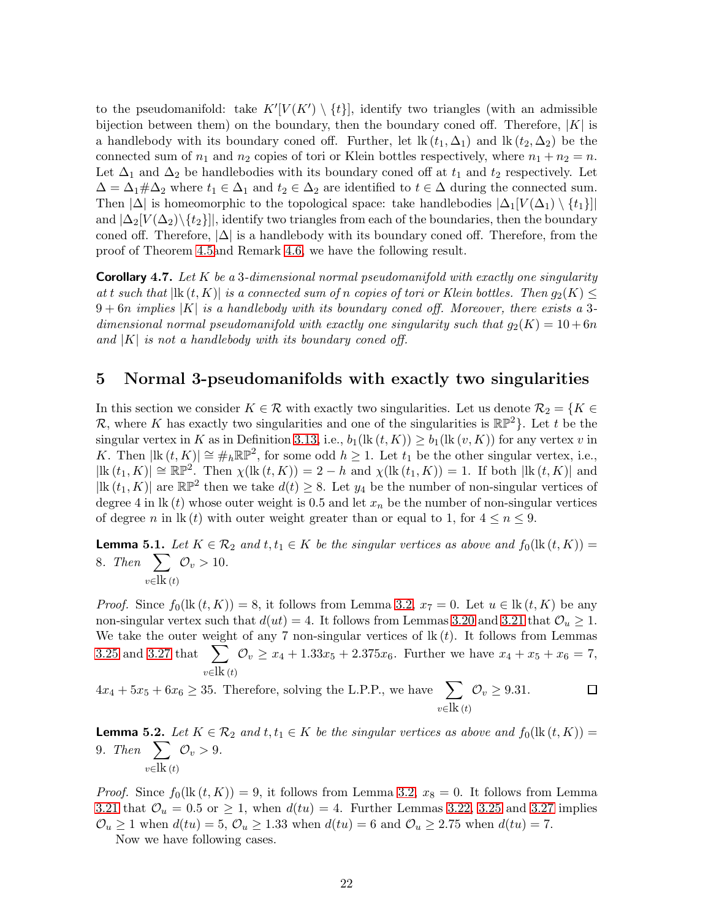to the pseudomanifold: take $K'[V(K') \setminus \{t\}]$, identify two triangles (with an admissible bijection between them) on the boundary, then the boundary coned off. Therefore, $|K|$ is a handlebody with its boundary coned off. Further, let $\text{lk}(t_1, \Delta_1)$ and $\text{lk}(t_2, \Delta_2)$ be the connected sum of $n_1$ and $n_2$ copies of tori or Klein bottles respectively, where $n_1 + n_2 = n$. Let $\Delta_1$ and $\Delta_2$ be handlebodies with its boundary coned off at $t_1$ and $t_2$ respectively. Let $\Delta = \Delta_1 \# \Delta_2$ where $t_1 \in \Delta_1$ and $t_2 \in \Delta_2$ are identified to $t \in \Delta$ during the connected sum. Then $|\Delta|$ is homeomorphic to the topological space: take handlebodies $|\Delta_1[V(\Delta_1) \setminus \{t_1\}]|$ and $|\Delta_2[V(\Delta_2) \setminus \{t_2\}]|$, identify two triangles from each of the boundaries, then the boundary coned off. Therefore, $|\Delta|$ is a handlebody with its boundary coned off. Therefore, from the proof of Theorem 4.5and Remark 4.6, we have the following result.

**Corollary 4.7.** *Let $K$ be a 3-dimensional normal pseudomanifold with exactly one singularity at $t$ such that $|\text{lk}(t, K)|$ is a connected sum of $n$ copies of tori or Klein bottles. Then $g_2(K) \leq 9 + 6n$ implies $|K|$ is a handlebody with its boundary coned off. Moreover, there exists a 3-dimensional normal pseudomanifold with exactly one singularity such that $g_2(K) = 10 + 6n$ and $|K|$ is not a handlebody with its boundary coned off.*

## 5 Normal 3-pseudomanifolds with exactly two singularities

In this section we consider $K \in \mathcal{R}$ with exactly two singularities. Let us denote $\mathcal{R}_2 = \{K \in \mathcal{R}$, where $K$ has exactly two singularities and one of the singularities is $\mathbb{RP}^2\}$. Let $t$ be the singular vertex in $K$ as in Definition 3.13, i.e., $b_1(\text{lk}(t, K)) \geq b_1(\text{lk}(v, K))$ for any vertex $v$ in $K$. Then $|\text{lk}(t, K)| \cong \#_h \mathbb{RP}^2$, for some odd $h \geq 1$. Let $t_1$ be the other singular vertex, i.e., $|\text{lk}(t_1, K)| \cong \mathbb{RP}^2$. Then $\chi(\text{lk}(t, K)) = 2 - h$ and $\chi(\text{lk}(t_1, K)) = 1$. If both $|\text{lk}(t, K)|$ and $|\text{lk}(t_1, K)|$ are $\mathbb{RP}^2$ then we take $d(t) \geq 8$. Let $y_4$ be the number of non-singular vertices of degree 4 in $\text{lk}(t)$ whose outer weight is 0.5 and let $x_n$ be the number of non-singular vertices of degree $n$ in $\text{lk}(t)$ with outer weight greater than or equal to 1, for $4 \leq n \leq 9$.

**Lemma 5.1.** *Let $K \in \mathcal{R}_2$ and $t, t_1 \in K$ be the singular vertices as above and $f_0(\text{lk}(t, K)) = 8$. Then $\sum_{v \in \text{lk}(t)} \mathcal{O}_v > 10$.*

*Proof.* Since $f_0(\text{lk}(t, K)) = 8$, it follows from Lemma 3.2, $x_7 = 0$. Let $u \in \text{lk}(t, K)$ be any non-singular vertex such that $d(ut) = 4$. It follows from Lemmas 3.20 and 3.21 that $\mathcal{O}_u \geq 1$. We take the outer weight of any 7 non-singular vertices of $\text{lk}(t)$. It follows from Lemmas 3.25 and 3.27 that $\sum_{v \in \text{lk}(t)} \mathcal{O}_v \geq x_4 + 1.33x_5 + 2.375x_6$. Further we have $x_4 + x_5 + x_6 = 7$, $4x_4 + 5x_5 + 6x_6 \geq 35$. Therefore, solving the L.P.P., we have $\sum_{v \in \text{lk}(t)} \mathcal{O}_v \geq 9.31$. ◻

**Lemma 5.2.** *Let $K \in \mathcal{R}_2$ and $t, t_1 \in K$ be the singular vertices as above and $f_0(\text{lk}(t, K)) = 9$. Then $\sum_{v \in \text{lk}(t)} \mathcal{O}_v > 9$.*

*Proof.* Since $f_0(\text{lk}(t, K)) = 9$, it follows from Lemma 3.2, $x_8 = 0$. It follows from Lemma 3.21 that $\mathcal{O}_u = 0.5$ or $\geq 1$, when $d(tu) = 4$. Further Lemmas 3.22, 3.25 and 3.27 implies $\mathcal{O}_u \geq 1$ when $d(tu) = 5$, $\mathcal{O}_u \geq 1.33$ when $d(tu) = 6$ and $\mathcal{O}_u \geq 2.75$ when $d(tu) = 7$.

Now we have following cases.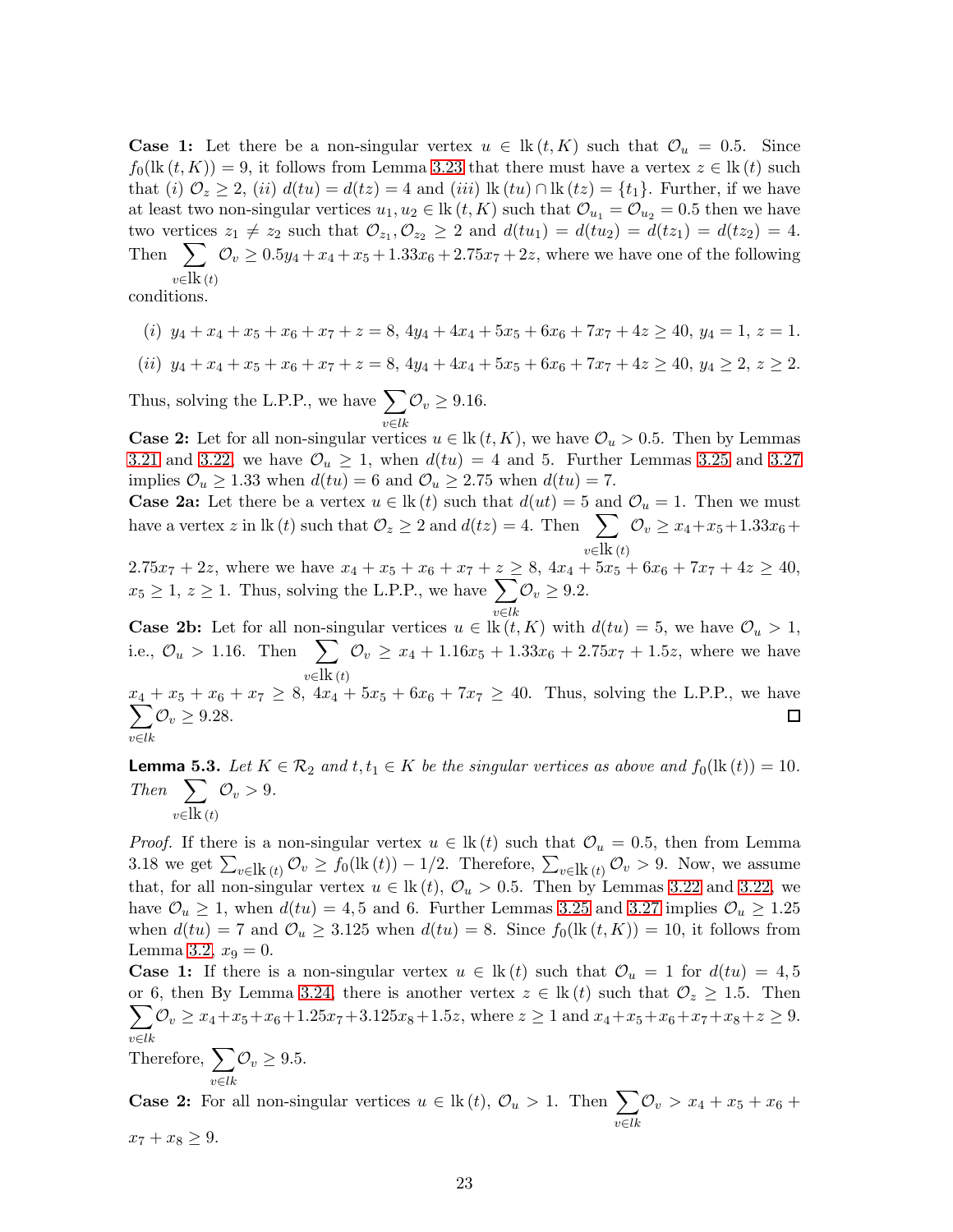**Case 1:** Let there be a non-singular vertex $u \in \mathrm{lk}\,(t, K)$ such that $\mathcal{O}_u = 0.5$. Since $f_0(\mathrm{lk}\,(t, K)) = 9$, it follows from Lemma 3.23 that there must have a vertex $z \in \mathrm{lk}\,(t)$ such that $(i)$ $\mathcal{O}_z \geq 2$, $(ii)$ $d(tu) = d(tz) = 4$ and $(iii)$ $\mathrm{lk}\,(tu) \cap \mathrm{lk}\,(tz) = \{t_1\}$. Further, if we have at least two non-singular vertices $u_1, u_2 \in \mathrm{lk}\,(t, K)$ such that $\mathcal{O}_{u_1} = \mathcal{O}_{u_2} = 0.5$ then we have two vertices $z_1 \neq z_2$ such that $\mathcal{O}_{z_1}, \mathcal{O}_{z_2} \geq 2$ and $d(tu_1) = d(tu_2) = d(tz_1) = d(tz_2) = 4$. Then $\displaystyle\sum_{v \in \mathrm{lk}\,(t)} \mathcal{O}_v \geq 0.5y_4 + x_4 + x_5 + 1.33x_6 + 2.75x_7 + 2z$, where we have one of the following conditions.

- $(i)$ $y_4 + x_4 + x_5 + x_6 + x_7 + z = 8$, $4y_4 + 4x_4 + 5x_5 + 6x_6 + 7x_7 + 4z \geq 40$, $y_4 = 1$, $z = 1$.
- $(ii)$ $y_4 + x_4 + x_5 + x_6 + x_7 + z = 8$, $4y_4 + 4x_4 + 5x_5 + 6x_6 + 7x_7 + 4z \geq 40$, $y_4 \geq 2$, $z \geq 2$.

Thus, solving the L.P.P., we have $\displaystyle\sum_{v \in lk} \mathcal{O}_v \geq 9.16$.

**Case 2:** Let for all non-singular vertices $u \in \mathrm{lk}\,(t, K)$, we have $\mathcal{O}_u > 0.5$. Then by Lemmas 3.21 and 3.22, we have $\mathcal{O}_u \geq 1$, when $d(tu) = 4$ and 5. Further Lemmas 3.25 and 3.27 implies $\mathcal{O}_u \geq 1.33$ when $d(tu) = 6$ and $\mathcal{O}_u \geq 2.75$ when $d(tu) = 7$.

**Case 2a:** Let there be a vertex $u \in \mathrm{lk}\,(t)$ such that $d(ut) = 5$ and $\mathcal{O}_u = 1$. Then we must have a vertex $z$ in $\mathrm{lk}\,(t)$ such that $\mathcal{O}_z \geq 2$ and $d(tz) = 4$. Then $\displaystyle\sum_{v \in \mathrm{lk}\,(t)} \mathcal{O}_v \geq x_4 + x_5 + 1.33x_6 + 2.75x_7 + 2z$, where we have $x_4 + x_5 + x_6 + x_7 + z \geq 8$, $4x_4 + 5x_5 + 6x_6 + 7x_7 + 4z \geq 40$, $x_5 \geq 1$, $z \geq 1$. Thus, solving the L.P.P., we have $\displaystyle\sum_{v \in lk} \mathcal{O}_v \geq 9.2$.

**Case 2b:** Let for all non-singular vertices $u \in \mathrm{lk}\,(t, K)$ with $d(tu) = 5$, we have $\mathcal{O}_u > 1$, i.e., $\mathcal{O}_u > 1.16$. Then $\displaystyle\sum_{v \in \mathrm{lk}\,(t)} \mathcal{O}_v \geq x_4 + 1.16x_5 + 1.33x_6 + 2.75x_7 + 1.5z$, where we have $x_4 + x_5 + x_6 + x_7 \geq 8$, $4x_4 + 5x_5 + 6x_6 + 7x_7 \geq 40$. Thus, solving the L.P.P., we have $\displaystyle\sum_{v \in lk} \mathcal{O}_v \geq 9.28$. □

**Lemma 5.3.** *Let $K \in \mathcal{R}_2$ and $t, t_1 \in K$ be the singular vertices as above and $f_0(\mathrm{lk}\,(t)) = 10$. Then $\displaystyle\sum_{v \in \mathrm{lk}\,(t)} \mathcal{O}_v > 9$.*

*Proof.* If there is a non-singular vertex $u \in \mathrm{lk}\,(t)$ such that $\mathcal{O}_u = 0.5$, then from Lemma 3.18 we get $\sum_{v \in \mathrm{lk}\,(t)} \mathcal{O}_v \geq f_0(\mathrm{lk}\,(t)) - 1/2$. Therefore, $\sum_{v \in \mathrm{lk}\,(t)} \mathcal{O}_v > 9$. Now, we assume that, for all non-singular vertex $u \in \mathrm{lk}\,(t)$, $\mathcal{O}_u > 0.5$. Then by Lemmas 3.22 and 3.22, we have $\mathcal{O}_u \geq 1$, when $d(tu) = 4, 5$ and 6. Further Lemmas 3.25 and 3.27 implies $\mathcal{O}_u \geq 1.25$ when $d(tu) = 7$ and $\mathcal{O}_u \geq 3.125$ when $d(tu) = 8$. Since $f_0(\mathrm{lk}\,(t, K)) = 10$, it follows from Lemma 3.2, $x_9 = 0$.

**Case 1:** If there is a non-singular vertex $u \in \mathrm{lk}\,(t)$ such that $\mathcal{O}_u = 1$ for $d(tu) = 4, 5$ or 6, then By Lemma 3.24, there is another vertex $z \in \mathrm{lk}\,(t)$ such that $\mathcal{O}_z \geq 1.5$. Then $\displaystyle\sum_{v \in lk} \mathcal{O}_v \geq x_4 + x_5 + x_6 + 1.25x_7 + 3.125x_8 + 1.5z$, where $z \geq 1$ and $x_4 + x_5 + x_6 + x_7 + x_8 + z \geq 9$. Therefore, $\displaystyle\sum_{v \in lk} \mathcal{O}_v \geq 9.5$.

**Case 2:** For all non-singular vertices $u \in \mathrm{lk}\,(t)$, $\mathcal{O}_u > 1$. Then $\displaystyle\sum_{v \in lk} \mathcal{O}_v > x_4 + x_5 + x_6 + x_7 + x_8 \geq 9$.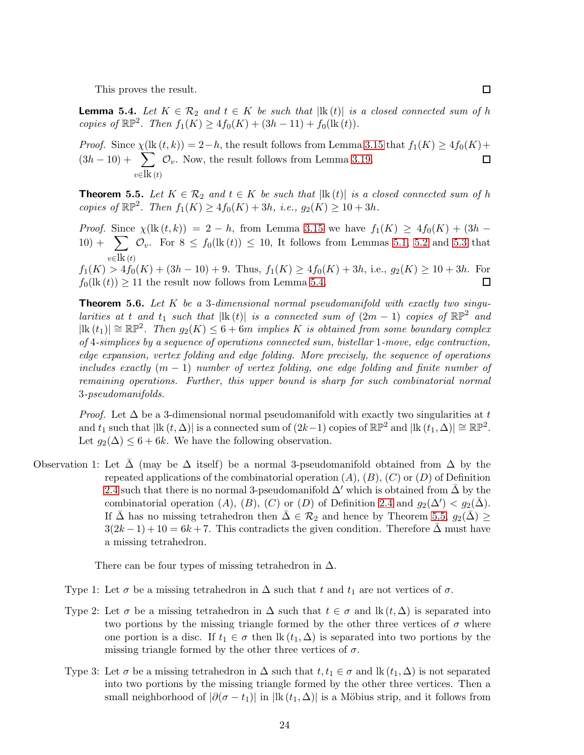This proves the result. $\square$

**Lemma 5.4.** *Let $K \in \mathcal{R}_2$ and $t \in K$ be such that $|\text{lk}\,(t)|$ is a closed connected sum of $h$ copies of $\mathbb{RP}^2$. Then $f_1(K) \geq 4f_0(K) + (3h - 11) + f_0(\text{lk}\,(t))$.*

*Proof.* Since $\chi(\text{lk}\,(t,k)) = 2-h$, the result follows from Lemma 3.15 that $f_1(K) \geq 4f_0(K) + (3h - 10) + \sum_{v \in \text{lk}\,(t)} \mathcal{O}_v$. Now, the result follows from Lemma 3.19. $\square$

**Theorem 5.5.** *Let $K \in \mathcal{R}_2$ and $t \in K$ be such that $|\text{lk}\,(t)|$ is a closed connected sum of $h$ copies of $\mathbb{RP}^2$. Then $f_1(K) \geq 4f_0(K) + 3h$, i.e., $g_2(K) \geq 10 + 3h$.*

*Proof.* Since $\chi(\text{lk}\,(t,k)) = 2 - h$, from Lemma 3.15 we have $f_1(K) \geq 4f_0(K) + (3h - 10) + \sum_{v \in \text{lk}\,(t)} \mathcal{O}_v$. For $8 \leq f_0(\text{lk}\,(t)) \leq 10$, It follows from Lemmas 5.1, 5.2 and 5.3 that $f_1(K) > 4f_0(K) + (3h - 10) + 9$. Thus, $f_1(K) \geq 4f_0(K) + 3h$, i.e., $g_2(K) \geq 10 + 3h$. For $f_0(\text{lk}\,(t)) \geq 11$ the result now follows from Lemma 5.4. $\square$

**Theorem 5.6.** *Let $K$ be a 3-dimensional normal pseudomanifold with exactly two singularities at $t$ and $t_1$ such that $|\text{lk}\,(t)|$ is a connected sum of $(2m-1)$ copies of $\mathbb{RP}^2$ and $|\text{lk}\,(t_1)| \cong \mathbb{RP}^2$. Then $g_2(K) \leq 6 + 6m$ implies $K$ is obtained from some boundary complex of 4-simplices by a sequence of operations connected sum, bistellar 1-move, edge contraction, edge expansion, vertex folding and edge folding. More precisely, the sequence of operations includes exactly $(m-1)$ number of vertex folding, one edge folding and finite number of remaining operations. Further, this upper bound is sharp for such combinatorial normal 3-pseudomanifolds.*

*Proof.* Let $\Delta$ be a 3-dimensional normal pseudomanifold with exactly two singularities at $t$ and $t_1$ such that $|\text{lk}\,(t,\Delta)|$ is a connected sum of $(2k-1)$ copies of $\mathbb{RP}^2$ and $|\text{lk}\,(t_1,\Delta)| \cong \mathbb{RP}^2$. Let $g_2(\Delta) \leq 6 + 6k$. We have the following observation.

Observation 1: Let $\bar{\Delta}$ (may be $\Delta$ itself) be a normal 3-pseudomanifold obtained from $\Delta$ by the repeated applications of the combinatorial operation $(A)$, $(B)$, $(C)$ or $(D)$ of Definition 2.4 such that there is no normal 3-pseudomanifold $\Delta'$ which is obtained from $\bar{\Delta}$ by the combinatorial operation $(A)$, $(B)$, $(C)$ or $(D)$ of Definition 2.4 and $g_2(\Delta') < g_2(\bar{\Delta})$. If $\bar{\Delta}$ has no missing tetrahedron then $\bar{\Delta} \in \mathcal{R}_2$ and hence by Theorem 5.5, $g_2(\bar{\Delta}) \geq 3(2k-1) + 10 = 6k + 7$. This contradicts the given condition. Therefore $\bar{\Delta}$ must have a missing tetrahedron.

There can be four types of missing tetrahedron in $\Delta$.

- Type 1: Let $\sigma$ be a missing tetrahedron in $\Delta$ such that $t$ and $t_1$ are not vertices of $\sigma$.
- Type 2: Let $\sigma$ be a missing tetrahedron in $\Delta$ such that $t \in \sigma$ and $\text{lk}\,(t,\Delta)$ is separated into two portions by the missing triangle formed by the other three vertices of $\sigma$ where one portion is a disc. If $t_1 \in \sigma$ then $\text{lk}\,(t_1,\Delta)$ is separated into two portions by the missing triangle formed by the other three vertices of $\sigma$.
- Type 3: Let $\sigma$ be a missing tetrahedron in $\Delta$ such that $t, t_1 \in \sigma$ and $\text{lk}\,(t_1,\Delta)$ is not separated into two portions by the missing triangle formed by the other three vertices. Then a small neighborhood of $|\partial(\sigma - t_1)|$ in $|\text{lk}\,(t_1,\Delta)|$ is a Möbius strip, and it follows from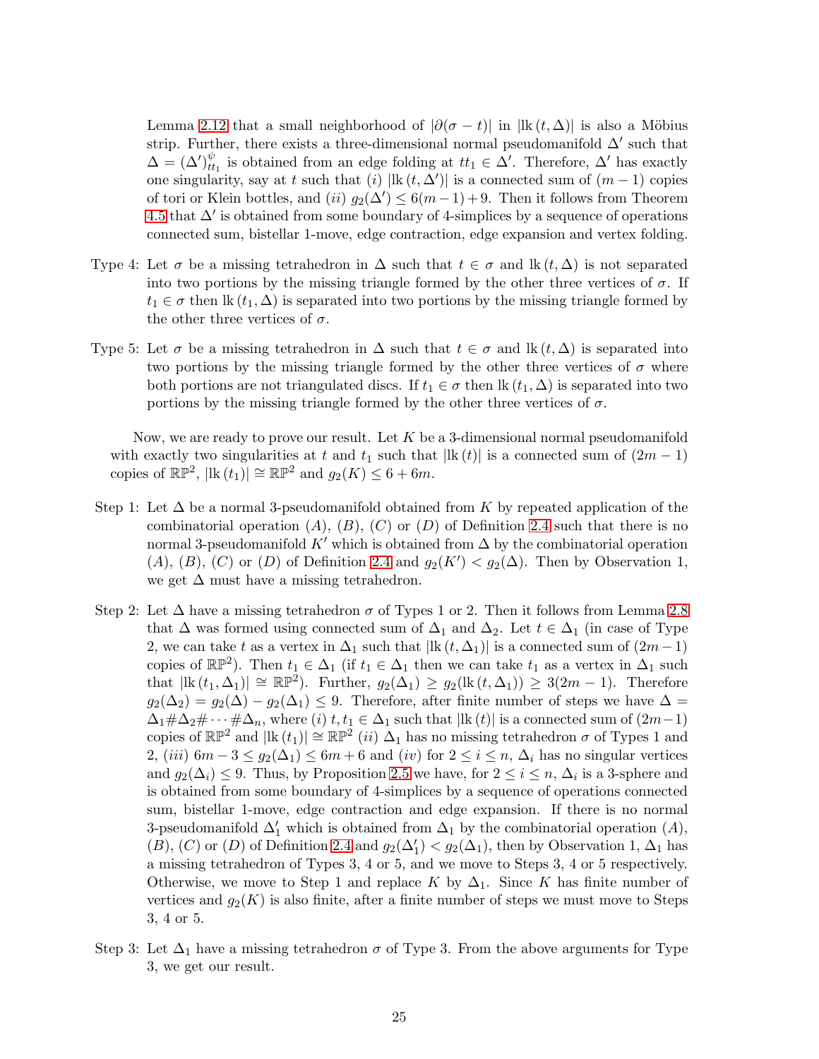Lemma 2.12 that a small neighborhood of $|\partial(\sigma - t)|$ in $|\mathrm{lk}\,(t,\Delta)|$ is also a Möbius strip. Further, there exists a three-dimensional normal pseudomanifold $\Delta'$ such that $\Delta = (\Delta')^{\psi}_{tt_1}$ is obtained from an edge folding at $tt_1 \in \Delta'$. Therefore, $\Delta'$ has exactly one singularity, say at $t$ such that $(i)$ $|\mathrm{lk}\,(t,\Delta')|$ is a connected sum of $(m-1)$ copies of tori or Klein bottles, and $(ii)$ $g_2(\Delta') \leq 6(m-1)+9$. Then it follows from Theorem 4.5 that $\Delta'$ is obtained from some boundary of 4-simplices by a sequence of operations connected sum, bistellar 1-move, edge contraction, edge expansion and vertex folding.

Type 4: Let $\sigma$ be a missing tetrahedron in $\Delta$ such that $t \in \sigma$ and $\mathrm{lk}\,(t,\Delta)$ is not separated into two portions by the missing triangle formed by the other three vertices of $\sigma$. If $t_1 \in \sigma$ then $\mathrm{lk}\,(t_1,\Delta)$ is separated into two portions by the missing triangle formed by the other three vertices of $\sigma$.

Type 5: Let $\sigma$ be a missing tetrahedron in $\Delta$ such that $t \in \sigma$ and $\mathrm{lk}\,(t,\Delta)$ is separated into two portions by the missing triangle formed by the other three vertices of $\sigma$ where both portions are not triangulated discs. If $t_1 \in \sigma$ then $\mathrm{lk}\,(t_1,\Delta)$ is separated into two portions by the missing triangle formed by the other three vertices of $\sigma$.

Now, we are ready to prove our result. Let $K$ be a 3-dimensional normal pseudomanifold with exactly two singularities at $t$ and $t_1$ such that $|\mathrm{lk}\,(t)|$ is a connected sum of $(2m-1)$ copies of $\mathbb{RP}^2$, $|\mathrm{lk}\,(t_1)| \cong \mathbb{RP}^2$ and $g_2(K) \leq 6+6m$.

Step 1: Let $\Delta$ be a normal 3-pseudomanifold obtained from $K$ by repeated application of the combinatorial operation $(A)$, $(B)$, $(C)$ or $(D)$ of Definition 2.4 such that there is no normal 3-pseudomanifold $K'$ which is obtained from $\Delta$ by the combinatorial operation $(A)$, $(B)$, $(C)$ or $(D)$ of Definition 2.4 and $g_2(K') < g_2(\Delta)$. Then by Observation 1, we get $\Delta$ must have a missing tetrahedron.

Step 2: Let $\Delta$ have a missing tetrahedron $\sigma$ of Types 1 or 2. Then it follows from Lemma 2.8 that $\Delta$ was formed using connected sum of $\Delta_1$ and $\Delta_2$. Let $t \in \Delta_1$ (in case of Type 2, we can take $t$ as a vertex in $\Delta_1$ such that $|\mathrm{lk}\,(t,\Delta_1)|$ is a connected sum of $(2m-1)$ copies of $\mathbb{RP}^2$). Then $t_1 \in \Delta_1$ (if $t_1 \in \Delta_1$ then we can take $t_1$ as a vertex in $\Delta_1$ such that $|\mathrm{lk}\,(t_1,\Delta_1)| \cong \mathbb{RP}^2$). Further, $g_2(\Delta_1) \geq g_2(\mathrm{lk}\,(t,\Delta_1)) \geq 3(2m-1)$. Therefore $g_2(\Delta_2) = g_2(\Delta) - g_2(\Delta_1) \leq 9$. Therefore, after finite number of steps we have $\Delta = \Delta_1 \# \Delta_2 \# \cdots \# \Delta_n$, where $(i)$ $t, t_1 \in \Delta_1$ such that $|\mathrm{lk}\,(t)|$ is a connected sum of $(2m-1)$ copies of $\mathbb{RP}^2$ and $|\mathrm{lk}\,(t_1)| \cong \mathbb{RP}^2$ $(ii)$ $\Delta_1$ has no missing tetrahedron $\sigma$ of Types 1 and 2, $(iii)$ $6m-3 \leq g_2(\Delta_1) \leq 6m+6$ and $(iv)$ for $2 \leq i \leq n$, $\Delta_i$ has no singular vertices and $g_2(\Delta_i) \leq 9$. Thus, by Proposition 2.5 we have, for $2 \leq i \leq n$, $\Delta_i$ is a 3-sphere and is obtained from some boundary of 4-simplices by a sequence of operations connected sum, bistellar 1-move, edge contraction and edge expansion. If there is no normal 3-pseudomanifold $\Delta_1'$ which is obtained from $\Delta_1$ by the combinatorial operation $(A)$, $(B)$, $(C)$ or $(D)$ of Definition 2.4 and $g_2(\Delta_1') < g_2(\Delta_1)$, then by Observation 1, $\Delta_1$ has a missing tetrahedron of Types 3, 4 or 5, and we move to Steps 3, 4 or 5 respectively. Otherwise, we move to Step 1 and replace $K$ by $\Delta_1$. Since $K$ has finite number of vertices and $g_2(K)$ is also finite, after a finite number of steps we must move to Steps 3, 4 or 5.

Step 3: Let $\Delta_1$ have a missing tetrahedron $\sigma$ of Type 3. From the above arguments for Type 3, we get our result.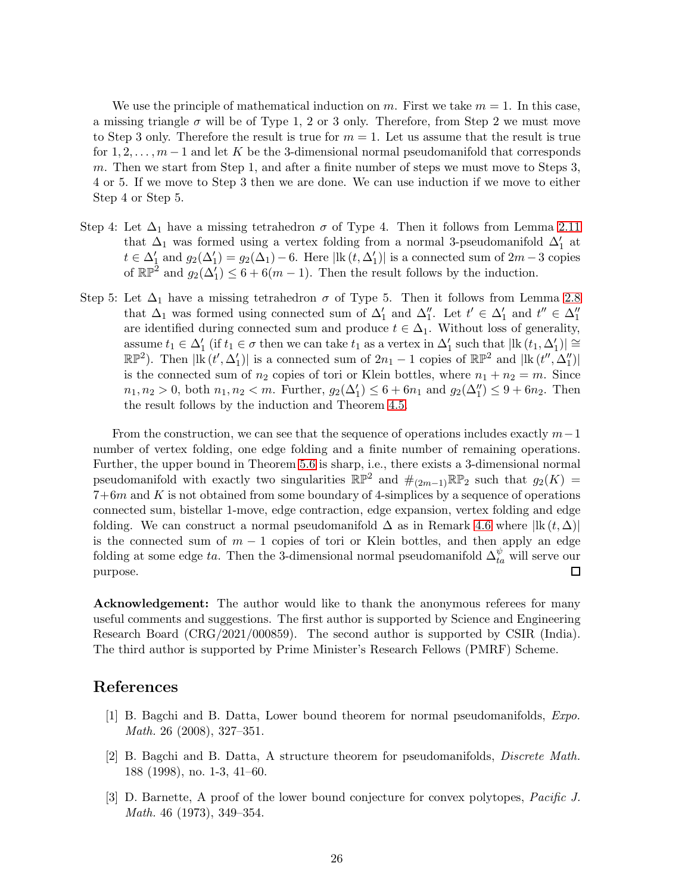We use the principle of mathematical induction on $m$. First we take $m = 1$. In this case, a missing triangle $\sigma$ will be of Type 1, 2 or 3 only. Therefore, from Step 2 we must move to Step 3 only. Therefore the result is true for $m = 1$. Let us assume that the result is true for $1, 2, \dots, m-1$ and let $K$ be the 3-dimensional normal pseudomanifold that corresponds $m$. Then we start from Step 1, and after a finite number of steps we must move to Steps 3, 4 or 5. If we move to Step 3 then we are done. We can use induction if we move to either Step 4 or Step 5.

Step 4: Let $\Delta_1$ have a missing tetrahedron $\sigma$ of Type 4. Then it follows from Lemma 2.11 that $\Delta_1$ was formed using a vertex folding from a normal 3-pseudomanifold $\Delta_1'$ at $t \in \Delta_1'$ and $g_2(\Delta_1') = g_2(\Delta_1) - 6$. Here $|\mathrm{lk}\,(t, \Delta_1')|$ is a connected sum of $2m-3$ copies of $\mathbb{RP}^2$ and $g_2(\Delta_1') \leq 6 + 6(m-1)$. Then the result follows by the induction.

Step 5: Let $\Delta_1$ have a missing tetrahedron $\sigma$ of Type 5. Then it follows from Lemma 2.8 that $\Delta_1$ was formed using connected sum of $\Delta_1'$ and $\Delta_1''$. Let $t' \in \Delta_1'$ and $t'' \in \Delta_1''$ are identified during connected sum and produce $t \in \Delta_1$. Without loss of generality, assume $t_1 \in \Delta_1'$ (if $t_1 \in \sigma$ then we can take $t_1$ as a vertex in $\Delta_1'$ such that $|\mathrm{lk}\,(t_1, \Delta_1')| \cong \mathbb{RP}^2$). Then $|\mathrm{lk}\,(t', \Delta_1')|$ is a connected sum of $2n_1 - 1$ copies of $\mathbb{RP}^2$ and $|\mathrm{lk}\,(t'', \Delta_1'')|$ is the connected sum of $n_2$ copies of tori or Klein bottles, where $n_1 + n_2 = m$. Since $n_1, n_2 > 0$, both $n_1, n_2 < m$. Further, $g_2(\Delta_1') \leq 6 + 6n_1$ and $g_2(\Delta_1'') \leq 9 + 6n_2$. Then the result follows by the induction and Theorem 4.5.

From the construction, we can see that the sequence of operations includes exactly $m-1$ number of vertex folding, one edge folding and a finite number of remaining operations. Further, the upper bound in Theorem 5.6 is sharp, i.e., there exists a 3-dimensional normal pseudomanifold with exactly two singularities $\mathbb{RP}^2$ and $\#_{(2m-1)}\mathbb{RP}_2$ such that $g_2(K) = 7 + 6m$ and $K$ is not obtained from some boundary of 4-simplices by a sequence of operations connected sum, bistellar 1-move, edge contraction, edge expansion, vertex folding and edge folding. We can construct a normal pseudomanifold $\Delta$ as in Remark 4.6 where $|\mathrm{lk}\,(t, \Delta)|$ is the connected sum of $m-1$ copies of tori or Klein bottles, and then apply an edge folding at some edge $ta$. Then the 3-dimensional normal pseudomanifold $\Delta_{ta}^{\psi}$ will serve our purpose. $\square$

**Acknowledgement:** The author would like to thank the anonymous referees for many useful comments and suggestions. The first author is supported by Science and Engineering Research Board (CRG/2021/000859). The second author is supported by CSIR (India). The third author is supported by Prime Minister's Research Fellows (PMRF) Scheme.

## References

[1] B. Bagchi and B. Datta, Lower bound theorem for normal pseudomanifolds, *Expo. Math.* 26 (2008), 327–351.

[2] B. Bagchi and B. Datta, A structure theorem for pseudomanifolds, *Discrete Math.* 188 (1998), no. 1-3, 41–60.

[3] D. Barnette, A proof of the lower bound conjecture for convex polytopes, *Pacific J. Math.* 46 (1973), 349–354.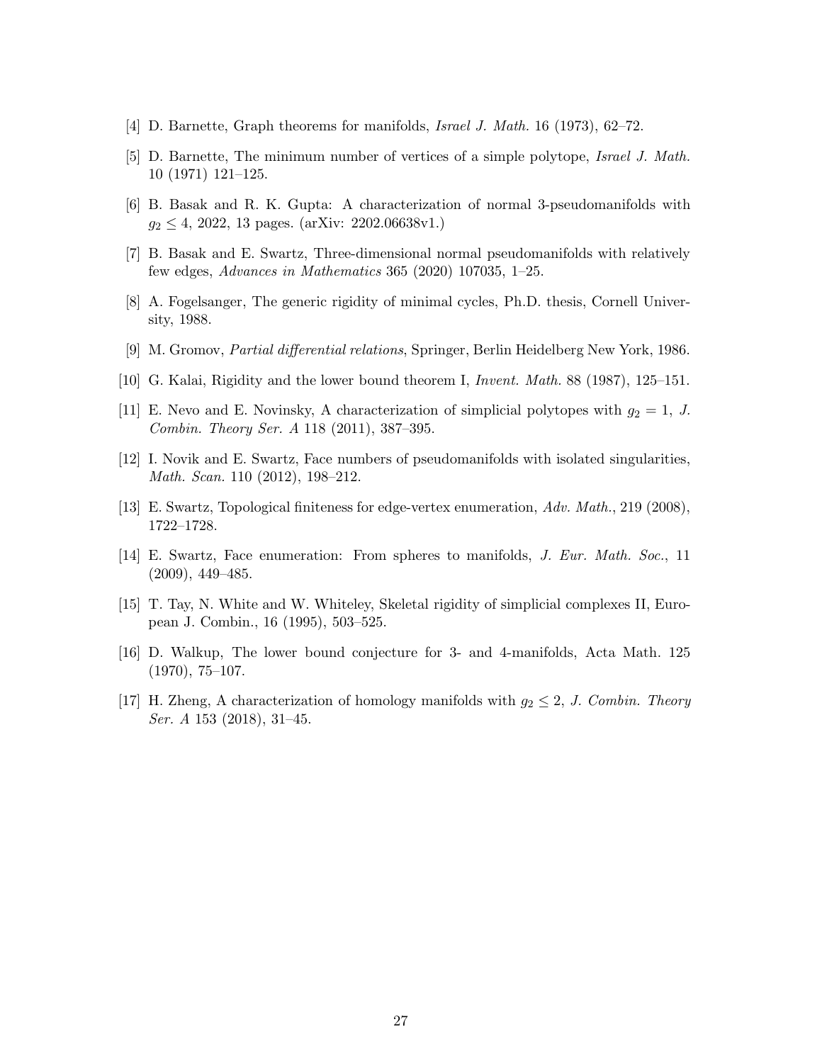[4] D. Barnette, Graph theorems for manifolds, *Israel J. Math.* 16 (1973), 62–72.

[5] D. Barnette, The minimum number of vertices of a simple polytope, *Israel J. Math.* 10 (1971) 121–125.

[6] B. Basak and R. K. Gupta: A characterization of normal 3-pseudomanifolds with $g_2 \leq 4$, 2022, 13 pages. (arXiv: 2202.06638v1.)

[7] B. Basak and E. Swartz, Three-dimensional normal pseudomanifolds with relatively few edges, *Advances in Mathematics* 365 (2020) 107035, 1–25.

[8] A. Fogelsanger, The generic rigidity of minimal cycles, Ph.D. thesis, Cornell University, 1988.

[9] M. Gromov, *Partial differential relations*, Springer, Berlin Heidelberg New York, 1986.

[10] G. Kalai, Rigidity and the lower bound theorem I, *Invent. Math.* 88 (1987), 125–151.

[11] E. Nevo and E. Novinsky, A characterization of simplicial polytopes with $g_2 = 1$, *J. Combin. Theory Ser. A* 118 (2011), 387–395.

[12] I. Novik and E. Swartz, Face numbers of pseudomanifolds with isolated singularities, *Math. Scan.* 110 (2012), 198–212.

[13] E. Swartz, Topological finiteness for edge-vertex enumeration, *Adv. Math.*, 219 (2008), 1722–1728.

[14] E. Swartz, Face enumeration: From spheres to manifolds, *J. Eur. Math. Soc.*, 11 (2009), 449–485.

[15] T. Tay, N. White and W. Whiteley, Skeletal rigidity of simplicial complexes II, European J. Combin., 16 (1995), 503–525.

[16] D. Walkup, The lower bound conjecture for 3- and 4-manifolds, Acta Math. 125 (1970), 75–107.

[17] H. Zheng, A characterization of homology manifolds with $g_2 \leq 2$, *J. Combin. Theory Ser. A* 153 (2018), 31–45.